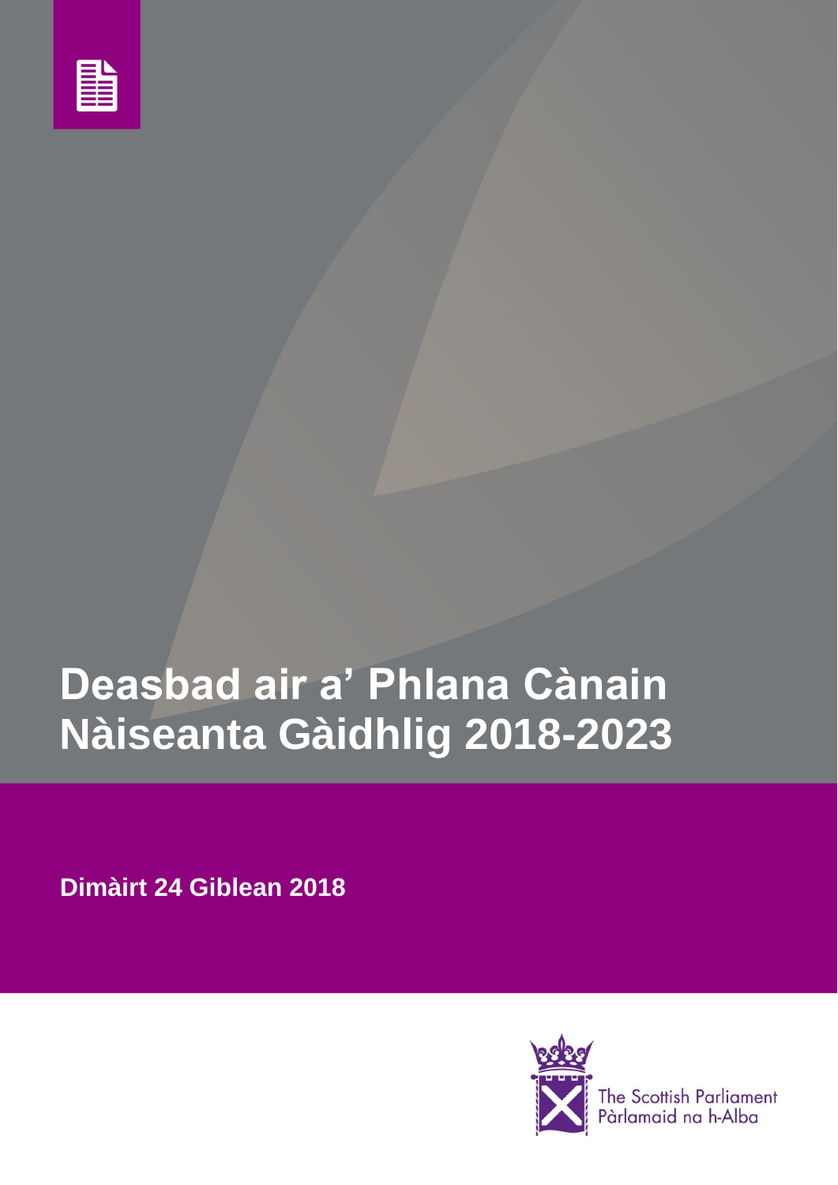# Deasbad air a' Phlana Cànain Nàiseanta Gàidhlig 2018-2023

**Dimàirt 24 Giblean 2018**

The Scottish Parliament
Pàrlamaid na h-Alba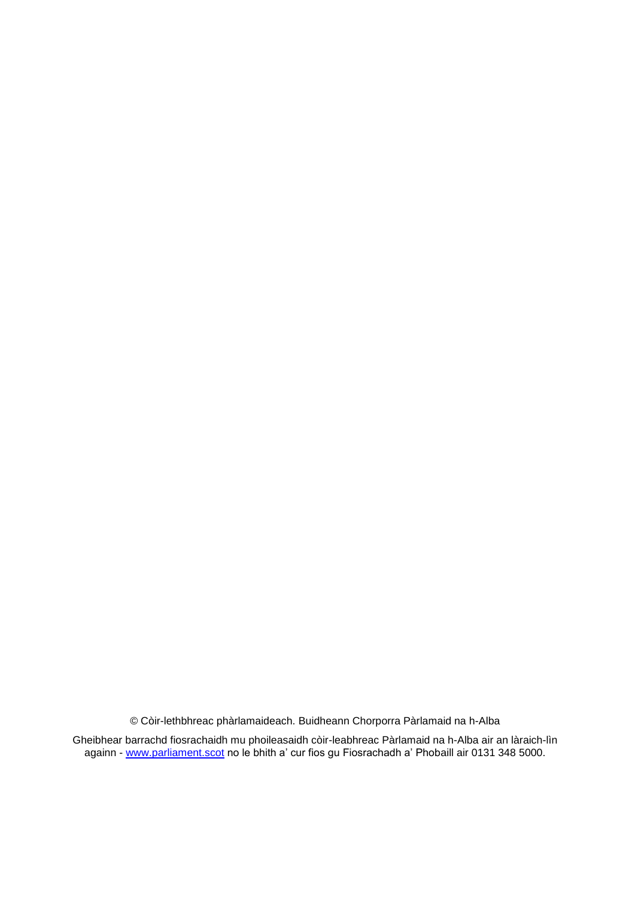© Còir-lethbhreac phàrlamaideach. Buidheann Chorporra Pàrlamaid na h-Alba

Gheibhear barrachd fiosrachaidh mu phoileasaidh còir-leabhreac Pàrlamaid na h-Alba air an làraich-lìn againn - [www.parliament.scot](http://www.parliament.scot) no le bhith a' cur fios gu Fiosrachadh a' Phobaill air 0131 348 5000.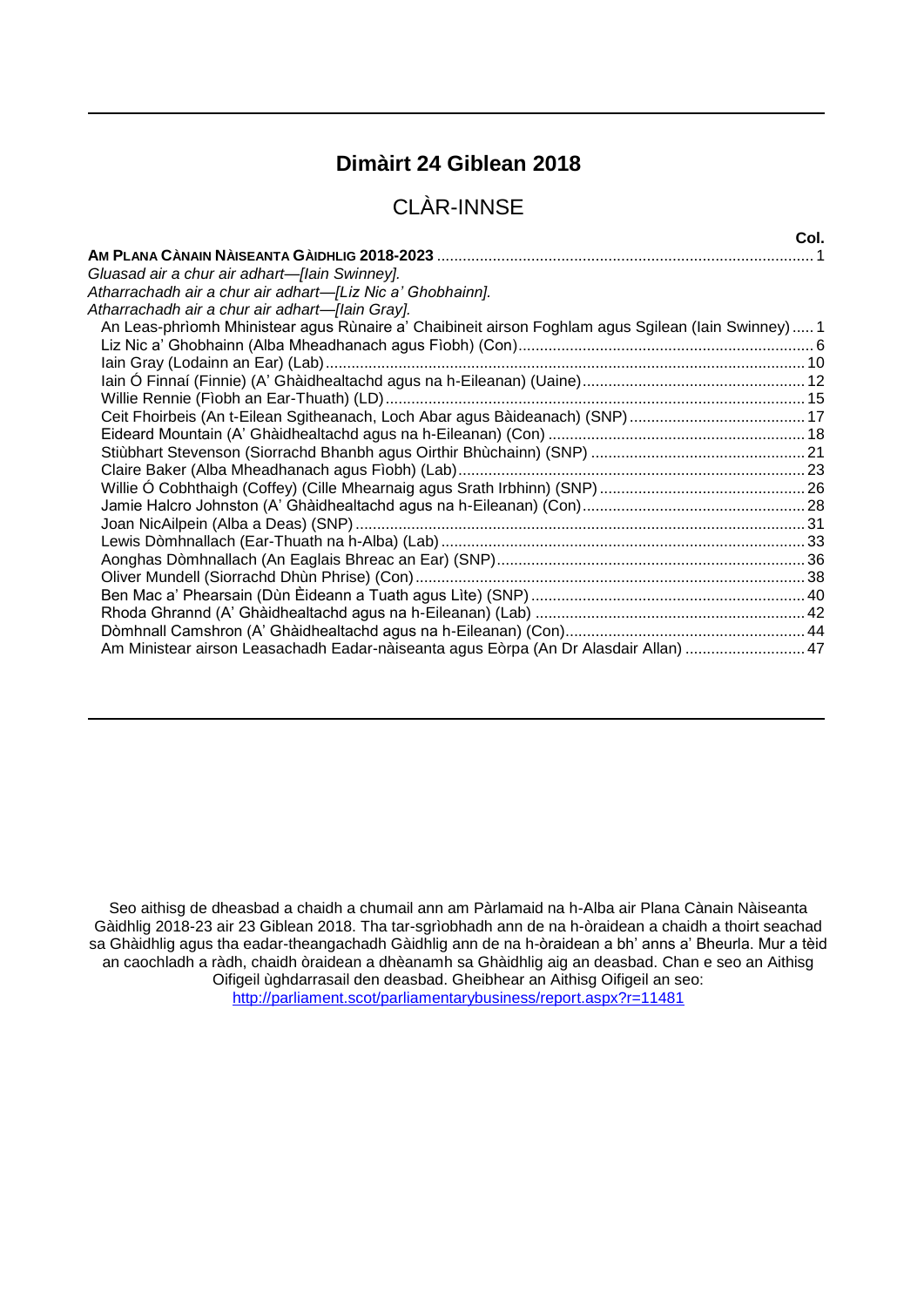## Dimàirt 24 Giblean 2018

# CLÀR-INNSE

| | Col. |
|---|---|
| **AM PLANA CÀNAIN NÀISEANTA GÀIDHLIG 2018-2023** | 1 |
| *Gluasad air a chur air adhart—[Iain Swinney].* | |
| *Atharrachadh air a chur air adhart—[Liz Nic a' Ghobhainn].* | |
| *Atharrachadh air a chur air adhart—[Iain Gray].* | |
| An Leas-phrìomh Mhinistear agus Rùnaire a' Chaibineit airson Foghlam agus Sgilean (Iain Swinney) | 1 |
| Liz Nic a' Ghobhainn (Alba Mheadhanach agus Fìobh) (Con) | 6 |
| Iain Gray (Lodainn an Ear) (Lab) | 10 |
| Iain Ó Finnaí (Finnie) (A' Ghàidhealtachd agus na h-Eileanan) (Uaine) | 12 |
| Willie Rennie (Fìobh an Ear-Thuath) (LD) | 15 |
| Ceit Fhoirbeis (An t-Eilean Sgitheanach, Loch Abar agus Bàideanach) (SNP) | 17 |
| Eideard Mountain (A' Ghàidhealtachd agus na h-Eileanan) (Con) | 18 |
| Stiùbhart Stevenson (Siorrachd Bhanbh agus Oirthir Bhùchainn) (SNP) | 21 |
| Claire Baker (Alba Mheadhanach agus Fìobh) (Lab) | 23 |
| Willie Ó Cobhthaigh (Coffey) (Cille Mhearnaig agus Srath Irbhinn) (SNP) | 26 |
| Jamie Halcro Johnston (A' Ghàidhealtachd agus na h-Eileanan) (Con) | 28 |
| Joan NicAilpein (Alba a Deas) (SNP) | 31 |
| Lewis Dòmhnallach (Ear-Thuath na h-Alba) (Lab) | 33 |
| Aonghas Dòmhnallach (An Eaglais Bhreac an Ear) (SNP) | 36 |
| Oliver Mundell (Siorrachd Dhùn Phrise) (Con) | 38 |
| Ben Mac a' Phearsain (Dùn Èideann a Tuath agus Lìte) (SNP) | 40 |
| Rhoda Ghrannd (A' Ghàidhealtachd agus na h-Eileanan) (Lab) | 42 |
| Dòmhnall Camshron (A' Ghàidhealtachd agus na h-Eileanan) (Con) | 44 |
| Am Ministear airson Leasachadh Eadar-nàiseanta agus Eòrpa (An Dr Alasdair Allan) | 47 |

Seo aithisg de dheasbad a chaidh a chumail ann am Pàrlamaid na h-Alba air Plana Cànain Nàiseanta Gàidhlig 2018-23 air 23 Giblean 2018. Tha tar-sgrìobhadh ann de na h-òraidean a chaidh a thoirt seachad sa Ghàidhlig agus tha eadar-theangachadh Gàidhlig ann de na h-òraidean a bh' anns a' Bheurla. Mur a tèid an caochladh a ràdh, chaidh òraidean a dhèanamh sa Ghàidhlig aig an deasbad. Chan e seo an Aithisg Oifigeil ùghdarrasail den deasbad. Gheibhear an Aithisg Oifigeil an seo: http://parliament.scot/parliamentarybusiness/report.aspx?r=11481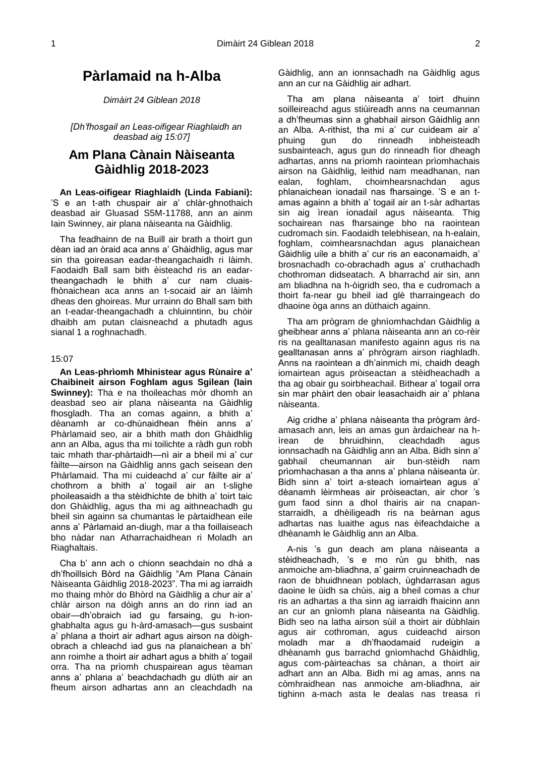# Pàrlamaid na h-Alba

*Dimàirt 24 Giblean 2018*

*[Dh'fhosgail an Leas-oifigear Riaghlaidh an deasbad aig 15:07]*

## Am Plana Cànain Nàiseanta Gàidhlig 2018-2023

**An Leas-oifigear Riaghlaidh (Linda Fabiani):** 'S e an t-ath chuspair air a' chlàr-ghnothaich deasbad air Gluasad S5M-11788, ann an ainm Iain Swinney, air plana nàiseanta na Gàidhlig.

Tha feadhainn de na Buill air brath a thoirt gun dèan iad an òraid aca anns a' Ghàidhlig, agus mar sin tha goireasan eadar-theangachaidh ri làimh. Faodaidh Ball sam bith èisteachd ris an eadar-theangachadh le bhith a' cur nam cluais-fhònaichean aca anns an t-socaid air an làimh dheas den ghoireas. Mur urrainn do Bhall sam bith an t-eadar-theangachadh a chluinntinn, bu chòir dhaibh am putan claisneachd a phutadh agus sianal 1 a roghnachadh.

15:07

**An Leas-phrìomh Mhinistear agus Rùnaire a' Chaibineit airson Foghlam agus Sgilean (Iain Swinney):** Tha e na thoileachas mòr dhomh an deasbad seo air plana nàiseanta na Gàidhlig fhosgladh. Tha an comas againn, a bhith a' dèanamh ar co-dhùnaidhean fhèin anns a' Phàrlamaid seo, air a bhith math don Ghàidhlig ann an Alba, agus tha mi toilichte a ràdh gun robh taic mhath thar-phàrtaidh—nì air a bheil mi a' cur fàilte—airson na Gàidhlig anns gach seisean den Phàrlamaid. Tha mi cuideachd a' cur fàilte air a' chothrom a bhith a' togail air an t-slighe phoileasaidh a tha stèidhichte de bhith a' toirt taic don Ghàidhlig, agus tha mi ag aithneachadh gu bheil sin againn sa chumantas le pàrtaidhean eile anns a' Pàrlamaid an-diugh, mar a tha foillaiseach bho nàdar nan Atharrachaidhean ri Moladh an Riaghaltais.

Cha b' ann ach o chionn seachdain no dhà a dh'fhoillsich Bòrd na Gàidhlig "Am Plana Cànain Nàiseanta Gàidhlig 2018-2023". Tha mi ag iarraidh mo thaing mhòr do Bhòrd na Gàidhlig a chur air a' chlàr airson na dòigh anns an do rinn iad an obair—dh'obraich iad gu farsaing, gu h-ion-ghabhalta agus gu h-àrd-amasach—gus susbaint a' phlana a thoirt air adhart agus airson na dòigh-obrach a chleachd iad gus na planaichean a bh' ann roimhe a thoirt air adhart agus a bhith a' togail orra. Tha na prìomh chuspairean agus tèaman anns a' phlana a' beachdachadh gu dlùth air an fheum airson adhartas ann an cleachdadh na Gàidhlig, ann an ionnsachadh na Gàidhlig agus ann an cur na Gàidhlig air adhart.

Tha am plana nàiseanta a' toirt dhuinn soilleireachd agus stiùireadh anns na ceumannan a dh'fheumas sinn a ghabhail airson Gàidhlig ann an Alba. A-rithist, tha mi a' cur cuideam air a' phuing gun do rinneadh inbheisteadh susbainteach, agus gun do rinneadh fìor dheagh adhartas, anns na prìomh raointean prìomhachais airson na Gàidhlig, leithid nam meadhanan, nan ealan, foghlam, coimhearsnachdan agus phlanaichean ionadail nas fharsainge. 'S e an t-amas againn a bhith a' togail air an t-sàr adhartas sin aig ìrean ionadail agus nàiseanta. Thig sochairean nas fharsainge bho na raointean cudromach sin. Faodaidh telebhisean, na h-ealain, foghlam, coimhearsnachdan agus planaichean Gàidhlig uile a bhith a' cur ris an eaconamaidh, a' brosnachadh co-obrachadh agus a' cruthachadh chothroman didseatach. A bharrachd air sin, ann am bliadhna na h-òigridh seo, tha e cudromach a thoirt fa-near gu bheil iad glè tharraingeach do dhaoine òga anns an dùthaich againn.

Tha am prògram de ghnìomhachdan Gàidhlig a gheibhear anns a' phlana nàiseanta ann an co-rèir ris na gealltanasan manifesto againn agus ris na gealltanasan anns a' phrògram airson riaghladh. Anns na raointean a dh'ainmich mi, chaidh deagh iomairtean agus pròiseactan a stèidheachadh a tha ag obair gu soirbheachail. Bithear a' togail orra sin mar phàirt den obair leasachaidh air a' phlana nàiseanta.

Aig cridhe a' phlana nàiseanta tha prògram àrd-amasach ann, leis an amas gun àrdaichear na h-ìrean de bhruidhinn, cleachdadh agus ionnsachadh na Gàidhlig ann an Alba. Bidh sinn a' gabhail cheumannan air bun-stèidh nam prìomhachasan a tha anns a' phlana nàiseanta ùr. Bidh sinn a' toirt a-steach iomairtean agus a' dèanamh lèirmheas air pròiseactan, air chor 's gum faod sinn a dhol thairis air na cnapan-starraidh, a dhèiligeadh ris na beàrnan agus adhartas nas luaithe agus nas èifeachdaiche a dhèanamh le Gàidhlig ann an Alba.

A-nis 's gun deach am plana nàiseanta a stèidheachadh, 's e mo rùn gu bhith, nas anmoiche am-bliadhna, a' gairm cruinneachadh de raon de bhuidhnean poblach, ùghdarrasan agus daoine le ùidh sa chùis, aig a bheil comas a chur ris an adhartas a tha sinn ag iarraidh fhaicinn ann an cur an gnìomh plana nàiseanta na Gàidhlig. Bidh seo na latha airson sùil a thoirt air dùbhlain agus air cothroman, agus cuideachd airson moladh mar a dh'fhaodamaid rudeigin a dhèanamh gus barrachd gnìomhachd Ghàidhlig, agus com-pàirteachas sa chànan, a thoirt air adhart ann an Alba. Bidh mi ag amas, anns na còmhraidhean nas anmoiche am-bliadhna, air tighinn a-mach asta le dealas nas treasa ri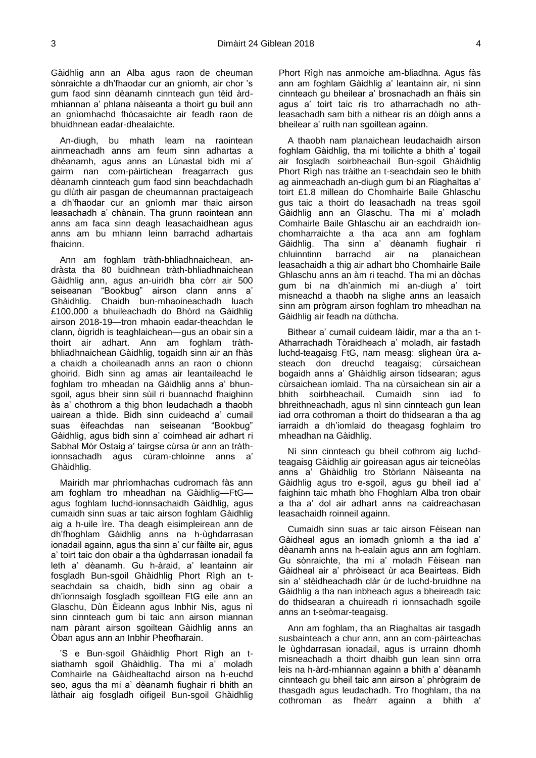Gàidhlig ann an Alba agus raon de cheuman sònraichte a dh'fhaodar cur an gnìomh, air chor 's gum faod sinn dèanamh cinnteach gun tèid àrd-mhiannan a' phlana nàiseanta a thoirt gu buil ann an gnìomhachd fhòcasaichte air feadh raon de bhuidhnean eadar-dhealaichte.

An-diugh, bu mhath leam na raointean ainmeachadh anns am feum sinn adhartas a dhèanamh, agus anns an Lùnastal bidh mi a' gairm nan com-pàirtichean freagarrach gus dèanamh cinnteach gum faod sinn beachdachadh gu dlùth air pasgan de cheumannan practaigeach a dh'fhaodar cur an gnìomh mar thaic airson leasachadh a' chànain. Tha grunn raointean ann anns am faca sinn deagh leasachaidhean agus anns am bu mhiann leinn barrachd adhartais fhaicinn.

Ann am foghlam tràth-bhliadhnaichean, an-dràsta tha 80 buidhnean tràth-bhliadhnaichean Gàidhlig ann, agus an-uiridh bha còrr air 500 seiseanan "Bookbug" airson clann anns a' Ghàidhlig. Chaidh bun-mhaoineachadh luach £100,000 a bhuileachadh do Bhòrd na Gàidhlig airson 2018-19—tron mhaoin eadar-theachdan le clann, òigridh is teaghlaichean—gus an obair sin a thoirt air adhart. Ann am foghlam tràth-bhliadhnaichean Gàidhlig, togaidh sinn air an fhàs a chaidh a choileanadh anns an raon o chionn ghoirid. Bidh sinn ag amas air leantaileachd le foghlam tro mheadan na Gàidhlig anns a' bhun-sgoil, agus bheir sinn sùil ri buannachd fhaighinn às a' chothrom a thig bhon leudachadh a thaobh uairean a thìde. Bidh sinn cuideachd a' cumail suas èifeachdas nan seiseanan "Bookbug" Gàidhlig, agus bidh sinn a' coimhead air adhart ri Sabhal Mòr Ostaig a' tairgse cùrsa ùr ann an tràth-ionnsachadh agus cùram-chloinne anns a' Ghàidhlig.

Mairidh mar phrìomhachas cudromach fàs ann am foghlam tro mheadhan na Gàidhlig—FtG—agus foghlam luchd-ionnsachaidh Gàidhlig, agus cumaidh sinn suas ar taic airson foghlam Gàidhlig aig a h-uile ìre. Tha deagh eisimpleirean ann de dh'fhoghlam Gàidhlig anns na h-ùghdarrasan ionadail againn, agus tha sinn a' cur fàilte air, agus a' toirt taic don obair a tha ùghdarrasan ionadail fa leth a' dèanamh. Gu h-àraid, a' leantainn air fosgladh Bun-sgoil Ghàidhlig Phort Rìgh an t-seachdain sa chaidh, bidh sinn ag obair a dh'ionnsaigh fosgladh sgoiltean FtG eile ann an Glaschu, Dùn Èideann agus Inbhir Nis, agus nì sinn cinnteach gum bi taic ann airson miannan nam pàrant airson sgoiltean Gàidhlig anns an Òban agus ann an Inbhir Pheofharain.

'S e Bun-sgoil Ghàidhlig Phort Rìgh an t-siathamh sgoil Ghàidhlig. Tha mi a' moladh Comhairle na Gàidhealtachd airson na h-euchd seo, agus tha mi a' dèanamh fiughair ri bhith an làthair aig fosgladh oifigeil Bun-sgoil Ghàidhlig Phort Rìgh nas anmoiche am-bliadhna. Agus fàs ann am foghlam Gàidhlig a' leantainn air, nì sinn cinnteach gu bheilear a' brosnachadh an fhàis sin agus a' toirt taic ris tro atharrachadh no ath-leasachadh sam bith a nithear ris an dòigh anns a bheilear a' ruith nan sgoiltean againn.

A thaobh nam planaichean leudachaidh airson foghlam Gàidhlig, tha mi toilichte a bhith a' togail air fosgladh soirbheachail Bun-sgoil Ghàidhlig Phort Rìgh nas tràithe an t-seachdain seo le bhith ag ainmeachadh an-diugh gum bi an Riaghaltas a' toirt £1.8 millean do Chomhairle Baile Ghlaschu gus taic a thoirt do leasachadh na treas sgoil Gàidhlig ann an Glaschu. Tha mi a' moladh Comhairle Baile Ghlaschu air an eachdraidh ion-chomharraichte a tha aca ann am foghlam Gàidhlig. Tha sinn a' dèanamh fiughair ri chluinntinn barrachd air na planaichean leasachaidh a thig air adhart bho Chomhairle Baile Ghlaschu anns an àm ri teachd. Tha mi an dòchas gum bi na dh'ainmich mi an-diugh a' toirt misneachd a thaobh na slighe anns an leasaich sinn am prògram airson foghlam tro mheadhan na Gàidhlig air feadh na dùthcha.

Bithear a' cumail cuideam làidir, mar a tha an t-Atharrachadh Tòraidheach a' moladh, air fastadh luchd-teagaisg FtG, nam measg: slighean ùra a-steach don dreuchd teagaisg; cùrsaichean bogaidh anns a' Ghàidhlig airson tidsearan; agus cùrsaichean iomlaid. Tha na cùrsaichean sin air a bhith soirbheachail. Cumaidh sinn iad fo bhreithneachadh, agus nì sinn cinnteach gun lean iad orra cothroman a thoirt do thidsearan a tha ag iarraidh a dh'iomlaid do theagasg foghlaim tro mheadhan na Gàidhlig.

Nì sinn cinnteach gu bheil cothrom aig luchd-teagaisg Gàidhlig air goireasan agus air teicneòlas anns a' Ghàidhlig tro Stòrlann Nàiseanta na Gàidhlig agus tro e-sgoil, agus gu bheil iad a' faighinn taic mhath bho Fhoghlam Alba tron obair a tha a' dol air adhart anns na caidreachasan leasachaidh roinneil againn.

Cumaidh sinn suas ar taic airson Fèisean nan Gàidheal agus an iomadh gnìomh a tha iad a' dèanamh anns na h-ealain agus ann am foghlam. Gu sònraichte, tha mi a' moladh Fèisean nan Gàidheal air a' phròiseact ùr aca Beairteas. Bidh sin a' stèidheachadh clàr ùr de luchd-bruidhne na Gàidhlig a tha nan inbheach agus a bheireadh taic do thidsearan a chuireadh ri ionnsachadh sgoile anns an t-seòmar-teagaisg.

Ann am foghlam, tha an Riaghaltas air tasgadh susbainteach a chur ann, ann an com-pàirteachas le ùghdarrasan ionadail, agus is urrainn dhomh misneachadh a thoirt dhaibh gun lean sinn orra leis na h-àrd-mhiannan againn a bhith a' dèanamh cinnteach gu bheil taic ann airson a' phrògraim de thasgadh agus leudachadh. Tro fhoghlam, tha na cothroman as fheàrr againn a bhith a'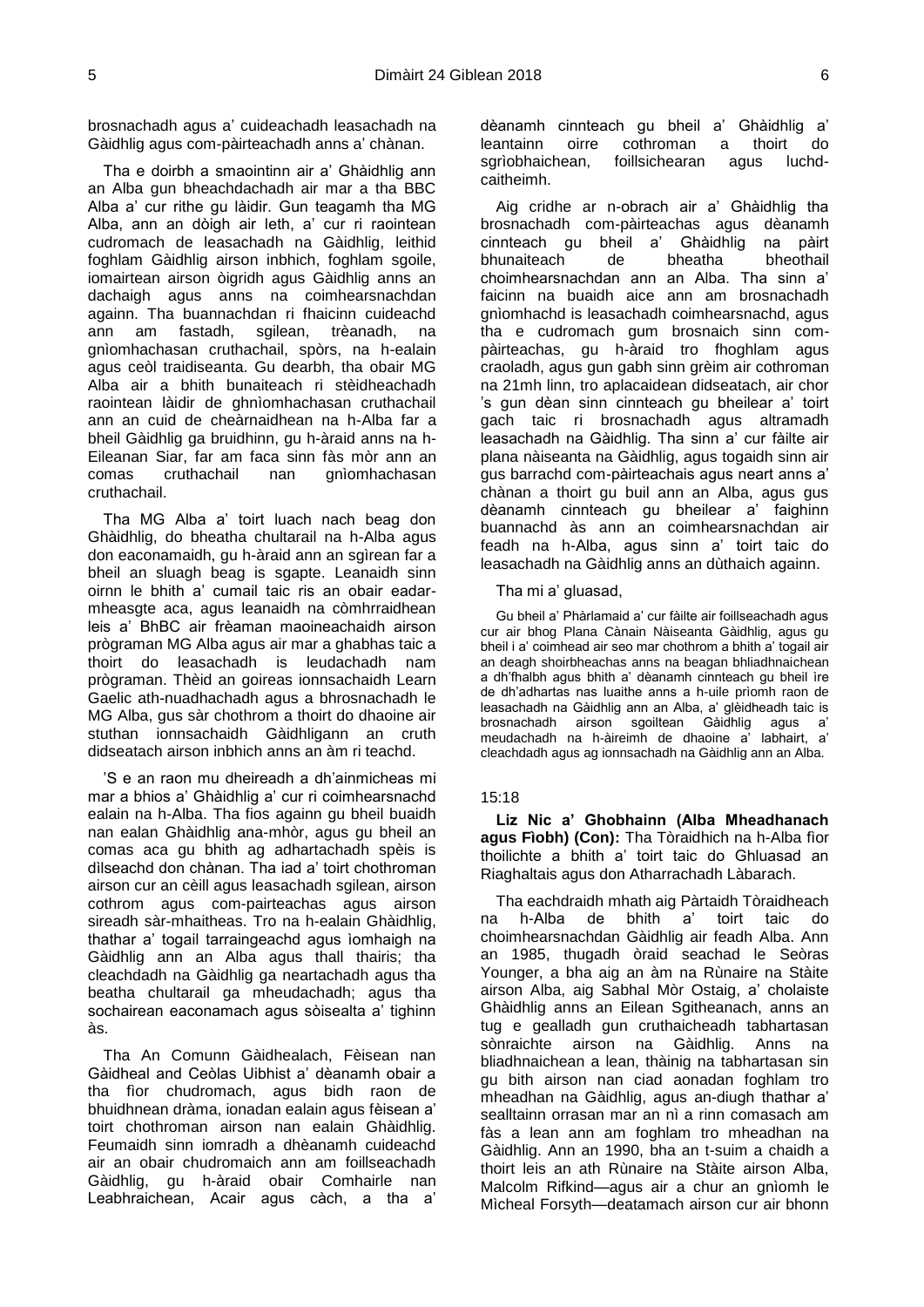brosnachadh agus a' cuideachadh leasachadh na Gàidhlig agus com-pàirteachadh anns a' chànan.

Tha e doirbh a smaointinn air a' Ghàidhlig ann an Alba gun bheachdachadh air mar a tha BBC Alba a' cur rithe gu làidir. Gun teagamh tha MG Alba, ann an dòigh air leth, a' cur ri raointean cudromach de leasachadh na Gàidhlig, leithid foghlam Gàidhlig airson inbhich, foghlam sgoile, iomairtean airson òigridh agus Gàidhlig anns an dachaigh agus anns na coimhearsnachdan againn. Tha buannachdan ri fhaicinn cuideachd ann am fastadh, sgilean, trèanadh, na gnìomhachasan cruthachail, spòrs, na h-ealain agus ceòl traidiseanta. Gu dearbh, tha obair MG Alba air a bhith bunaiteach ri stèidheachadh raointean làidir de ghnìomhachasan cruthachail ann an cuid de cheàrnaidhean na h-Alba far a bheil Gàidhlig ga bruidhinn, gu h-àraid anns na h-Eileanan Siar, far am faca sinn fàs mòr ann an comas cruthachail nan gnìomhachasan cruthachail.

Tha MG Alba a' toirt luach nach beag don Ghàidhlig, do bheatha chultarail na h-Alba agus don eaconamaidh, gu h-àraid ann an sgìrean far a bheil an sluagh beag is sgapte. Leanaidh sinn oirnn le bhith a' cumail taic ris an obair eadar-mheasgte aca, agus leanaidh na còmhrraidhean leis a' BhBC air frèaman maoineachaidh airson prògraman MG Alba agus air mar a ghabhas taic a thoirt do leasachadh is leudachadh nam prògraman. Thèid an goireas ionnsachaidh Learn Gaelic ath-nuadhachadh agus a bhrosnachadh le MG Alba, gus sàr chothrom a thoirt do dhaoine air stuthan ionnsachaidh Gàidhligann an cruth didseatach airson inbhich anns an àm ri teachd.

'S e an raon mu dheireadh a dh'ainmicheas mi mar a bhios a' Ghàidhlig a' cur ri coimhearsnachd ealain na h-Alba. Tha fios againn gu bheil buaidh nan ealan Ghàidhlig ana-mhòr, agus gu bheil an comas aca gu bhith ag adhartachadh spèis is dìlseachd don chànan. Tha iad a' toirt chothroman airson cur an cèill agus leasachadh sgilean, airson cothrom agus com-pairteachas agus airson sireadh sàr-mhaitheas. Tro na h-ealain Ghàidhlig, thathar a' togail tarraingeachd agus ìomhaigh na Gàidhlig ann an Alba agus thall thairis; tha cleachdadh na Gàidhlig ga neartachadh agus tha beatha chultarail ga mheudachadh; agus tha sochairean eaconamach agus sòisealta a' tighinn às.

Tha An Comunn Gàidhealach, Fèisean nan Gàidheal and Ceòlas Uibhist a' dèanamh obair a tha fìor chudromach, agus bidh raon de bhuidhnean dràma, ionadan ealain agus fèisean a' toirt chothroman airson nan ealain Ghàidhlig. Feumaidh sinn iomradh a dhèanamh cuideachd air an obair chudromaich ann am foillseachadh Gàidhlig, gu h-àraid obair Comhairle nan Leabhraichean, Acair agus càch, a tha a' dèanamh cinnteach gu bheil a' Ghàidhlig a' leantainn oirre cothroman a thoirt do sgrìobhaichean, foillsichearan agus luchd-caitheimh.

Aig cridhe ar n-obrach air a' Ghàidhlig tha brosnachadh com-pàirteachas agus dèanamh cinnteach gu bheil a' Ghàidhlig na pàirt bhunaiteach de bheatha bheothail choimhearsnachdan ann an Alba. Tha sinn a' faicinn na buaidh aice ann am brosnachadh gnìomhachd is leasachadh coimhearsnachd, agus tha e cudromach gum brosnaich sinn com-pàirteachas, gu h-àraid tro fhoghlam agus craoladh, agus gun gabh sinn grèim air cothroman na 21mh linn, tro aplacaidean didseatach, air chor 's gun dèan sinn cinnteach gu bheilear a' toirt gach taic ri brosnachadh agus altramadh leasachadh na Gàidhlig. Tha sinn a' cur fàilte air plana nàiseanta na Gàidhlig, agus togaidh sinn air gus barrachd com-pàirteachais agus neart anns a' chànan a thoirt gu buil ann an Alba, agus gus dèanamh cinnteach gu bheilear a' faighinn buannachd às ann an coimhearsnachdan air feadh na h-Alba, agus sinn a' toirt taic do leasachadh na Gàidhlig anns an dùthaich againn.

Tha mi a' gluasad,

Gu bheil a' Phàrlamaid a' cur fàilte air foillseachadh agus cur air bhog Plana Cànain Nàiseanta Gàidhlig, agus gu bheil i a' coimhead air seo mar chothrom a bhith a' togail air an deagh shoirbheachas anns na beagan bhliadhnaichean a dh'fhalbh agus bhith a' dèanamh cinnteach gu bheil ìre de dh'adhartas nas luaithe anns a h-uile prìomh raon de leasachadh na Gàidhlig ann an Alba, a' glèidheadh taic is brosnachadh airson sgoiltean Gàidhlig agus a' meudachadh na h-àireimh de dhaoine a' labhairt, a' cleachdadh agus ag ionnsachadh na Gàidhlig ann an Alba.

15:18

**Liz Nic a' Ghobhainn (Alba Mheadhanach agus Fìobh) (Con):** Tha Tòraidhich na h-Alba fìor thoilichte a bhith a' toirt taic do Ghluasad an Riaghaltais agus don Atharrachadh Làbarach.

Tha eachdraidh mhath aig Pàrtaidh Tòraidheach na h-Alba de bhith a' toirt taic do choimhearsnachdan Gàidhlig air feadh Alba. Ann an 1985, thugadh òraid seachad le Seòras Younger, a bha aig an àm na Rùnaire na Stàite airson Alba, aig Sabhal Mòr Ostaig, a' cholaiste Ghàidhlig anns an Eilean Sgitheanach, anns an tug e gealladh gun cruthaicheadh tabhartasan sònraichte airson na Gàidhlig. Anns na bliadhnaichean a lean, thàinig na tabhartasan sin gu bith airson nan ciad aonadan foghlam tro mheadhan na Gàidhlig, agus an-diugh thathar a' sealltainn orrasan mar an nì a rinn comasach am fàs a lean ann am foghlam tro mheadhan na Gàidhlig. Ann an 1990, bha an t-suim a chaidh a thoirt leis an ath Rùnaire na Stàite airson Alba, Malcolm Rifkind—agus air a chur an gnìomh le Mìcheal Forsyth—deatamach airson cur air bhonn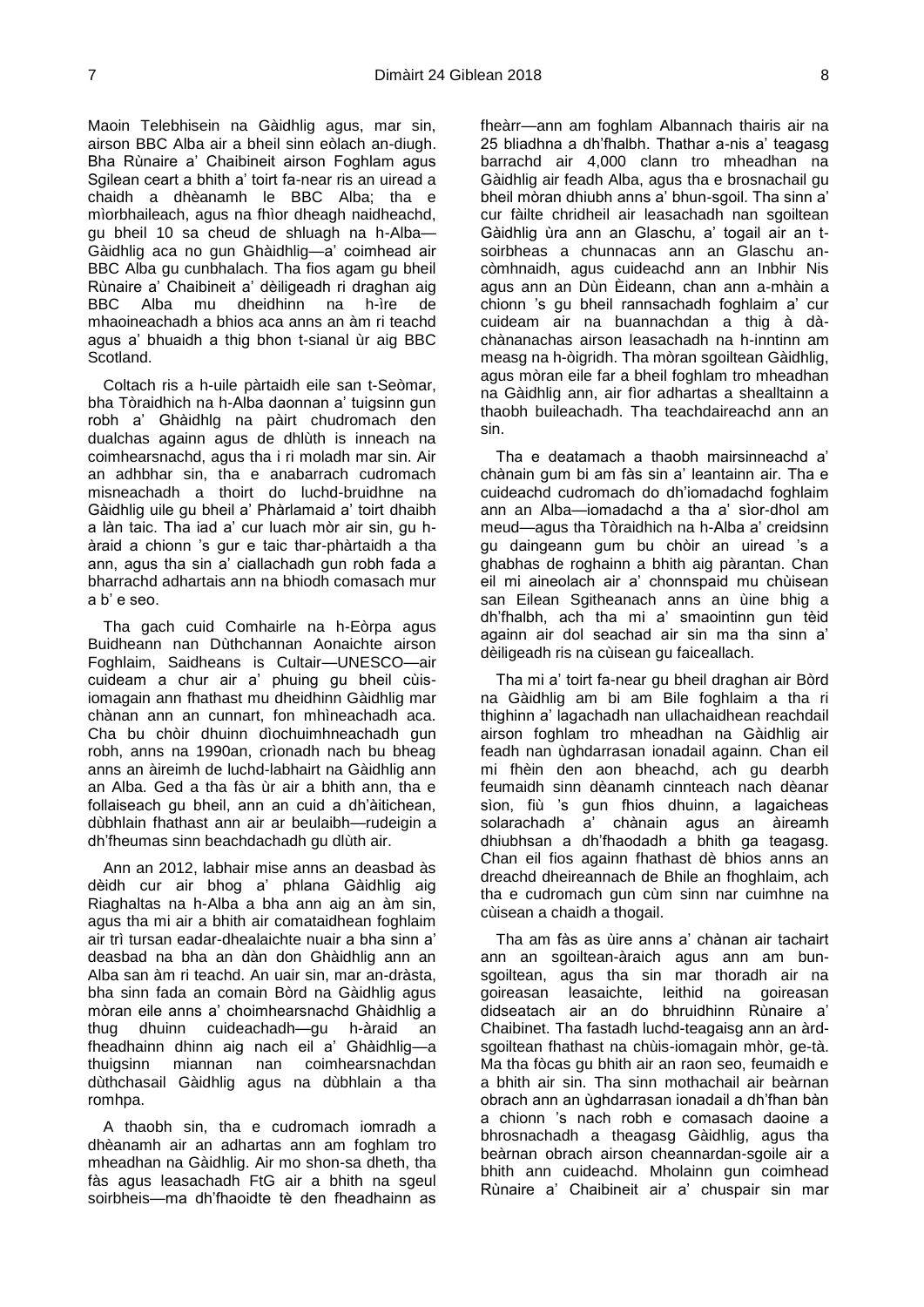Maoin Telebhisein na Gàidhlig agus, mar sin, airson BBC Alba air a bheil sinn eòlach an-diugh. Bha Rùnaire a' Chaibineit airson Foghlam agus Sgilean ceart a bhith a' toirt fa-near ris an uiread a chaidh a dhèanamh le BBC Alba; tha e mìorbhaileach, agus na fhìor dheagh naidheachd, gu bheil 10 sa cheud de shluagh na h-Alba—Gàidhlig aca no gun Ghàidhlig—a' coimhead air BBC Alba gu cunbhalach. Tha fios agam gu bheil Rùnaire a' Chaibineit a' dèiligeadh ri draghan aig BBC Alba mu dheidhinn na h-ìre de mhaoineachadh a bhios aca anns an àm ri teachd agus a' bhuaidh a thig bhon t-sianal ùr aig BBC Scotland.

Coltach ris a h-uile pàrtaidh eile san t-Seòmar, bha Tòraidhich na h-Alba daonnan a' tuigsinn gun robh a' Ghàidhlg na pàirt chudromach den dualchas againn agus de dhlùth is inneach na coimhearsnachd, agus tha i ri moladh mar sin. Air an adhbhar sin, tha e anabarrach cudromach misneachadh a thoirt do luchd-bruidhinn na Gàidhlig uile gu bheil a' Phàrlamaid a' toirt dhaibh a làn taic. Tha iad a' cur luach mòr air sin, gu h-àraid a chionn 's gur e taic thar-phàrtaidh a tha ann, agus tha sin a' ciallachadh gun robh fada a bharrachd adhartais ann na bhiodh comasach mur a b' e seo.

Tha gach cuid Comhairle na h-Eòrpa agus Buidheann nan Dùthchannan Aonaichte airson Foghlaim, Saidheans is Cultair—UNESCO—air cuideam a chur air a' phuing gu bheil cùis-iomagain ann fhathast mu dheidhinn Gàidhlig mar chànan ann an cunnart, fon mhìneachadh aca. Cha bu chòir dhuinn dìochuimhneachadh gun robh, anns na 1990an, crìonadh nach bu bheag anns an àireimh de luchd-labhairt na Gàidhlig ann an Alba. Ged a tha fàs ùr air a bhith ann, tha e follaiseach gu bheil, ann an cuid a dh'àitichean, dùbhlain fhathast ann air ar beulaibh—rudeigin a dh'fheumas sinn beachdachadh gu dlùth air.

Ann an 2012, labhair mise anns an deasbad às dèidh cur air bhog a' phlana Gàidhlig aig Riaghaltas na h-Alba a bha ann aig an àm sin, agus tha mi air a bhith air comataidhean foghlaim air trì tursan eadar-dhealaichte nuair a bha sinn a' deasbad na bha an dàn don Ghàidhlig ann an Alba san àm ri teachd. An uair sin, mar an-dràsta, bha sinn fada an comain Bòrd na Gàidhlig agus mòran eile anns a' choimhearsnachd Ghàidhlig a thug dhuinn cuideachadh—gu h-àraid an fheadhainn dhinn aig nach eil a' Ghàidhlig—a thuigsinn miannan nan coimhearsnachdan dùthchasail Gàidhlig agus na dùbhlain a tha romhpa.

A thaobh sin, tha e cudromach iomradh a dhèanamh air an adhartas ann am foghlam tro mheadhan na Gàidhlig. Air mo shon-sa dheth, tha fàs agus leasachadh FtG air a bhith na sgeul soirbheis—ma dh'fhaoidte tè den fheadhainn as fheàrr—ann am foghlam Albannach thairis air na 25 bliadhna a dh'fhalbh. Thathar a-nis a' teagasg barrachd air 4,000 clann tro mheadhan na Gàidhlig air feadh Alba, agus tha e brosnachail gu bheil mòran dhiubh anns a' bhun-sgoil. Tha sinn a' cur fàilte chridheil air leasachadh nan sgoiltean Gàidhlig ùra ann an Glaschu, a' togail air an t-soirbheas a chunnacas ann an Glaschu an-còmhnaidh, agus cuideachd ann an Inbhir Nis agus ann an Dùn Èideann, chan ann a-mhàin a chionn 's gu bheil rannsachadh foghlaim a' cur cuideam air na buannachdan a thig à dà-chànanachas airson leasachadh na h-inntinn am measg na h-òigridh. Tha mòran sgoiltean Gàidhlig, agus mòran eile far a bheil foghlam tro mheadhan na Gàidhlig ann, air fìor adhartas a shealltainn a thaobh buileachadh. Tha teachdaireachd ann an sin.

Tha e deatamach a thaobh mairsinneachd a' chànain gum bi am fàs sin a' leantainn air. Tha e cuideachd cudromach do dh'iomadachd foghlaim ann an Alba—iomadachd a tha a' sìor-dhol am meud—agus tha Tòraidhich na h-Alba a' creidsinn gu daingeann gum bu chòir an uiread 's a ghabhas de roghainn a bhith aig pàrantan. Chan eil mi aineolach air a' chonnspaid mu chùisean san Eilean Sgitheanach anns an ùine bhig a dh'fhalbh, ach tha mi a' smaointinn gun tèid againn air dol seachad air sin ma tha sinn a' dèiligeadh ris na cùisean gu faiceallach.

Tha mi a' toirt fa-near gu bheil draghan air Bòrd na Gàidhlig am bi am Bile foghlaim a tha ri thighinn a' lagachadh nan ullachaidhean reachdail airson foghlam tro mheadhan na Gàidhlig air feadh nan ùghdarrasan ionadail againn. Chan eil mi fhèin den aon bheachd, ach gu dearbh feumaidh sinn dèanamh cinnteach nach dèanar sìon, fiù 's gun fhios dhuinn, a lagaicheas solarachadh a' chànain agus an àireamh dhiubhsan a dh'fhaodadh a bhith ga teagasg. Chan eil fios againn fhathast dè bhios anns an dreachd dheireannach de Bhile an fhoghlaim, ach tha e cudromach gun cùm sinn nar cuimhne na cùisean a chaidh a thogail.

Tha am fàs as ùire anns a' chànan air tachairt ann an sgoiltean-àraich agus ann am bun-sgoiltean, agus tha sin mar thoradh air na goireasan leasaichte, leithid na goireasan didseatach air an do bhruidhinn Rùnaire a' Chaibinet. Tha fastadh luchd-teagaisg ann an àrd-sgoiltean fhathast na chùis-iomagain mhòr, ge-tà. Ma tha fòcas gu bhith air an raon seo, feumaidh e a bhith air sin. Tha sinn mothachail air beàrnan obrach ann an ùghdarrasan ionadail a dh'fhan bàn a chionn 's nach robh e comasach daoine a bhrosnachadh a theagasg Gàidhlig, agus tha beàrnan obrach airson cheannardan-sgoile air a bhith ann cuideachd. Mholainn gun coimhead Rùnaire a' Chaibineit air a' chuspair sin mar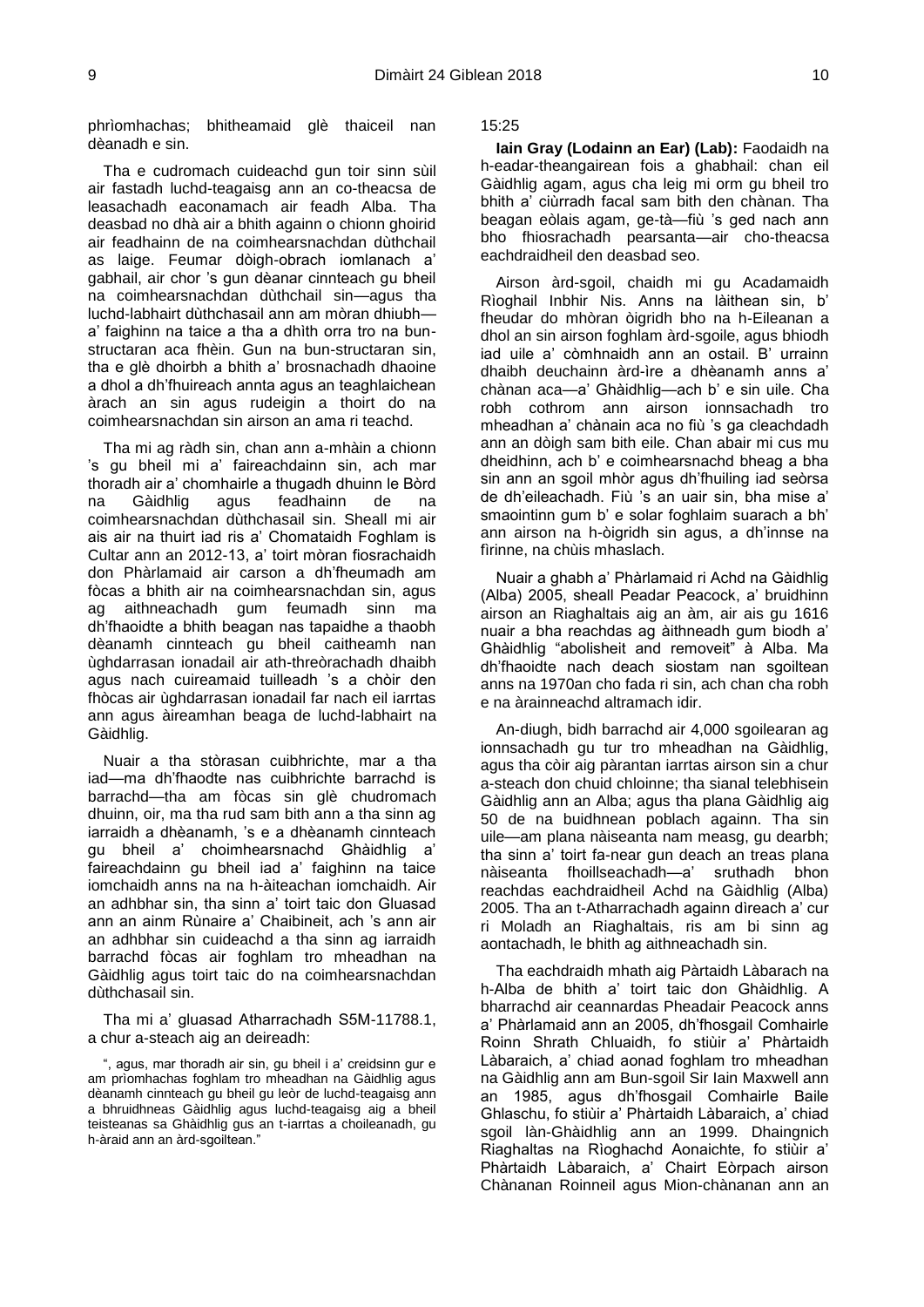phrìomhachas; bhitheamaid glè thaiceil nan dèanadh e sin.

Tha e cudromach cuideachd gun toir sinn sùil air fastadh luchd-teagaisg ann an co-theacsa de leasachadh eaconamach air feadh Alba. Tha deasbad no dhà air a bhith againn o chionn ghoirid air feadhainn de na coimhearsnachdan dùthchail as laige. Feumar dòigh-obrach iomlanach a' gabhail, air chor 's gun dèanar cinnteach gu bheil na coimhearsnachdan dùthchail sin—agus tha luchd-labhairt dùthchasail ann am mòran dhiubh—a' faighinn na taice a tha a dhìth orra tro na bun-structaran aca fhèin. Gun na bun-structaran sin, tha e glè dhoirbh a bhith a' brosnachadh dhaoine a dhol a dh'fhuireach annta agus an teaghlaichean àrach an sin agus rudeigin a thoirt do na coimhearsnachdan sin airson an ama ri teachd.

Tha mi ag ràdh sin, chan ann a-mhàin a chionn 's gu bheil mi a' faireachdainn sin, ach mar thoradh air a' chomhairle a thugadh dhuinn le Bòrd na Gàidhlig agus feadhainn de na coimhearsnachdan dùthchasail sin. Sheall mi air ais air na thuirt iad ris a' Chomataidh Foghlam is Cultar ann an 2012-13, a' toirt mòran fiosrachaidh don Phàrlamaid air carson a dh'fheumadh am fòcas a bhith air na coimhearsnachdan sin, agus ag aithneachadh gum feumadh sinn ma dh'fhaoidte a bhith beagan nas tapaidhe a thaobh dèanamh cinnteach gu bheil caitheamh nan ùghdarrasan ionadail air ath-threòrachadh dhaibh agus nach cuireamaid tuilleadh 's a chòir den fhòcas air ùghdarrasan ionadail far nach eil iarrtas ann agus àireamhan beaga de luchd-labhairt na Gàidhlig.

Nuair a tha stòrasan cuibhrichte, mar a tha iad—ma dh'fhaodte nas cuibhrichte barrachd is barrachd—tha am fòcas sin glè chudromach dhuinn, oir, ma tha rud sam bith ann a tha sinn ag iarraidh a dhèanamh, 's e a dhèanamh cinnteach gu bheil a' choimhearsnachd Ghàidhlig a' faireachdainn gu bheil iad a' faighinn na taice iomchaidh anns na na h-àiteachan iomchaidh. Air an adhbhar sin, tha sinn a' toirt taic don Ghluasad ann an ainm Rùnaire a' Chaibineit, ach 's ann air an adhbhar sin cuideachd a tha sinn ag iarraidh barrachd fòcas air foghlam tro mheadhan na Gàidhlig agus toirt taic do na coimhearsnachdan dùthchasail sin.

Tha mi a' gluasad Atharrachadh S5M-11788.1, a chur a-steach aig an deireadh:

", agus, mar thoradh air sin, gu bheil i a' creidsinn gur e am prìomhachas foghlam tro mheadhan na Gàidhlig agus dèanamh cinnteach gu bheil gu leòr de luchd-teagaisg ann a bhruidhneas Gàidhlig agus luchd-teagaisg aig a bheil teisteanas sa Ghàidhlig gus an t-iarrtas a choileanadh, gu h-àraid ann an àrd-sgoiltean."

15:25

**Iain Gray (Lodainn an Ear) (Lab):** Faodaidh na h-eadar-theangairean fois a ghabhail: chan eil Gàidhlig agam, agus cha leig mi orm gu bheil tro bhith a' ciùrradh facal sam bith den chànan. Tha beagan eòlais agam, ge-tà—fiù 's ged nach ann bho fhiosrachadh pearsanta—air cho-theacsa eachdraidheil den deasbad seo.

Airson àrd-sgoil, chaidh mi gu Acadamaidh Rìoghail Inbhir Nis. Anns na làithean sin, b' fheudar do mhòran òigridh bho na h-Eileanan a dhol an sin airson foghlam àrd-sgoile, agus bhiodh iad uile a' còmhnaidh ann an ostail. B' urrainn dhaibh deuchainn àrd-ìre a dhèanamh anns a' chànan aca—a' Ghàidhlig—ach b' e sin uile. Cha robh cothrom ann airson ionnsachadh tro mheadhan a' chànain aca no fiù 's ga cleachdadh ann an dòigh sam bith eile. Chan abair mi cus mu dheidhinn, ach b' e coimhearsnachd bheag a bha sin ann an sgoil mhòr agus dh'fhuiling iad seòrsa de dh'eileachadh. Fiù 's an uair sin, bha mise a' smaointinn gum b' e solar foghlaim suarach a bh' ann airson na h-òigridh sin agus, a dh'innse na fìrinne, na chùis mhaslach.

Nuair a ghabh a' Phàrlamaid ri Achd na Gàidhlig (Alba) 2005, sheall Peadar Peacock, a' bruidhinn airson an Riaghaltais aig an àm, air ais gu 1616 nuair a bha reachdas ag àithneadh gum biodh a' Ghàidhlig "abolisheit and removeit" à Alba. Ma dh'fhaoidte nach deach siostam nan sgoiltean anns na 1970an cho fada ri sin, ach chan cha robh e na àrainneachd altramach idir.

An-diugh, bidh barrachd air 4,000 sgoilearan ag ionnsachadh gu tur tro mheadhan na Gàidhlig, agus tha còir aig pàrantan iarrtas airson sin a chur a-steach don chuid chloinne; tha sianal telebhisein Gàidhlig ann an Alba; agus tha plana Gàidhlig aig 50 de na buidhnean poblach againn. Tha sin uile—am plana nàiseanta nam measg, gu dearbh; tha sinn a' toirt fa-near gun deach an treas plana nàiseanta fhoillseachadh—a' sruthadh bhon reachdas eachdraidheil Achd na Gàidhlig (Alba) 2005. Tha an t-Atharrachadh againn dìreach a' cur ri Moladh an Riaghaltais, ris am bi sinn ag aontachadh, le bhith ag aithneachadh sin.

Tha eachdraidh mhath aig Pàrtaidh Làbarach na h-Alba de bhith a' toirt taic don Ghàidhlig. A bharrachd air ceannardas Pheadair Peacock anns a' Phàrlamaid ann an 2005, dh'fhosgail Comhairle Roinn Shrath Chluaidh, fo stiùir a' Phàrtaidh Làbaraich, a' chiad aonad foghlam tro mheadhan na Gàidhlig ann am Bun-sgoil Sir Iain Maxwell ann an 1985, agus dh'fhosgail Comhairle Baile Ghlaschu, fo stiùir a' Phàrtaidh Làbaraich, a' chiad sgoil làn-Ghàidhlig ann an 1999. Dhaingnich Riaghaltas na Rìoghachd Aonaichte, fo stiùir a' Phàrtaidh Làbaraich, a' Chairt Eòrpach airson Chànanan Roinneil agus Mion-chànanan ann an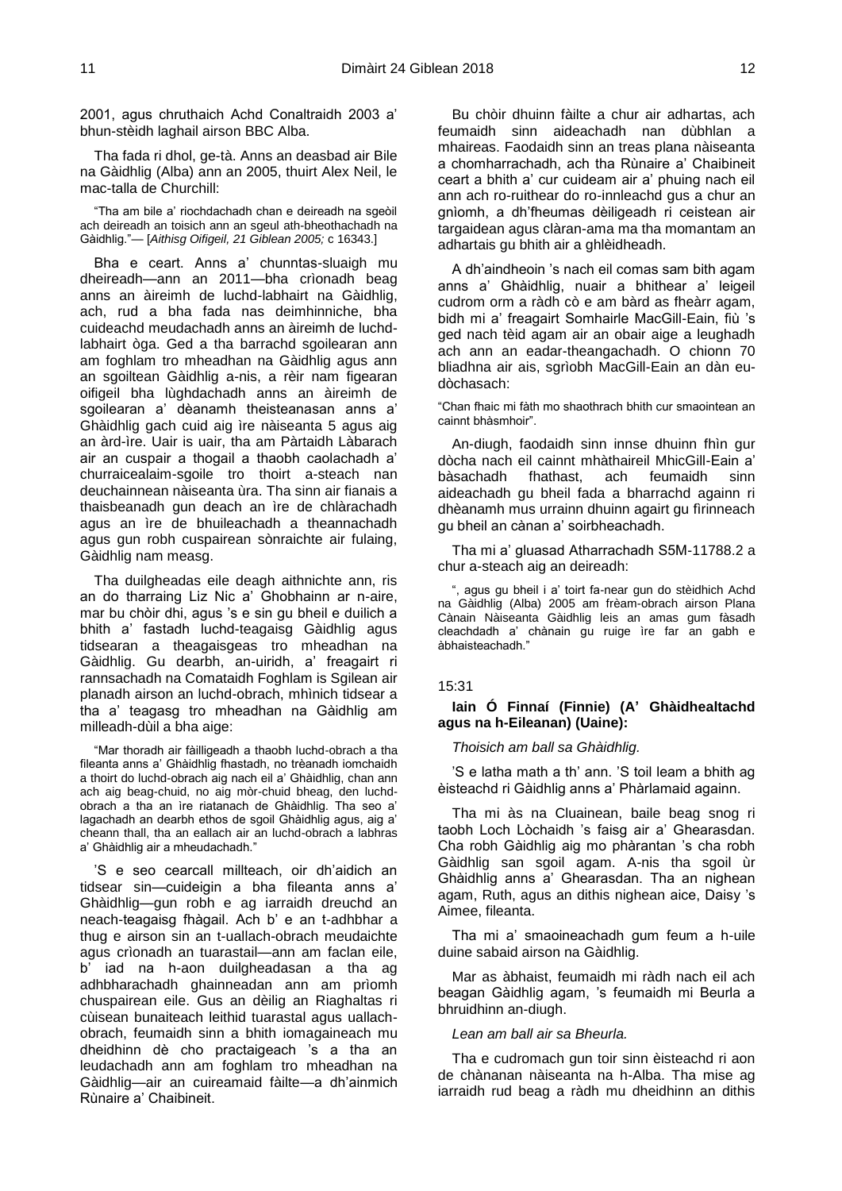2001, agus chruthaich Achd Conaltraidh 2003 a' bhun-stèidh laghail airson BBC Alba.

Tha fada ri dhol, ge-tà. Anns an deasbad air Bile na Gàidhlig (Alba) ann an 2005, thuirt Alex Neil, le mac-talla de Churchill:

> "Tha am bile a' riochdachadh chan e deireadh na sgeòil ach deireadh an toisich ann an sgeul ath-bheothachadh na Gàidhlig."— [*Aithisg Oifigeil, 21 Giblean 2005;* c 16343.]

Bha e ceart. Anns a' chunntas-sluaigh mu dheireadh—ann an 2011—bha crìonadh beag anns an àireimh de luchd-labhairt na Gàidhlig, ach, rud a bha fada nas deimhinniche, bha cuideachd meudachadh anns an àireimh de luchd-labhairt òga. Ged a tha barrachd sgoilearan ann am foghlam tro mheadhan na Gàidhlig agus ann an sgoiltean Gàidhlig a-nis, a rèir nam figearan oifigeil bha lùghdachadh anns an àireimh de sgoilearan a' dèanamh theisteanasan anns a' Ghàidhlig gach cuid aig ìre nàiseanta 5 agus aig an àrd-ìre. Uair is uair, tha am Pàrtaidh Làbarach air an cuspair a thogail a thaobh caolachadh a' churraicealaim-sgoile tro thoirt a-steach nan deuchainnean nàiseanta ùra. Tha sinn air fianais a thaisbeanadh gun deach an ìre de chlàrachadh agus an ìre de bhuileachadh a theannachadh agus gun robh cuspairean sònraichte air fulaing, Gàidhlig nam measg.

Tha duilgheadas eile deagh aithnichte ann, ris an do tharraing Liz Nic a' Ghobhainn ar n-aire, mar bu chòir dhi, agus 's e sin gu bheil e duilich a bhith a' fastadh luchd-teagaisg Gàidhlig agus tidsearan a theagaisgeas tro mheadhan na Gàidhlig. Gu dearbh, an-uiridh, a' freagairt ri rannsachadh na Comataidh Foghlam is Sgilean air planadh airson an luchd-obrach, mhìnich tidsear a tha a' teagasg tro mheadhan na Gàidhlig am milleadh-dùil a bha aige:

> "Mar thoradh air fàilligeadh a thaobh luchd-obrach a tha fileanta anns a' Ghàidhlig fhastadh, no trèanadh iomchaidh a thoirt do luchd-obrach aig nach eil a' Ghàidhlig, chan ann ach aig beag-chuid, no aig mòr-chuid bheag, den luchd-obrach a tha an ìre riatanach de Ghàidhlig. Tha seo a' lagachadh an dearbh ethos de sgoil Ghàidhlig agus, aig a' cheann thall, tha an eallach air an luchd-obrach a labhras a' Ghàidhlig air a mheudachadh."

'S e seo cearcall millteach, oir dh'aidich an tidsear sin—cuideigin a bha fileanta anns a' Ghàidhlig—gun robh e ag iarraidh dreuchd an neach-teagaisg fhàgail. Ach b' e an t-adhbhar a thug e airson sin an t-uallach-obrach meudaichte agus crìonadh an tuarastail—ann am faclan eile, b' iad na h-aon duilgheadasan a tha ag adhbharachadh ghainneadan ann am prìomh chuspairean eile. Gus an dèilig an Riaghaltas ri cùisean bunaiteach leithid tuarastal agus uallach-obrach, feumaidh sinn a bhith iomagaineach mu dheidhinn dè cho practaigeach 's a tha an leudachadh ann am foghlam tro mheadhan na Gàidhlig—air an cuireamaid fàilte—a dh'ainmich Rùnaire a' Chaibineit.

Bu chòir dhuinn fàilte a chur air adhartas, ach feumaidh sinn aideachadh nan dùbhlan a mhaireas. Faodaidh sinn an treas plana nàiseanta a chomharrachadh, ach tha Rùnaire a' Chaibineit ceart a bhith a' cur cuideam air a' phuing nach eil ann ach ro-ruithear do ro-innleachd gus a chur an gnìomh, a dh'fheumas dèiligeadh ri ceistean air targaidean agus clàran-ama ma tha momantam an adhartais gu bhith air a ghlèidheadh.

A dh'aindheoin 's nach eil comas sam bith agam anns a' Ghàidhlig, nuair a bhithear a' leigeil cudrom orm a ràdh cò e am bàrd as fheàrr agam, bidh mi a' freagairt Somhairle MacGill-Eain, fiù 's ged nach tèid agam air an obair aige a leughadh ach ann an eadar-theangachadh. O chionn 70 bliadhna air ais, sgrìobh MacGill-Eain an dàn eu-dòchasach:

> "Chan fhaic mi fàth mo shaothrach bhith cur smaointean an cainnt bhàsmhoir".

An-diugh, faodaidh sinn innse dhuinn fhìn gur dòcha nach eil cainnt mhàthaireil MhicGill-Eain a' bàsachadh fhathast, ach feumaidh sinn aideachadh gu bheil fada a bharrachd againn ri dhèanamh mus urrainn dhuinn agairt gu fìrinneach gu bheil an cànan a' soirbheachadh.

Tha mi a' gluasad Atharrachadh S5M-11788.2 a chur a-steach aig an deireadh:

> ", agus gu bheil i a' toirt fa-near gun do stèidhich Achd na Gàidhlig (Alba) 2005 am frèam-obrach airson Plana Cànain Nàiseanta Gàidhlig leis an amas gum fàsadh cleachdadh a' chànain gu ruige ìre far an gabh e àbhaisteachadh."

15:31

**Iain Ó Finnaí (Finnie) (A' Ghàidhealtachd agus na h-Eileanan) (Uaine):**

*Thoisich am ball sa Ghàidhlig.*

'S e latha math a th' ann. 'S toil leam a bhith ag èisteachd ri Gàidhlig anns a' Phàrlamaid againn.

Tha mi às na Cluainean, baile beag snog ri taobh Loch Lòchaidh 's faisg air a' Ghearasdan. Cha robh Gàidhlig aig mo phàrantan 's cha robh Gàidhlig san sgoil agam. A-nis tha sgoil ùr Ghàidhlig anns a' Ghearasdan. Tha an nighean agam, Ruth, agus an dithis nighean aice, Daisy 's Aimee, fileanta.

Tha mi a' smaoineachadh gum feum a h-uile duine sabaid airson na Gàidhlig.

Mar as àbhaist, feumaidh mi ràdh nach eil ach beagan Gàidhlig agam, 's feumaidh mi Beurla a bhruidhinn an-diugh.

*Lean am ball air sa Bheurla.*

Tha e cudromach gun toir sinn èisteachd ri aon de chànanan nàiseanta na h-Alba. Tha mise ag iarraidh rud beag a ràdh mu dheidhinn an dithis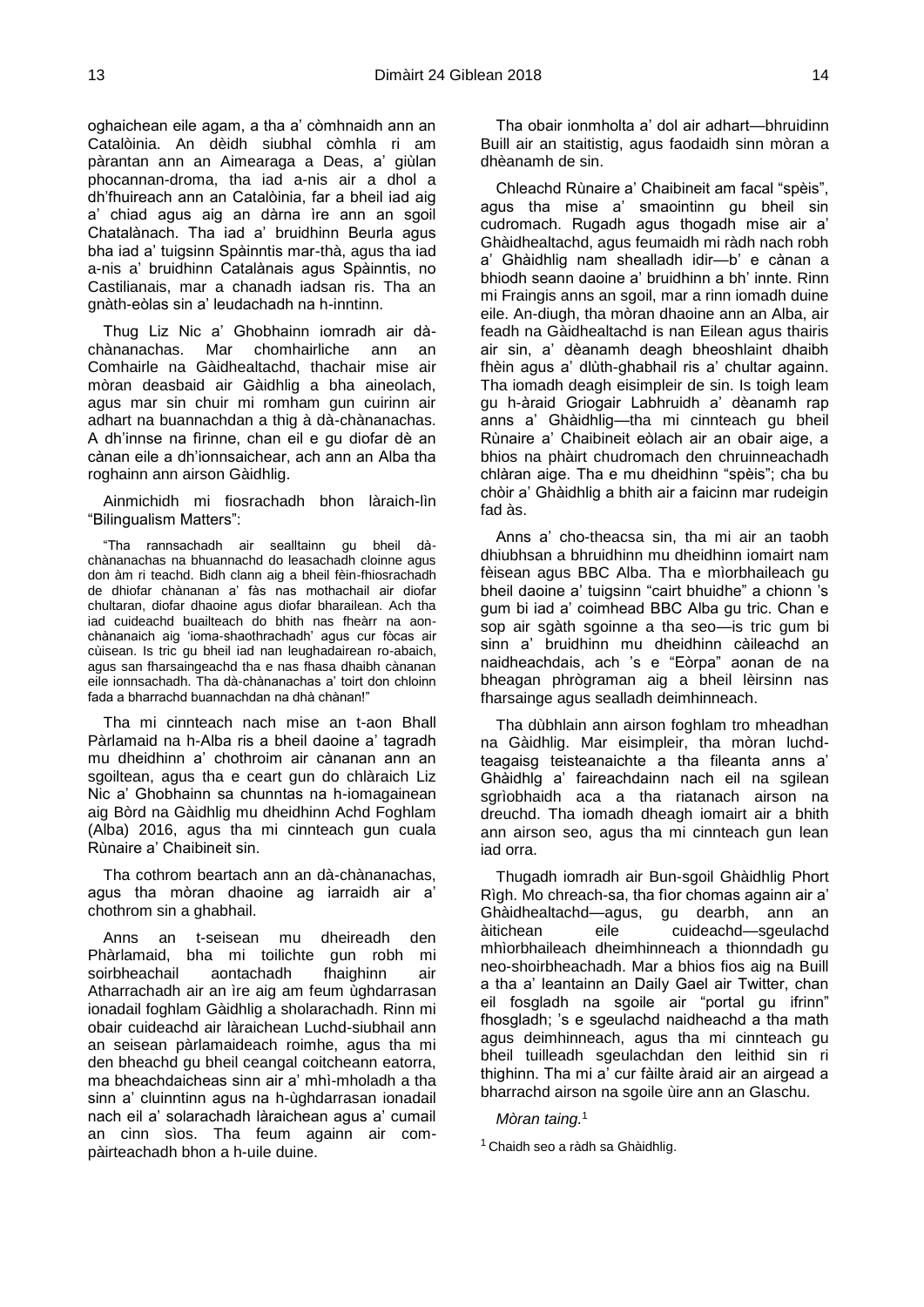oghaichean eile agam, a tha a' còmhnaidh ann an Catalòinia. An dèidh siubhal còmhla ri am pàrantan ann an Aimearaga a Deas, a' giùlan phocannan-droma, tha iad a-nis air a dhol a dh'fhuireach ann an Catalòinia, far a bheil iad aig a' chiad agus aig an dàrna ìre ann an sgoil Chatalànach. Tha iad a' bruidhinn Beurla agus bha iad a' tuigsinn Spàinntis mar-thà, agus tha iad a-nis a' bruidhinn Catalànais agus Spàinntis, no Castilianais, mar a chanadh iadsan ris. Tha an gnàth-eòlas sin a' leudachadh na h-inntinn.

Thug Liz Nic a' Ghobhainn iomradh air dà-chànanachas. Mar chomhairliche ann an Comhairle na Gàidhealtachd, thachair mise air mòran deasbaid air Gàidhlig a bha aineolach, agus mar sin chuir mi romham gun cuirinn air adhart na buannachdan a thig à dà-chànanachas. A dh'innse na fìrinne, chan eil e gu diofar dè an cànan eile a dh'ionnsaichear, ach ann an Alba tha roghainn ann airson Gàidhlig.

Ainmichidh mi fiosrachadh bhon làraich-lìn "Bilingualism Matters":

> "Tha rannsachadh air sealltainn gu bheil dà-chànanachas na bhuannachd do leasachadh cloinne agus don àm ri teachd. Bidh clann aig a bheil fèin-fhiosrachadh de dhiofar chànanan a' fàs nas mothachail air diofar chultaran, diofar dhaoine agus diofar bharailean. Ach tha iad cuideachd buailteach do bhith nas fheàrr na aon-chànanaich aig 'ioma-shaothrachadh' agus cur fòcas air cùisean. Is tric gu bheil iad nan leughadairean ro-abaich, agus san fharsaingeachd tha e nas fhasa dhaibh cànanan eile ionnsachadh. Tha dà-chànanachas a' toirt don chloinn fada a bharrachd buannachdan na dhà chànan!"

Tha mi cinnteach nach mise an t-aon Bhall Pàrlamaid na h-Alba ris a bheil daoine a' tagradh mu dheidhinn a' chothroim air cànanan ann an sgoiltean, agus tha e ceart gun do chlàraich Liz Nic a' Ghobhainn sa chunntas na h-iomagainean aig Bòrd na Gàidhlig mu dheidhinn Achd Foghlam (Alba) 2016, agus tha mi cinnteach gun cuala Rùnaire a' Chaibineit sin.

Tha cothrom beartach ann an dà-chànanachas, agus tha mòran dhaoine ag iarraidh air a' chothrom sin a ghabhail.

Anns an t-seisean mu dheireadh den Phàrlamaid, bha mi toilichte gun robh mi soirbheachail aontachadh fhaighinn air Atharrachadh air an ìre aig am feum ùghdarrasan ionadail foghlam Gàidhlig a sholarachadh. Rinn mi obair cuideachd air làraichean Luchd-siubhail ann an seisean pàrlamaideach roimhe, agus tha mi den bheachd gu bheil ceangal coitcheann eatorra, ma bheachdaicheas sinn air a' mhì-mholadh a tha sinn a' cluinntinn agus na h-ùghdarrasan ionadail nach eil a' solarachadh làraichean agus a' cumail an cinn sìos. Tha feum againn air com-pàirteachadh bhon a h-uile duine.

Tha obair ionmholta a' dol air adhart—bhruidinn Buill air an staitistig, agus faodaidh sinn mòran a dhèanamh de sin.

Chleachd Rùnaire a' Chaibineit am facal "spèis", agus tha mise a' smaointinn gu bheil sin cudromach. Rugadh agus thogadh mise air a' Ghàidhealtachd, agus feumaidh mi ràdh nach robh a' Ghàidhlig nam shealladh idir—b' e cànan a bhiodh seann daoine a' bruidhinn a bh' innte. Rinn mi Fraingis anns an sgoil, mar a rinn iomadh duine eile. An-diugh, tha mòran dhaoine ann an Alba, air feadh na Gàidhealtachd is nan Eilean agus thairis air sin, a' dèanamh deagh bheoshlaint dhaibh fhèin agus a' dlùth-ghabhail ris a' chultar againn. Tha iomadh deagh eisimpleir de sin. Is toigh leam gu h-àraid Griogair Labhruidh a' dèanamh rap anns a' Ghàidhlig—tha mi cinnteach gu bheil Rùnaire a' Chaibineit eòlach air an obair aige, a bhios na phàirt chudromach den chruinneachadh chlàran aige. Tha e mu dheidhinn "spèis"; cha bu chòir a' Ghàidhlig a bhith air a faicinn mar rudeigin fad às.

Anns a' cho-theacsa sin, tha mi air an taobh dhiubhsan a bhruidhinn mu dheidhinn iomairt nam fèisean agus BBC Alba. Tha e mìorbhaileach gu bheil daoine a' tuigsinn "cairt bhuidhe" a chionn 's gum bi iad a' coimhead BBC Alba gu tric. Chan e sop air sgàth sgoinne a tha seo—is tric gum bi sinn a' bruidhinn mu dheidhinn càileachd an naidheachdais, ach 's e "Eòrpa" aonan de na bheagan phrògraman aig a bheil lèirsinn nas fharsainge agus sealladh deimhinneach.

Tha dùbhlain ann airson foghlam tro mheadhan na Gàidhlig. Mar eisimpleir, tha mòran luchd-teagaisg teisteanaichte a tha fileanta anns a' Ghàidhlig a' faireachdainn nach eil na sgilean sgrìobhaidh aca a tha riatanach airson na dreuchd. Tha iomadh dheagh iomairt air a bhith ann airson seo, agus tha mi cinnteach gun lean iad orra.

Thugadh iomradh air Bun-sgoil Ghàidhlig Phort Rìgh. Mo chreach-sa, tha fìor chomas againn air a' Ghàidhealtachd—agus, gu dearbh, ann an àitichean eile cuideachd—sgeulachd mhìorbhaileach dheimhinneach a thionndadh gu neo-shoirbheachadh. Mar a bhios fios aig na Buill a tha a' leantainn an Daily Gael air Twitter, chan eil fosgladh na sgoile air "portal gu ifrinn" fhosgladh; 's e sgeulachd naidheachd a tha math agus deimhinneach, agus tha mi cinnteach gu bheil tuilleadh sgeulachdan den leithid sin ri thighinn. Tha mi a' cur fàilte àraid air an airgead a bharrachd airson na sgoile ùire ann an Glaschu.

*Mòran taing.*[1]

[1] Chaidh seo a ràdh sa Ghàidhlig.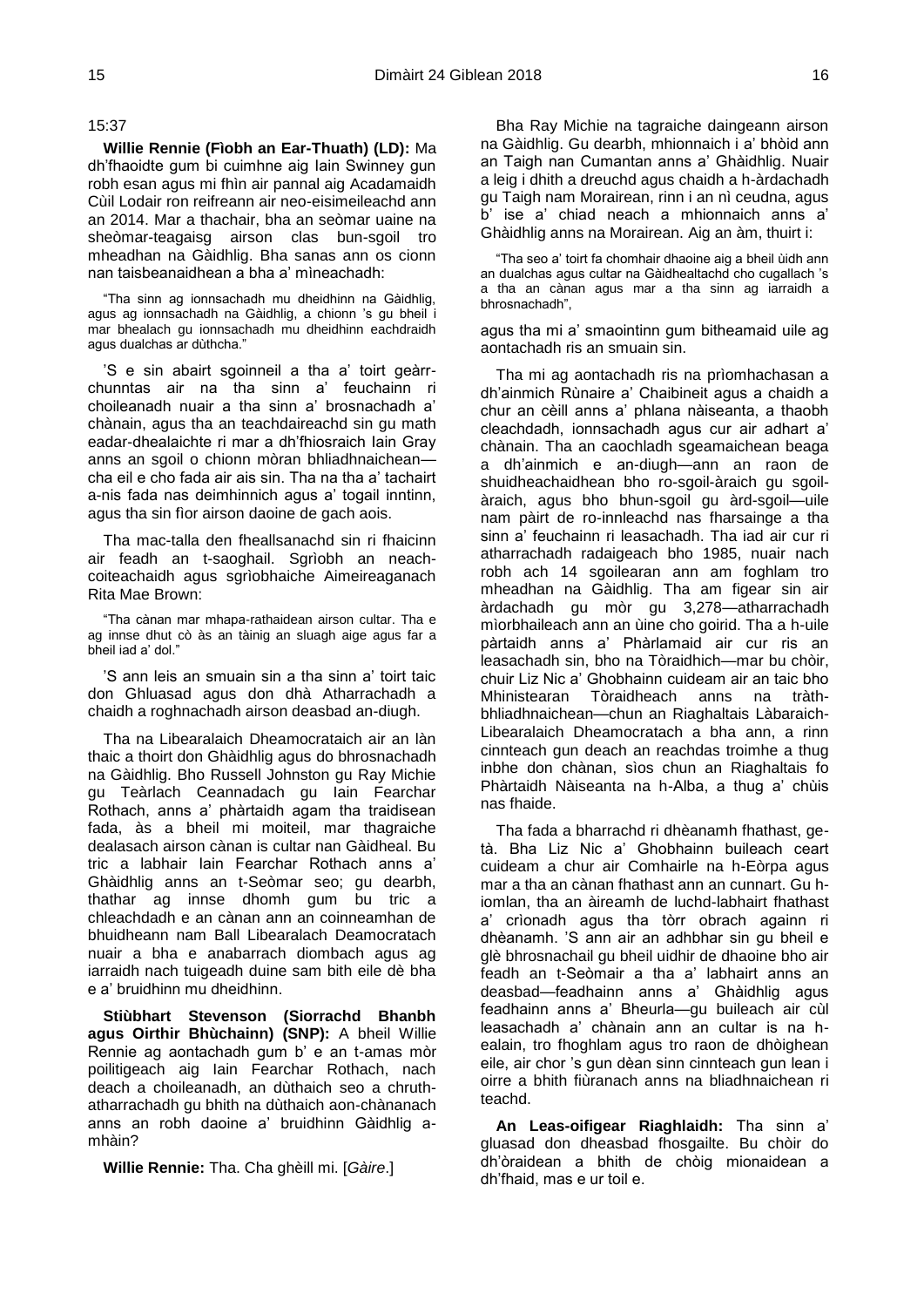15:37

**Willie Rennie (Fìobh an Ear-Thuath) (LD):** Ma dh'fhaoidte gum bi cuimhne aig Iain Swinney gun robh esan agus mi fhìn air pannal aig Acadamaidh Cùil Lodair ron reifreann air neo-eisimeileachd ann an 2014. Mar a thachair, bha an seòmar uaine na sheòmar-teagaisg airson clas bun-sgoil tro mheadhan na Gàidhlig. Bha sanas ann os cionn nan taisbeanaidhean a bha a' mìneachadh:

> "Tha sinn ag ionnsachadh mu dheidhinn na Gàidhlig, agus ag ionnsachadh na Gàidhlig, a chionn 's gu bheil i mar bhealach gu ionnsachadh mu dheidhinn eachdraidh agus dualchas ar dùthcha."

'S e sin abairt sgoinneil a tha a' toirt geàrr-chunntas air na tha sinn a' feuchainn ri choileanadh nuair a tha sinn a' brosnachadh a' chànain, agus tha an teachdaireachd sin gu math eadar-dhealaichte ri mar a dh'fhiosraich Iain Gray anns an sgoil o chionn mòran bhliadhnaichean—cha eil e cho fada air ais sin. Tha na tha a' tachairt a-nis fada nas deimhinnich agus a' togail inntinn, agus tha sin fìor airson daoine de gach aois.

Tha mac-talla den fheallsanachd sin ri fhaicinn air feadh an t-saoghail. Sgrìobh an neach-coiteachaidh agus sgrìobhaiche Aimeireaganach Rita Mae Brown:

> "Tha cànan mar mhapa-rathaidean airson cultar. Tha e ag innse dhut cò às an tàinig an sluagh aige agus far a bheil iad a' dol."

'S ann leis an smuain sin a tha sinn a' toirt taic don Ghluasad agus don dhà Atharrachadh a chaidh a roghnachadh airson deasbad an-diugh.

Tha na Libearalaich Dheamocrataich air an làn thaic a thoirt don Ghàidhlig agus do bhrosnachadh na Gàidhlig. Bho Russell Johnston gu Ray Michie gu Teàrlach Ceannadach gu Iain Fearchar Rothach, anns a' phàrtaidh agam tha traidisean fada, às a bheil mi moiteil, mar thagraiche dealasach airson cànan is cultar nan Gàidheal. Bu tric a labhair Iain Fearchar Rothach anns a' Ghàidhlig anns an t-Seòmar seo; gu dearbh, thathar ag innse dhomh gum bu tric a chleachdadh e an cànan ann an coinneamhan de bhuidheann nam Ball Libearalach Deamocratach nuair a bha e anabarrach diombach agus ag iarraidh nach tuigeadh duine sam bith eile dè bha e a' bruidhinn mu dheidhinn.

**Stiùbhart Stevenson (Siorrachd Bhanbh agus Oirthir Bhùchainn) (SNP):** A bheil Willie Rennie ag aontachadh gum b' e an t-amas mòr poilitigeach aig Iain Fearchar Rothach, nach deach a choileanadh, an dùthaich seo a chruth-atharrachadh gu bhith na dùthaich aon-chànanach anns an robh daoine a' bruidhinn Gàidhlig a-mhàin?

**Willie Rennie:** Tha. Cha ghèill mi. [*Gàire*.]

Bha Ray Michie na tagraiche daingeann airson na Gàidhlig. Gu dearbh, mhionnaich i a' bhòid ann an Taigh nan Cumantan anns a' Ghàidhlig. Nuair a leig i dhith a dreuchd agus chaidh a h-àrdachadh gu Taigh nam Morairean, rinn i an nì ceudna, agus b' ise a' chiad neach a mhionnaich anns a' Ghàidhlig anns na Morairean. Aig an àm, thuirt i:

> "Tha seo a' toirt fa chomhair dhaoine aig a bheil ùidh ann an dualchas agus cultar na Gàidhealtachd cho cugallach 's a tha an cànan agus mar a tha sinn ag iarraidh a bhrosnachadh",

agus tha mi a' smaointinn gum bitheamaid uile ag aontachadh ris an smuain sin.

Tha mi ag aontachadh ris na prìomhachasan a dh'ainmich Rùnaire a' Chaibineit agus a chaidh a chur an cèill anns a' phlana nàiseanta, a thaobh cleachdadh, ionnsachadh agus cur air adhart a' chànain. Tha an caochladh sgeamaichean beaga a dh'ainmich e an-diugh—ann an raon de shuidheachaidhean bho ro-sgoil-àraich gu sgoil-àraich, agus bho bhun-sgoil gu àrd-sgoil—uile nam pàirt de ro-innleachd nas fharsainge a tha sinn a' feuchainn ri leasachadh. Tha iad air cur ri atharrachadh radaigeach bho 1985, nuair nach robh ach 14 sgoilearan ann am foghlam tro mheadhan na Gàidhlig. Tha am figear sin air àrdachadh gu mòr gu 3,278—atharrachadh mìorbhaileach ann an ùine cho goirid. Tha a h-uile pàrtaidh anns a' Phàrlamaid air cur ris an leasachadh sin, bho na Tòraidhich—mar bu chòir, chuir Liz Nic a' Ghobhainn cuideam air an taic bho Mhinistearan Tòraidheach anns na tràth-bhliadhnaichean—chun an Riaghaltais Làbaraich-Libearalaich Dheamocratach a bha ann, a rinn cinnteach gun deach an reachdas troimhe a thug inbhe don chànan, sìos chun an Riaghaltais fo Phàrtaidh Nàiseanta na h-Alba, a thug a' chùis nas fhaide.

Tha fada a bharrachd ri dhèanamh fhathast, ge-tà. Bha Liz Nic a' Ghobhainn buileach ceart cuideam a chur air Comhairle na h-Eòrpa agus mar a tha an cànan fhathast ann an cunnart. Gu h-iomlan, tha an àireamh de luchd-labhairt fhathast a' crìonadh agus tha tòrr obrach againn ri dhèanamh. 'S ann air an adhbhar sin gu bheil e glè bhrosnachail gu bheil uidhir de dhaoine bho air feadh an t-Seòmair a tha a' labhairt anns an deasbad—feadhainn anns a' Ghàidhlig agus feadhainn anns a' Bheurla—gu buileach air cùl leasachadh a' chànain ann an cultar is na h-ealain, tro fhoghlam agus tro raon de dhòighean eile, air chor 's gun dèan sinn cinnteach gun lean i oirre a bhith fiùranach anns na bliadhnaichean ri teachd.

**An Leas-oifigear Riaghlaidh:** Tha sinn a' gluasad don dheasbad fhosgailte. Bu chòir do dh'òraidean a bhith de chòig mionaidean a dh'fhaid, mas e ur toil e.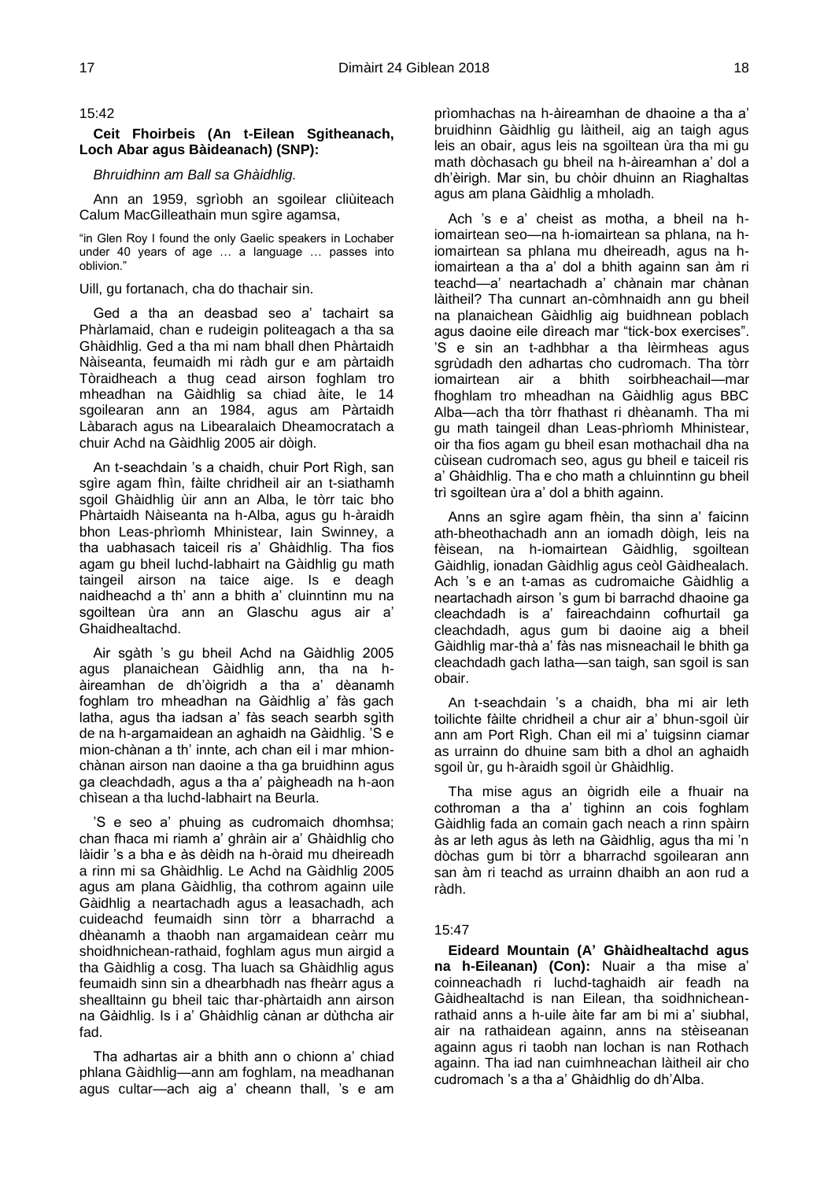15:42

**Ceit Fhoirbeis (An t-Eilean Sgitheanach, Loch Abar agus Bàideanach) (SNP):**

*Bhruidhinn am Ball sa Ghàidhlig.*

Ann an 1959, sgrìobh an sgoilear cliùiteach Calum MacGilleathain mun sgìre agamsa,

"in Glen Roy I found the only Gaelic speakers in Lochaber under 40 years of age … a language … passes into oblivion."

Uill, gu fortanach, cha do thachair sin.

Ged a tha an deasbad seo a' tachairt sa Phàrlamaid, chan e rudeigin politeagach a tha sa Ghàidhlig. Ged a tha mi nam bhall dhen Phàrtaidh Nàiseanta, feumaidh mi ràdh gur e am pàrtaidh Tòraidheach a thug cead airson foghlam tro mheadhan na Gàidhlig sa chiad àite, le 14 sgoilearan ann an 1984, agus am Pàrtaidh Làbarach agus na Libearalaich Dheamocratach a chuir Achd na Gàidhlig 2005 air dòigh.

An t-seachdain 's a chaidh, chuir Port Rìgh, san sgìre agam fhìn, fàilte chridheil air an t-siathamh sgoil Ghàidhlig ùir ann an Alba, le tòrr taic bho Phàrtaidh Nàiseanta na h-Alba, agus gu h-àraidh bhon Leas-phrìomh Mhinistear, Iain Swinney, a tha uabhasach taiceil ris a' Ghàidhlig. Tha fios agam gu bheil luchd-labhairt na Gàidhlig gu math taingeil airson na taice aige. Is e deagh naidheachd a th' ann a bhith a' cluinntinn mu na sgoiltean ùra ann an Glaschu agus air a' Ghaidhealtachd.

Air sgàth 's gu bheil Achd na Gàidhlig 2005 agus planaichean Gàidhlig ann, tha na h-àireamhan de dh'òigridh a tha a' dèanamh foghlam tro mheadhan na Gàidhlig a' fàs gach latha, agus tha iadsan a' fàs seach searbh sgìth de na h-argamaidean an aghaidh na Gàidhlig. 'S e mion-chànan a th' innte, ach chan eil i mar mhion-chànan airson nan daoine a tha ga bruidhinn agus ga cleachdadh, agus a tha a' pàigheadh na h-aon chìsean a tha luchd-labhairt na Beurla.

'S e seo a' phuing as cudromaich dhomhsa; chan fhaca mi riamh a' ghràin air a' Ghàidhlig cho làidir 's a bha e às dèidh na h-òraid mu dheireadh a rinn mi sa Ghàidhlig. Le Achd na Gàidhlig 2005 agus am plana Gàidhlig, tha cothrom againn uile Gàidhlig a neartachadh agus a leasachadh, ach cuideachd feumaidh sinn tòrr a bharrachd a dhèanamh a thaobh nan argamaidean ceàrr mu shoidhnichean-rathaid, foghlam agus mun airgid a tha Gàidhlig a cosg. Tha luach sa Ghàidhlig agus feumaidh sinn sin a dhearbhadh nas fheàrr agus a shealltainn gu bheil taic thar-phàrtaidh ann airson na Gàidhlig. Is i a' Ghàidhlig cànan ar dùthcha air fad.

Tha adhartas air a bhith ann o chionn a' chiad phlana Gàidhlig—ann am foghlam, na meadhanan agus cultar—ach aig a' cheann thall, 's e am prìomhachas na h-àireamhan de dhaoine a tha a' bruidhinn Gàidhlig gu làitheil, aig an taigh agus leis an obair, agus leis na sgoiltean ùra tha mi gu math dòchasach gu bheil na h-àireamhan a' dol a dh'èirigh. Mar sin, bu chòir dhuinn an Riaghaltas agus am plana Gàidhlig a mholadh.

Ach 's e a' cheist as motha, a bheil na h-iomairtean seo—na h-iomairtean sa phlana, na h-iomairtean sa phlana mu dheireadh, agus na h-iomairtean a tha a' dol a bhith againn san àm ri teachd—a' neartachadh a' chànain mar chànan làitheil? Tha cunnart an-còmhnaidh ann gu bheil na planaichean Gàidhlig aig buidhnean poblach agus daoine eile dìreach mar "tick-box exercises". 'S e sin an t-adhbhar a tha lèirmheas agus sgrùdadh den adhartas cho cudromach. Tha tòrr iomairtean air a bhith soirbheachail—mar fhoghlam tro mheadhan na Gàidhlig agus BBC Alba—ach tha tòrr fhathast ri dhèanamh. Tha mi gu math taingeil dhan Leas-phrìomh Mhinistear, oir tha fios agam gu bheil esan mothachail dha na cùisean cudromach seo, agus gu bheil e taiceil ris a' Ghàidhlig. Tha e cho math a chluinntinn gu bheil trì sgoiltean ùra a' dol a bhith againn.

Anns an sgìre agam fhèin, tha sinn a' faicinn ath-bheothachadh ann an iomadh dòigh, leis na fèisean, na h-iomairtean Gàidhlig, sgoiltean Gàidhlig, ionadan Gàidhlig agus ceòl Gàidhealach. Ach 's e an t-amas as cudromaiche Gàidhlig a neartachadh airson 's gum bi barrachd dhaoine ga cleachdadh is a' faireachdainn cofhurtail ga cleachdadh, agus gum bi daoine aig a bheil Gàidhlig mar-thà a' fàs nas misneachail le bhith ga cleachdadh gach latha—san taigh, san sgoil is san obair.

An t-seachdain 's a chaidh, bha mi air leth toilichte fàilte chridheil a chur air a' bhun-sgoil ùir ann am Port Rìgh. Chan eil mi a' tuigsinn ciamar as urrainn do dhuine sam bith a dhol an aghaidh sgoil ùr, gu h-àraidh sgoil ùr Ghàidhlig.

Tha mise agus an òigridh eile a fhuair na cothroman a tha a' tighinn an cois foghlam Gàidhlig fada an comain gach neach a rinn spàirn às ar leth agus às leth na Gàidhlig, agus tha mi 'n dòchas gum bi tòrr a bharrachd sgoilearan ann san àm ri teachd as urrainn dhaibh an aon rud a ràdh.

15:47

**Eideard Mountain (A' Ghàidhealtachd agus na h-Eileanan) (Con):** Nuair a tha mise a' coinneachadh ri luchd-taghaidh air feadh na Gàidhealtachd is nan Eilean, tha soidhnichean-rathaid anns a h-uile àite far am bi mi a' siubhal, air na rathaidean againn, anns na stèiseanan againn agus ri taobh nan lochan is nan Rothach againn. Tha iad nan cuimhneachan làitheil air cho cudromach 's a tha a' Ghàidhlig do dh'Alba.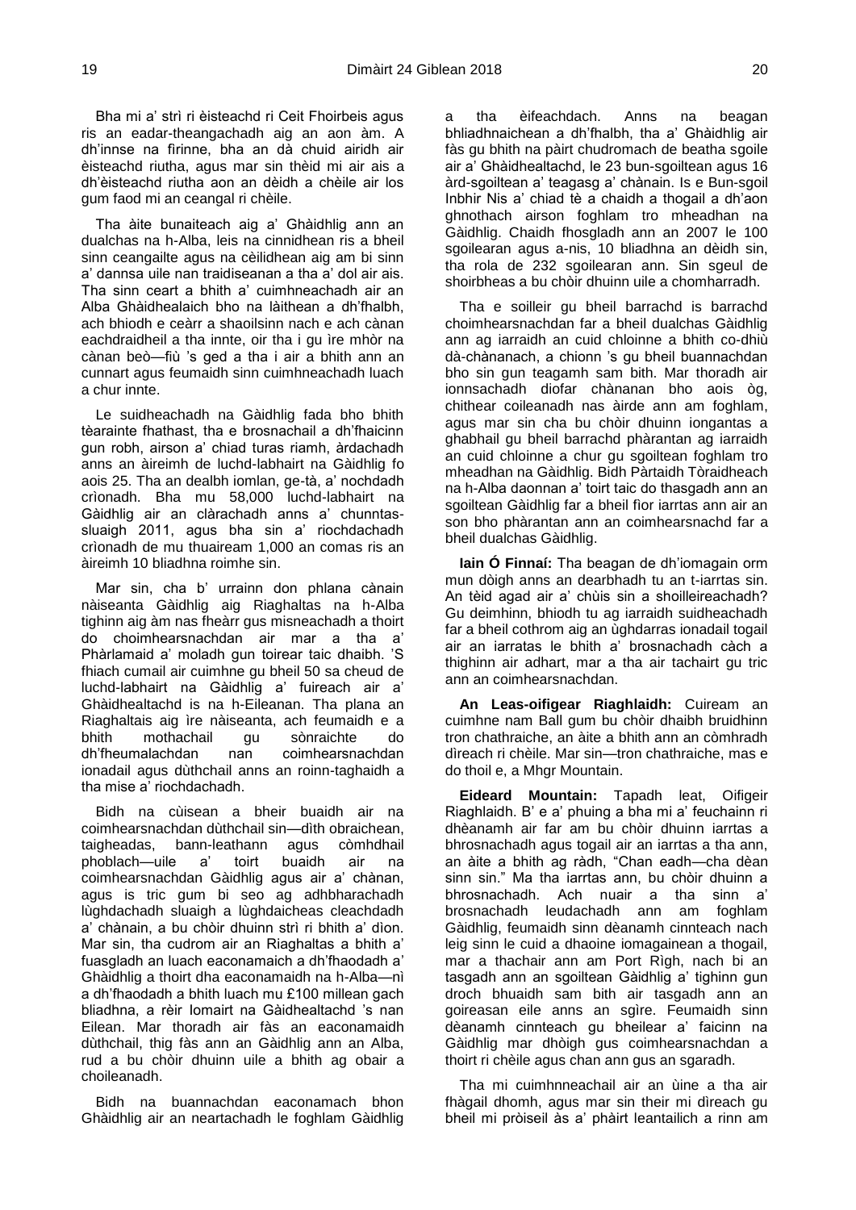Bha mi a' strì ri èisteachd ri Ceit Fhoirbeis agus ris an eadar-theangachadh aig an aon àm. A dh'innse na fìrinne, bha an dà chuid airidh air èisteachd riutha, agus mar sin thèid mi air ais a dh'èisteachd riutha aon an dèidh a chèile air los gum faod mi an ceangal ri chèile.

Tha àite bunaiteach aig a' Ghàidhlig ann an dualchas na h-Alba, leis na cinnidhean ris a bheil sinn ceangailte agus na cèilidhean aig am bi sinn a' dannsa uile nan traidiseanan a tha a' dol air ais. Tha sinn ceart a bhith a' cuimhneachadh air an Alba Ghàidhealaich bho na làithean a dh'fhalbh, ach bhiodh e ceàrr a shaoilsinn nach e ach cànan eachdraidheil a tha innte, oir tha i gu ìre mhòr na cànan beò—fiù 's ged a tha i air a bhith ann an cunnart agus feumaidh sinn cuimhneachadh luach a chur innte.

Le suidheachadh na Gàidhlig fada bho bhith tèarainte fhathast, tha e brosnachail a dh'fhaicinn gun robh, airson a' chiad turas riamh, àrdachadh anns an àireimh de luchd-labhairt na Gàidhlig fo aois 25. Tha an dealbh iomlan, ge-tà, a' nochdadh crìonadh. Bha mu 58,000 luchd-labhairt na Gàidhlig air an clàrachadh anns a' chunntas-sluaigh 2011, agus bha sin a' riochdachadh crìonadh de mu thuaiream 1,000 an comas ris an àireimh 10 bliadhna roimhe sin.

Mar sin, cha b' urrainn don phlana cànain nàiseanta Gàidhlig aig Riaghaltas na h-Alba tighinn aig àm nas fheàrr gus misneachadh a thoirt do choimhearsnachdan air mar a tha a' Phàrlamaid a' moladh gun toirear taic dhaibh. 'S fhiach cumail air cuimhne gu bheil 50 sa cheud de luchd-labhairt na Gàidhlig a' fuireach air a' Ghàidhealtachd is na h-Eileanan. Tha plana an Riaghaltais aig ìre nàiseanta, ach feumaidh e a bhith mothachail gu sònraichte do dh'fheumalachdan nan coimhearsnachdan ionadail agus dùthchail anns an roinn-taghaidh a tha mise a' riochdachadh.

Bidh na cùisean a bheir buaidh air na coimhearsnachdan dùthchail sin—dìth obraichean, taigheadas, bann-leathann agus còmhdhail phoblach—uile a' toirt buaidh air na coimhearsnachdan Gàidhlig agus air a' chànan, agus is tric gum bi seo ag adhbharachadh lùghdachadh sluaigh a lùghdaicheas cleachdadh a' chànain, a bu chòir dhuinn strì ri bhith a' dìon. Mar sin, tha cudrom air an Riaghaltas a bhith a' fuasgladh an luach eaconamaich a dh'fhaodadh a' Ghàidhlig a thoirt dha eaconamaidh na h-Alba—nì a dh'fhaodadh a bhith luach mu £100 millean gach bliadhna, a rèir Iomairt na Gàidhealtachd 's nan Eilean. Mar thoradh air fàs an eaconamaidh dùthchail, thig fàs ann an Gàidhlig ann an Alba, rud a bu chòir dhuinn uile a bhith ag obair a choileanadh.

Bidh na buannachdan eaconamach bhon Ghàidhlig air an neartachadh le foghlam Gàidhlig a tha èifeachdach. Anns na beagan bhliadhnaichean a dh'fhalbh, tha a' Ghàidhlig air fàs gu bhith na pàirt chudromach de beatha sgoile air a' Ghàidhealtachd, le 23 bun-sgoiltean agus 16 àrd-sgoiltean a' teagasg a' chànain. Is e Bun-sgoil Inbhir Nis a' chiad tè a chaidh a thogail a dh'aon ghnothach airson foghlam tro mheadhan na Gàidhlig. Chaidh fhosgladh ann an 2007 le 100 sgoilearan agus a-nis, 10 bliadhna an dèidh sin, tha rola de 232 sgoilearan ann. Sin sgeul de shoirbheas a bu chòir dhuinn uile a chomharradh.

Tha e soilleir gu bheil barrachd is barrachd choimhearsnachdan far a bheil dualchas Gàidhlig ann ag iarraidh an cuid chloinne a bhith co-dhiù dà-chànanach, a chionn 's gu bheil buannachdan bho sin gun teagamh sam bith. Mar thoradh air ionnsachadh diofar chànanan bho aois òg, chithear coileanadh nas àirde ann am foghlam, agus mar sin cha bu chòir dhuinn iongantas a ghabhail gu bheil barrachd phàrantan ag iarraidh an cuid chloinne a chur gu sgoiltean foghlam tro mheadhan na Gàidhlig. Bidh Pàrtaidh Tòraidheach na h-Alba daonnan a' toirt taic do thasgadh ann an sgoiltean Gàidhlig far a bheil fìor iarrtas ann air an son bho phàrantan ann an coimhearsnachd far a bheil dualchas Gàidhlig.

**Iain Ó Finnaí:** Tha beagan de dh'iomagain orm mun dòigh anns an dearbhadh tu an t-iarrtas sin. An tèid agad air a' chùis sin a shoilleireachadh? Gu deimhinn, bhiodh tu ag iarraidh suidheachadh far a bheil cothrom aig an ùghdarras ionadail togail air an iarratas le bhith a' brosnachadh càch a thighinn air adhart, mar a tha air tachairt gu tric ann an coimhearsnachdan.

**An Leas-oifigear Riaghlaidh:** Cuiream an cuimhne nam Ball gum bu chòir dhaibh bruidhinn tron chathraiche, an àite a bhith ann an còmhradh dìreach ri chèile. Mar sin—tron chathraiche, mas e do thoil e, a Mhgr Mountain.

**Eideard Mountain:** Tapadh leat, Oifigeir Riaghlaidh. B' e a' phuing a bha mi a' feuchainn ri dhèanamh air far am bu chòir dhuinn iarrtas a bhrosnachadh agus togail air an iarrtas a tha ann, an àite a bhith ag ràdh, "Chan eadh—cha dèan sinn sin." Ma tha iarrtas ann, bu chòir dhuinn a bhrosnachadh. Ach nuair a tha sinn a' brosnachadh leudachadh ann am foghlam Gàidhlig, feumaidh sinn dèanamh cinnteach nach leig sinn le cuid a dhaoine iomagainean a thogail, mar a thachair ann am Port Rìgh, nach bi an tasgadh ann an sgoiltean Gàidhlig a' tighinn gun droch bhuaidh sam bith air tasgadh ann an goireasan eile anns an sgìre. Feumaidh sinn dèanamh cinnteach gu bheilear a' faicinn na Gàidhlig mar dhòigh gus coimhearsnachdan a thoirt ri chèile agus chan ann gus an sgaradh.

Tha mi cuimhnneachail air an ùine a tha air fhàgail dhomh, agus mar sin their mi dìreach gu bheil mi pròiseil às a' phàirt leantailich a rinn am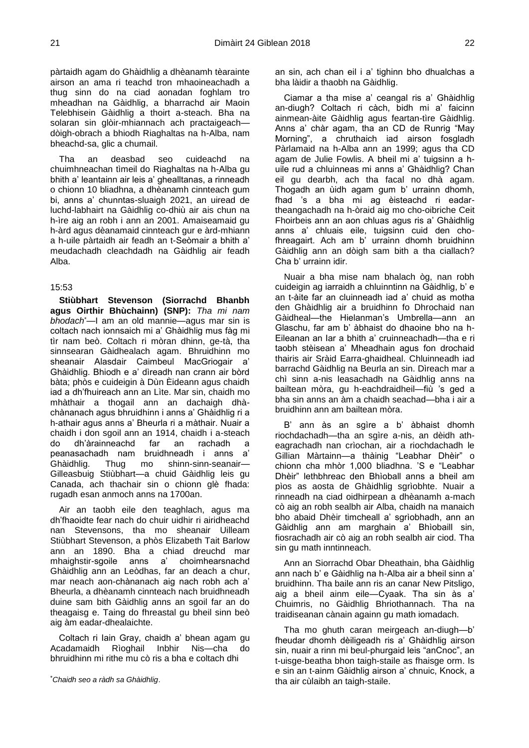pàrtaidh agam do Ghàidhlig a dhèanamh tèarainte airson an ama ri teachd tron mhaoineachadh a thug sinn do na ciad aonadan foghlam tro mheadhan na Gàidhlig, a bharrachd air Maoin Telebhisein Gàidhlig a thoirt a-steach. Bha na solaran sin glòir-mhiannach ach practaigeach—dòigh-obrach a bhiodh Riaghaltas na h-Alba, nam bheachd-sa, glic a chumail.

Tha an deasbad seo cuideachd na chuimhneachan tìmeil do Riaghaltas na h-Alba gu bhith a' leantainn air leis a' ghealltanas, a rinneadh o chionn 10 bliadhna, a dhèanamh cinnteach gum bi, anns a' chunntas-sluaigh 2021, an uiread de luchd-labhairt na Gàidhlig co-dhiù air ais chun na h-ìre aig an robh i ann an 2001. Amaiseamaid gu h-àrd agus dèanamaid cinnteach gur e àrd-mhiann a h-uile pàrtaidh air feadh an t-Seòmair a bhith a' meudachadh cleachdadh na Gàidhlig air feadh Alba.

15:53

**Stiùbhart Stevenson (Siorrachd Bhanbh agus Oirthir Bhùchainn) (SNP):** *Tha mi nam bhodach*[*]—I am an old mannie—agus mar sin is coltach nach ionnsaich mi a' Ghàidhlig mus fàg mi tìr nam beò. Coltach ri mòran dhinn, ge-tà, tha sinnsearan Gàidhealach agam. Bhruidhinn mo sheanair Alasdair Caimbeul MacGriogair a' Ghàidhlig. Bhiodh e a' dìreadh nan crann air bòrd bàta; phòs e cuideigin à Dùn Èideann agus chaidh iad a dh'fhuireach ann an Lìte. Mar sin, chaidh mo mhàthair a thogail ann an dachaigh dhà-chànanach agus bhruidhinn i anns a' Ghàidhlig ri a h-athair agus anns a' Bheurla ri a màthair. Nuair a chaidh i don sgoil ann an 1914, chaidh i a-steach do dh'àrainneachd far an rachadh a peanasachadh nam bruidhneadh i anns a' Ghàidhlig. Thug mo shinn-sinn-seanair—Gilleasbuig Stiùbhart—a chuid Gàidhlig leis gu Canada, ach thachair sin o chionn glè fhada: rugadh esan anmoch anns na 1700an.

Air an taobh eile den teaghlach, agus ma dh'fhaoidte fear nach do chuir uidhir ri airidheachd nan Stevensons, tha mo sheanair Uilleam Stiùbhart Stevenson, a phòs Elizabeth Tait Barlow ann an 1890. Bha a chiad dreuchd mar mhaighstir-sgoile anns a' choimhearsnachd Ghàidhlig ann an Leòdhas, far an deach a chur, mar neach aon-chànanach aig nach robh ach a' Bheurla, a dhèanamh cinnteach nach bruidhneadh duine sam bith Gàidhlig anns an sgoil far an do theagaisg e. Taing do fhreastal gu bheil sinn beò aig àm eadar-dhealaichte.

Coltach ri Iain Gray, chaidh a' bhean agam gu Acadamaidh Rìoghail Inbhir Nis—cha do bhruidhinn mi rithe mu cò ris a bha e coltach dhi an sin, ach chan eil i a' tighinn bho dhualchas a bha làidir a thaobh na Gàidhlig.

[*]*Chaidh seo a ràdh sa Ghàidhlig*.

Ciamar a tha mise a' ceangal ris a' Ghàidhlig an-diugh? Coltach ri càch, bidh mi a' faicinn ainmean-àite Gàidhlig agus feartan-tìre Gàidhlig. Anns a' chàr agam, tha an CD de Runrig "May Morning", a chruthaich iad airson fosgladh Pàrlamaid na h-Alba ann an 1999; agus tha CD agam de Julie Fowlis. A bheil mi a' tuigsinn a h-uile rud a chluinneas mi anns a' Ghàidhlig? Chan eil gu dearbh, ach tha facal no dhà agam. Thogadh an ùidh agam gum b' urrainn dhomh, fhad 's a bha mi ag èisteachd ri eadar-theangachadh na h-òraid aig mo cho-oibriche Ceit Fhoirbeis ann an aon chluas agus ris a' Ghàidhlig anns a' chluais eile, tuigsinn cuid den cho-fhreagairt. Ach am b' urrainn dhomh bruidhinn Gàidhlig ann an dòigh sam bith a tha ciallach? Cha b' urrainn idir.

Nuair a bha mise nam bhalach òg, nan robh cuideigin ag iarraidh a chluinntinn na Gàidhlig, b' e an t-àite far an cluinneadh iad a' chuid as motha den Ghàidhlig air a bruidhinn fo Dhrochaid nan Gàidheal—the Hielanman's Umbrella—ann an Glaschu, far am b' àbhaist do dhaoine bho na h-Eileanan an Iar a bhith a' cruinneachadh—tha e ri taobh stèisean a' Mheadhain agus fon drochaid thairis air Sràid Earra-ghaidheal. Chluinneadh iad barrachd Gàidhlig na Beurla an sin. Dìreach mar a chì sinn a-nis leasachadh na Gàidhlig anns na bailtean mòra, gu h-eachdraidheil—fiù 's ged a bha sin anns an àm a chaidh seachad—bha i air a bruidhinn ann am bailtean mòra.

B' ann às an sgìre a b' àbhaist dhomh riochdachadh—tha an sgìre a-nis, an dèidh ath-eagrachadh nan crìochan, air a riochdachadh le Gillian Màrtainn—a thàinig "Leabhar Dhèir" o chionn cha mhòr 1,000 bliadhna. 'S e "Leabhar Dhèir" lethbhreac den Bhìoball anns a bheil am pìos as aosta de Ghàidhlig sgrìobhte. Nuair a rinneadh na ciad oidhirpean a dhèanamh a-mach cò aig an robh sealbh air Alba, chaidh na manaich bho abaid Dhèir timcheall a' sgrìobhadh, ann an Gàidhlig ann am marghain a' Bhìobaill sin, fiosrachadh air cò aig an robh sealbh air ciod. Tha sin gu math inntinneach.

Ann an Siorrachd Obar Dheathain, bha Gàidhlig ann nach b' e Gàidhlig na h-Alba air a bheil sinn a' bruidhinn. Tha baile ann ris an canar New Pitsligo, aig a bheil ainm eile—Cyaak. Tha sin às a' Chuimris, no Gàidhlig Bhriothannach. Tha na traidiseanan cànain againn gu math iomadach.

Tha mo ghuth caran meirgeach an-diugh—b' fheudar dhomh dèiligeadh ris a' Ghàidhlig airson sin, nuair a rinn mi beul-phurgaid leis "anCnoc", an t-uisge-beatha bhon taigh-staile as fhaisge orm. Is e sin an t-ainm Gàidhlig airson a' chnuic, Knock, a tha air cùlaibh an taigh-staile.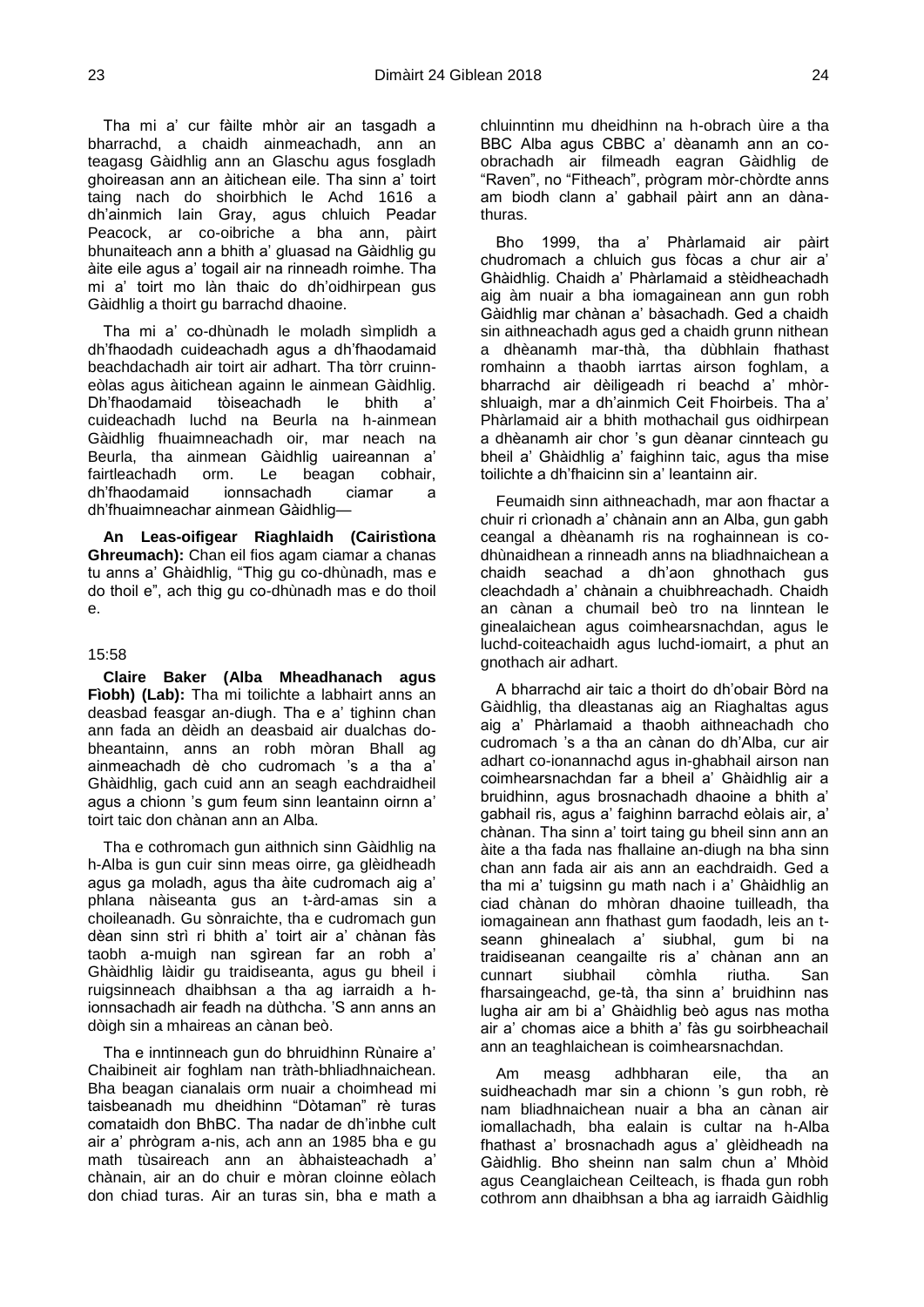Tha mi a' cur fàilte mhòr air an tasgadh a bharrachd, a chaidh ainmeachadh, ann an teagasg Gàidhlig ann an Glaschu agus fosgladh ghoireasan ann an àitichean eile. Tha sinn a' toirt taing nach do shoirbhich le Achd 1616 a dh'ainmich Iain Gray, agus chluich Peadar Peacock, ar co-oibriche a bha ann, pàirt bhunaiteach ann a bhith a' gluasad na Gàidhlig gu àite eile agus a' togail air na rinneadh roimhe. Tha mi a' toirt mo làn thaic do dh'oidhirpean gus Gàidhlig a thoirt gu barrachd dhaoine.

Tha mi a' co-dhùnadh le moladh sìmplidh a dh'fhaodadh cuideachadh agus a dh'fhaodamaid beachdachadh air toirt air adhart. Tha tòrr cruinn-eòlas agus àitichean againn le ainmean Gàidhlig. Dh'fhaodamaid tòiseachadh le bhith a' cuideachadh luchd na Beurla na h-ainmean Gàidhlig fhuaimneachadh oir, mar neach na Beurla, tha ainmean Gàidhlig uaireannan a' fairtleachadh orm. Le beagan cobhair, dh'fhaodamaid ionnsachadh ciamar a dh'fhuaimneachar ainmean Gàidhlig—

**An Leas-oifigear Riaghlaidh (Cairistìona Ghreumach):** Chan eil fios agam ciamar a chanas tu anns a' Ghàidhlig, "Thig gu co-dhùnadh, mas e do thoil e", ach thig gu co-dhùnadh mas e do thoil e.

15:58

**Claire Baker (Alba Mheadhanach agus Fìobh) (Lab):** Tha mi toilichte a labhairt anns an deasbad feasgar an-diugh. Tha e a' tighinn chan ann fada an dèidh an deasbaid air dualchas do-bheantainn, anns an robh mòran Bhall ag ainmeachadh dè cho cudromach 's a tha a' Ghàidhlig, gach cuid ann an seagh eachdraidheil agus a chionn 's gum feum sinn leantainn oirnn a' toirt taic don chànan ann an Alba.

Tha e cothromach gun aithnich sinn Gàidhlig na h-Alba is gun cuir sinn meas oirre, ga glèidheadh agus ga moladh, agus tha àite cudromach aig a' phlana nàiseanta gus an t-àrd-amas sin a choileanadh. Gu sònraichte, tha e cudromach gun dèan sinn strì ri bhith a' toirt air a' chànan fàs taobh a-muigh nan sgìrean far an robh a' Ghàidhlig làidir gu traidiseanta, agus gu bheil i ruigsinneach dhaibhsan a tha ag iarraidh a h-ionnsachadh air feadh na dùthcha. 'S ann anns an dòigh sin a mhaireas an cànan beò.

Tha e inntinneach gun do bhruidhinn Rùnaire a' Chaibineit air foghlam nan tràth-bhliadhnaichean. Bha beagan cianalais orm nuair a choimhead mi taisbeanadh mu dheidhinn "Dòtaman" rè turas comataidh don BhBC. Tha nadar de dh'inbhe cult air a' phrògram a-nis, ach ann an 1985 bha e gu math tùsaireach ann an àbhaisteachadh a' chànain, air an do chuir e mòran cloinne eòlach don chiad turas. Air an turas sin, bha e math a chluinntinn mu dheidhinn na h-obrach ùire a tha BBC Alba agus CBBC a' dèanamh ann an co-obrachadh air filmeadh eagran Gàidhlig de "Raven", no "Fitheach", prògram mòr-chòrdte anns am biodh clann a' gabhail pàirt ann an dàna-thuras.

Bho 1999, tha a' Phàrlamaid air pàirt chudromach a chluich gus fòcas a chur air a' Ghàidhlig. Chaidh a' Phàrlamaid a stèidheachadh aig àm nuair a bha iomagainean ann gun robh Gàidhlig mar chànan a' bàsachadh. Ged a chaidh sin aithneachadh agus ged a chaidh grunn nithean a dhèanamh mar-thà, tha dùbhlain fhathast romhainn a thaobh iarrtas airson foghlam, a bharrachd air dèiligeadh ri beachd a' mhòr-shluaigh, mar a dh'ainmich Ceit Fhoirbeis. Tha a' Phàrlamaid air a bhith mothachail gus oidhirpean a dhèanamh air chor 's gun dèanar cinnteach gu bheil a' Ghàidhlig a' faighinn taic, agus tha mise toilichte a dh'fhaicinn sin a' leantainn air.

Feumaidh sinn aithneachadh, mar aon fhactar a chuir ri crìonadh a' chànain ann an Alba, gun gabh ceangal a dhèanamh ris na roghainnean is co-dhùnaidhean a rinneadh anns na bliadhnaichean a chaidh seachad a dh'aon ghnothach gus cleachdadh a' chànain a chuibhreachadh. Chaidh an cànan a chumail beò tro na linntean le ginealaichean agus coimhearsnachdan, agus le luchd-coiteachaidh agus luchd-iomairt, a phut an gnothach air adhart.

A bharrachd air taic a thoirt do dh'obair Bòrd na Gàidhlig, tha dleastanas aig an Riaghaltas agus aig a' Phàrlamaid a thaobh aithneachadh cho cudromach 's a tha an cànan do dh'Alba, cur air adhart co-ionannachd agus in-ghabhail airson nan coimhearsnachdan far a bheil a' Ghàidhlig air a bruidhinn, agus brosnachadh dhaoine a bhith a' gabhail ris, agus a' faighinn barrachd eòlais air, a' chànan. Tha sinn a' toirt taing gu bheil sinn ann an àite a tha fada nas fhallaine an-diugh na bha sinn chan ann fada air ais ann an eachdraidh. Ged a tha mi a' tuigsinn gu math nach i a' Ghàidhlig an ciad chànan do mhòran dhaoine tuilleadh, tha iomagainean ann fhathast gum faodadh, leis an t-seann ghinealach a' siubhal, gum bi na traidiseanan ceangailte ris a' chànan ann an cunnart siubhail còmhla riutha. San fharsaingeachd, ge-tà, tha sinn a' bruidhinn nas lugha air am bi a' Ghàidhlig beò agus nas motha air a' chomas aice a bhith a' fàs gu soirbheachail ann an teaghlaichean is coimhearsnachdan.

Am measg adhbharan eile, tha an suidheachadh mar sin a chionn 's gun robh, rè nam bliadhnaichean nuair a bha an cànan air iomallachadh, bha ealain is cultar na h-Alba fhathast a' brosnachadh agus a' glèidheadh na Gàidhlig. Bho sheinn nan salm chun a' Mhòid agus Ceanglaichean Ceilteach, is fhada gun robh cothrom ann dhaibhsan a bha ag iarraidh Gàidhlig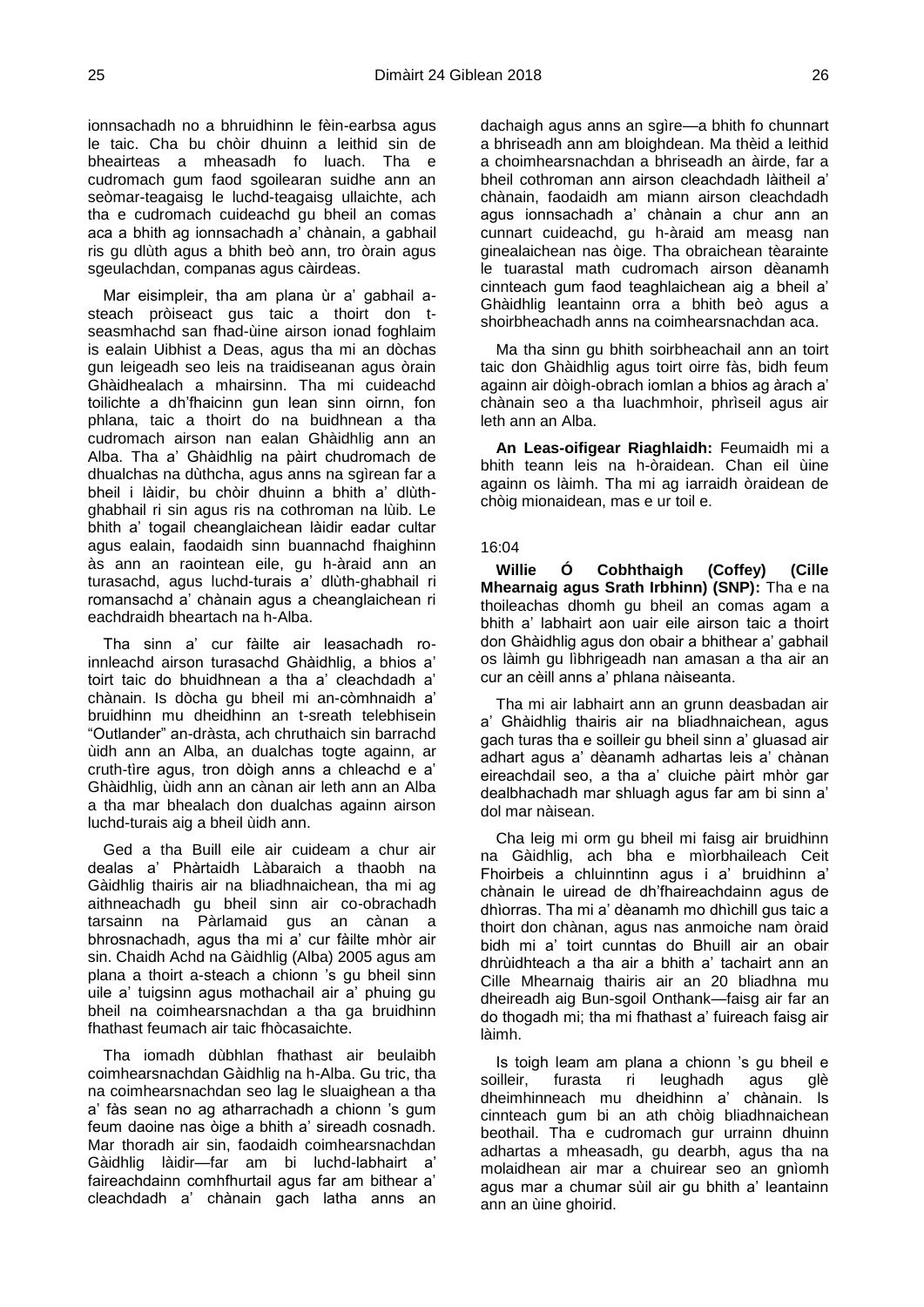ionnsachadh no a bhruidhinn le fèin-earbsa agus le taic. Cha bu chòir dhuinn a leithid sin de bheairteas a mheasadh fo luach. Tha e cudromach gum faod sgoilearan suidhe ann an seòmar-teagaisg le luchd-teagaisg ullaichte, ach tha e cudromach cuideachd gu bheil an comas aca a bhith ag ionnsachadh a' chànain, a gabhail ris gu dlùth agus a bhith beò ann, tro òrain agus sgeulachdan, companas agus càirdeas.

Mar eisimpleir, tha am plana ùr a' gabhail a-steach pròiseact gus taic a thoirt don t-seasmhachd san fhad-ùine airson ionad foghlaim is ealain Uibhist a Deas, agus tha mi an dòchas gun leigeadh seo leis na traidiseanan agus òrain Ghàidhealach a mhairsinn. Tha mi cuideachd toilichte a dh'fhaicinn gun lean sinn oirnn, fon phlana, taic a thoirt do na buidhnean a tha cudromach airson nan ealan Gàidhlig ann an Alba. Tha a' Ghàidhlig na pàirt chudromach de dhualchas na dùthcha, agus anns na sgìrean far a bheil i làidir, bu chòir dhuinn a bhith a' dlùth-ghabhail ri sin agus ris na cothroman na lùib. Le bhith a' togail cheanglaichean làidir eadar cultar agus ealain, faodaidh sinn buannachd fhaighinn às ann an raointean eile, gu h-àraid ann an turasachd, agus luchd-turais a' dlùth-ghabhail ri romansachd a' chànain agus a cheanglaichean ri eachdraidh bheartach na h-Alba.

Tha sinn a' cur fàilte air leasachadh ro-innleachd airson turasachd Ghàidhlig, a bhios a' toirt taic do bhuidhnean a tha a' cleachdadh a' chànain. Is dòcha gu bheil mi an-còmhnaidh a' bruidhinn mu dheidhinn an t-sreath telebhisein "Outlander" an-dràsta, ach chruthaich sin barrachd ùidh ann an Alba, an dualchas togte againn, ar cruth-tìre agus, tron dòigh anns a chleachd e a' Ghàidhlig, ùidh ann an cànan air leth ann an Alba a tha mar bhealach don dualchas againn airson luchd-turais aig a bheil ùidh ann.

Ged a tha Buill eile air cuideam a chur air dealas a' Phàrtaidh Làbaraich a thaobh na Gàidhlig thairis air na bliadhnaichean, tha mi ag aithneachadh gu bheil sinn air co-obrachadh tarsainn na Pàrlamaid gus an cànan a bhrosnachadh, agus tha mi a' cur fàilte mhòr air sin. Chaidh Achd na Gàidhlig (Alba) 2005 agus am plana a thoirt a-steach a chionn 's gu bheil sinn uile a' tuigsinn agus mothachail air a' phuing gu bheil na coimhearsnachdan a tha ga bruidhinn fhathast feumach air taic fhòcasaichte.

Tha iomadh dùbhlan fhathast air beulaibh coimhearsnachdan Gàidhlig na h-Alba. Gu tric, tha na coimhearsnachdan seo lag le sluaighean a tha a' fàs sean no ag atharrachadh a chionn 's gum feum daoine nas òige a bhith a' sireadh cosnadh. Mar thoradh air sin, faodaidh coimhearsnachdan Gàidhlig làidir—far am bi luchd-labhairt a' faireachdainn comhfhurtail agus far am bithear a' cleachdadh a' chànain gach latha anns an dachaigh agus anns an sgìre—a bhith fo chunnart a bhriseadh ann am bloighdean. Ma thèid a leithid a choimhearsnachdan a bhriseadh an àirde, far a bheil cothroman ann airson cleachdadh làitheil a' chànain, faodaidh am miann airson cleachdadh agus ionnsachadh a' chànain a chur ann an cunnart cuideachd, gu h-àraid am measg nan ginealaichean nas òige. Tha obraichean tèarainte le tuarastal math cudromach airson dèanamh cinnteach gum faod teaghlaichean aig a bheil a' Ghàidhlig leantainn orra a bhith beò agus a shoirbheachadh anns na coimhearsnachdan aca.

Ma tha sinn gu bhith soirbheachail ann an toirt taic don Ghàidhlig agus toirt oirre fàs, bidh feum againn air dòigh-obrach iomlan a bhios ag àrach a' chànain seo a tha luachmhoir, phrìseil agus air leth ann an Alba.

**An Leas-oifigear Riaghlaidh:** Feumaidh mi a bhith teann leis na h-òraidean. Chan eil ùine againn os làimh. Tha mi ag iarraidh òraidean de chòig mionaidean, mas e ur toil e.

16:04

**Willie Ó Cobhthaigh (Coffey) (Cille Mhearnaig agus Srath Irbhinn) (SNP):** Tha e na thoileachas dhomh gu bheil an comas agam a bhith a' labhairt aon uair eile airson taic a thoirt don Ghàidhlig agus don obair a bhithear a' gabhail os làimh gu lìbhrigeadh nan amasan a tha air an cur an cèill anns a' phlana nàiseanta.

Tha mi air labhairt ann an grunn deasbadan air a' Ghàidhlig thairis air na bliadhnaichean, agus gach turas tha e soilleir gu bheil sinn a' gluasad air adhart agus a' dèanamh adhartas leis a' chànan eireachdail seo, a tha a' cluiche pàirt mhòr gar dealbhachadh mar shluagh agus far am bi sinn a' dol mar nàisean.

Cha leig mi orm gu bheil mi faisg air bruidhinn na Gàidhlig, ach bha e mìorbhaileach Ceit Fhoirbeis a chluinntinn agus i a' bruidhinn a' chànain le uiread de dh'fhaireachdainn agus de dhiorras. Tha mi a' dèanamh mo dhìchill gus taic a thoirt don chànan, agus nas anmoiche nam òraid bidh mi a' toirt cunntas do Bhuill air an obair dhrùidhteach a tha air a bhith a' tachairt ann an Cille Mhearnaig thairis air an 20 bliadhna mu dheireadh aig Bun-sgoil Onthank—faisg air far an do thogadh mi; tha mi fhathast a' fuireach faisg air làimh.

Is toigh leam am plana a chionn 's gu bheil e soilleir, furasta ri leughadh agus glè dheimhinneach mu dheidhinn a' chànain. Is cinnteach gum bi an ath chòig bliadhnaichean beothail. Tha e cudromach gur urrainn dhuinn adhartas a mheasadh, gu dearbh, agus tha na molaidhean air mar a chuirear seo an gnìomh agus mar a chumar sùil air gu bhith a' leantainn ann an ùine ghoirid.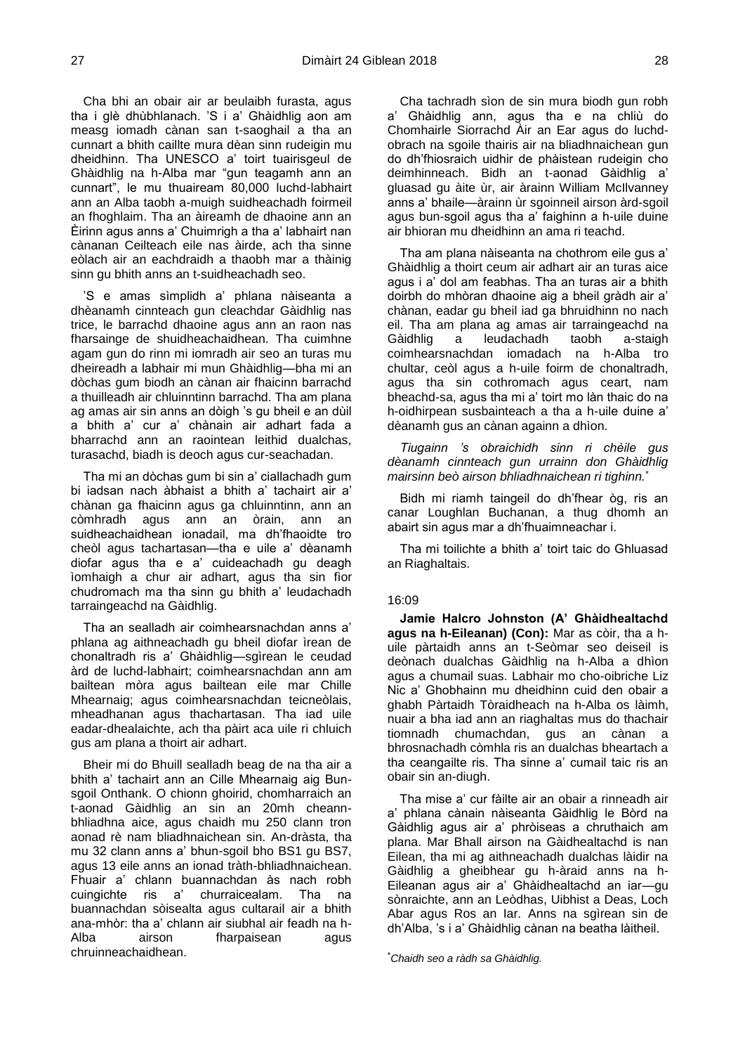Cha bhi an obair air ar beulaibh furasta, agus tha i glè dhùbhlanach. 'S i a' Ghàidhlig aon am measg iomadh cànan san t-saoghail a tha an cunnart a bhith caillte mura dèan sinn rudeigin mu dheidhinn. Tha UNESCO a' toirt tuairisgeul de Ghàidhlig na h-Alba mar "gun teagamh ann an cunnart", le mu thuaiream 80,000 luchd-labhairt ann an Alba taobh a-muigh suidheachadh foirmeil an fhoghlaim. Tha an àireamh de dhaoine ann an Èirinn agus anns a' Chuimrigh a tha a' labhairt nan cànanan Ceilteach eile nas àirde, ach tha sinne eòlach air an eachdraidh a thaobh mar a thàinig sinn gu bhith anns an t-suidheachadh seo.

'S e amas sìmplidh a' phlana nàiseanta a dhèanamh cinnteach gun cleachdar Gàidhlig nas trice, le barrachd dhaoine agus ann an raon nas fharsainge de shuidheachaidhean. Tha cuimhne agam gun do rinn mi iomradh air seo an turas mu dheireadh a labhair mi mun Ghàidhlig—bha mi an dòchas gum biodh an cànan air fhaicinn barrachd a thuilleadh air chluinntinn barrachd. Tha am plana ag amas air sin anns an dòigh 's gu bheil e an dùil a bhith a' cur a' chànain air adhart fada a bharrachd ann an raointean leithid dualchas, turasachd, biadh is deoch agus cur-seachadan.

Tha mi an dòchas gum bi sin a' ciallachadh gum bi iadsan nach àbhaist a bhith a' tachairt air a' chànan ga fhaicinn agus ga chluinntinn, ann an còmhradh agus ann an òrain, ann an suidheachaidhean ionadail, ma dh'fhaoidte tro cheòl agus tachartasan—tha e uile a' dèanamh diofar agus tha e a' cuideachadh gu deagh ìomhaigh a chur air adhart, agus tha sin fìor chudromach ma tha sinn gu bhith a' leudachadh tarraingeachd na Gàidhlig.

Tha an sealladh air coimhearsnachdan anns a' phlana ag aithneachadh gu bheil diofar ìrean de chonaltradh ris a' Ghàidhlig—sgìrean le ceudad àrd de luchd-labhairt; coimhearsnachdan ann am bailtean mòra agus bailtean eile mar Chille Mhearnaig; agus coimhearsnachdan teicneòlais, mheadhanan agus thachartasan. Tha iad uile eadar-dhealaichte, ach tha pàirt aca uile ri chluich gus am plana a thoirt air adhart.

Bheir mi do Bhuill sealladh beag de na tha air a bhith a' tachairt ann an Cille Mhearnaig aig Bun-sgoil Onthank. O chionn ghoirid, chomharraich an t-aonad Gàidhlig an sin an 20mh ceann-bhliadhna aice, agus chaidh mu 250 clann tron aonad rè nam bliadhnaichean sin. An-dràsta, tha mu 32 clann anns a' bhun-sgoil bho BS1 gu BS7, agus 13 eile anns an ionad tràth-bhliadhnaichean. Fhuair a' chlann buannachdan às nach robh cuingichte ris a' churraicealam. Tha na buannachdan sòisealta agus cultarail air a bhith ana-mhòr: tha a' chlann air siubhal air feadh na h-Alba airson fharpaisean agus chruinneachaidhean.

Cha tachradh sìon de sin mura biodh gun robh a' Ghàidhlig ann, agus tha e na chliù do Chomhairle Siorrachd Àir an Ear agus do luchd-obrach na sgoile thairis air na bliadhnaichean gun do dh'fhiosraich uidhir de phàistean rudeigin cho deimhinneach. Bidh an t-aonad Gàidhlig a' gluasad gu àite ùr, air àrainn William McIlvanney anns a' bhaile—àrainn ùr sgoinneil airson àrd-sgoil agus bun-sgoil agus tha a' faighinn a h-uile duine air bhioran mu dheidhinn an ama ri teachd.

Tha am plana nàiseanta na chothrom eile gus a' Ghàidhlig a thoirt ceum air adhart air an turas aice agus i a' dol am feabhas. Tha an turas air a bhith doirbh do mhòran dhaoine aig a bheil gràdh air a' chànan, eadar gu bheil iad ga bhruidhinn no nach eil. Tha am plana ag amas air tarraingeachd na Gàidhlig a leudachadh taobh a-staigh coimhearsnachdan iomadach na h-Alba tro chultar, ceòl agus a h-uile foirm de chonaltradh, agus tha sin cothromach agus ceart, nam bheachd-sa, agus tha mi a' toirt mo làn thaic do na h-oidhirpean susbainteach a tha a h-uile duine a' dèanamh gus an cànan againn a dhìon.

*Tiugainn 's obraichidh sinn ri chèile gus dèanamh cinnteach gun urrainn don Ghàidhlig mairsinn beò airson bhliadhnaichean ri tighinn.*\*

Bidh mi riamh taingeil do dh'fhear òg, ris an canar Loughlan Buchanan, a thug dhomh an abairt sin agus mar a dh'fhuaimneachar i.

Tha mi toilichte a bhith a' toirt taic do Ghluasad an Riaghaltais.

16:09

**Jamie Halcro Johnston (A' Ghàidhealtachd agus na h-Eileanan) (Con):** Mar as còir, tha a h-uile pàrtaidh anns an t-Seòmar seo deiseil is deònach dualchas Gàidhlig na h-Alba a dhìon agus a chumail suas. Labhair mo cho-oibriche Liz Nic a' Ghobhainn mu dheidhinn cuid den obair a ghabh Pàrtaidh Tòraidheach na h-Alba os làimh, nuair a bha iad ann an riaghaltas mus do thachair tiomnadh chumachdan, gus an cànan a bhrosnachadh còmhla ris an dualchas bheartach a tha ceangailte ris. Tha sinne a' cumail taic ris an obair sin an-diugh.

Tha mise a' cur fàilte air an obair a rinneadh air a' phlana cànain nàiseanta Gàidhlig le Bòrd na Gàidhlig agus air a' phròiseas a chruthaich am plana. Mar Bhall airson na Gàidhealtachd is nan Eilean, tha mi ag aithneachadh dualchas làidir na Gàidhlig a gheibhear gu h-àraid anns na h-Eileanan agus air a' Ghàidhealtachd an iar—gu sònraichte, ann an Leòdhas, Uibhist a Deas, Loch Abar agus Ros an Iar. Anns na sgìrean sin de dh'Alba, 's i a' Ghàidhlig cànan na beatha làitheil.

\**Chaidh seo a ràdh sa Ghàidhlig.*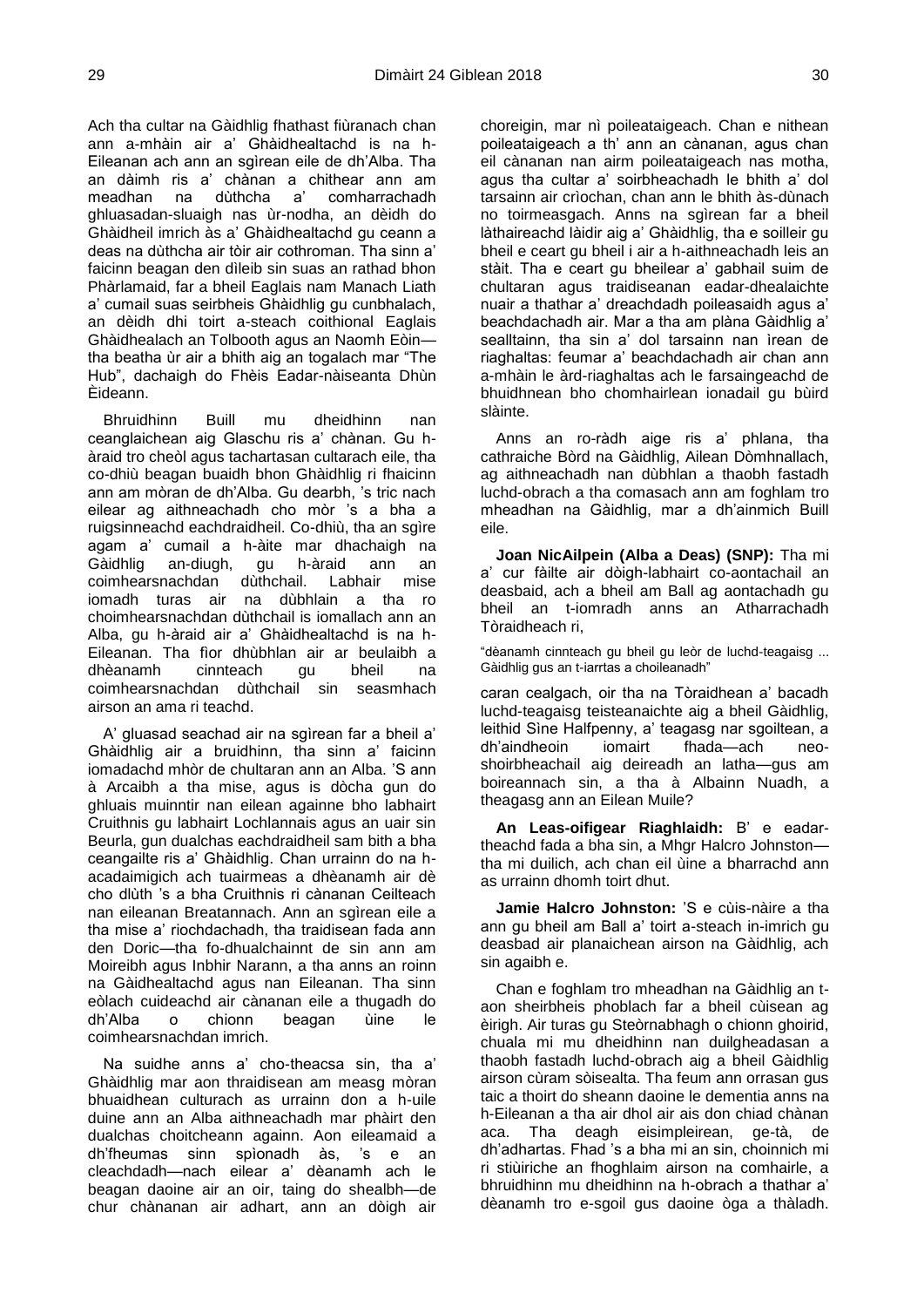Ach tha cultar na Gàidhlig fhathast fiùranach chan ann a-mhàin air a' Ghàidhealtachd is na h-Eileanan ach ann an sgìrean eile de dh'Alba. Tha an dàimh ris a' chànan a chithear ann am meadhan na dùthcha a' comharrachadh ghluasadan-sluaigh nas ùr-nodha, an dèidh do Ghàidheil imrich às a' Ghàidhealtachd gu ceann a deas na dùthcha air tòir air cothroman. Tha sinn a' faicinn beagan den dìleib sin suas an rathad bhon Phàrlamaid, far a bheil Eaglais nam Manach Liath a' cumail suas seirbheis Ghàidhlig gu cunbhalach, an dèidh dhi toirt a-steach coithional Eaglais Ghàidhealach an Tolbooth agus an Naomh Eòin—tha beatha ùr air a bhith aig an togalach mar "The Hub", dachaigh do Fhèis Eadar-nàiseanta Dhùn Èideann.

Bhruidhinn Buill mu dheidhinn nan ceanglaichean aig Glaschu ris a' chànan. Gu h-àraid tro cheòl agus tachartasan cultarach eile, tha co-dhiù beagan buaidh bhon Ghàidhlig ri fhaicinn ann am mòran de dh'Alba. Gu dearbh, 's tric nach eilear ag aithneachadh cho mòr 's a bha a ruigsinneachd eachdraidheil. Co-dhiù, tha an sgìre agam a' cumail a h-àite mar dhachaigh na Gàidhlig an-diugh, gu h-àraid ann an coimhearsnachdan dùthchail. Labhair mise iomadh turas air na dùbhlain a tha ro choimhearsnachdan dùthchail is iomallach ann an Alba, gu h-àraid air a' Ghàidhealtachd is na h-Eileanan. Tha fìor dhùbhlan air ar beulaibh a dhèanamh cinnteach gu bheil na coimhearsnachdan dùthchail sin seasmhach airson an ama ri teachd.

A' gluasad seachad air na sgìrean far a bheil a' Ghàidhlig air a bruidhinn, tha sinn a' faicinn iomadachd mhòr de chultaran ann an Alba. 'S ann à Arcaibh a tha mise, agus is dòcha gun do ghluais muinntir nan eilean againne bho labhairt Cruithnis gu labhairt Lochlannais agus an uair sin Beurla, gun dualchas eachdraidheil sam bith a bha ceangailte ris a' Ghàidhlig. Chan urrainn do na h-acadaimigich ach tuairmeas a dhèanamh air dè cho dlùth 's a bha Cruithnis ri cànanan Ceilteach nan eileanan Breatannach. Ann an sgìrean eile a tha mise a' riochdachadh, tha traidisean fada ann den Doric—tha fo-dhualchainnt de sin ann am Moireibh agus Inbhir Narann, a tha anns an roinn na Gàidhealtachd agus nan Eileanan. Tha sinn eòlach cuideachd air cànanan eile a thugadh do dh'Alba o chionn beagan ùine le coimhearsnachdan imrich.

Na suidhe anns a' cho-theacsa sin, tha a' Ghàidhlig mar aon thraidisean am measg mòran bhuaidhean culturach as urrainn don a h-uile duine ann an Alba aithneachadh mar phàirt den dualchas choitcheann againn. Aon eileamaid a dh'fheumas sinn spìonadh às, 's e an cleachdadh—nach eilear a' dèanamh ach le beagan daoine air an oir, taing do shealbh—de chur chànanan air adhart, ann an dòigh air choreigin, mar nì poileataigeach. Chan e nithean poileataigeach a th' ann an cànanan, agus chan eil cànanan nan airm poileataigeach nas motha, agus tha cultar a' soirbheachadh le bhith a' dol tarsainn air crìochan, chan ann le bhith às-dùnach no toirmeasgach. Anns na sgìrean far a bheil làthaireachd làidir aig a' Ghàidhlig, tha e soilleir gu bheil e ceart gu bheil i air a h-aithneachadh leis an stàit. Tha e ceart gu bheilear a' gabhail suim de chultaran agus traidiseanan eadar-dhealaichte nuair a thathar a' dreachdadh poileasaidh agus a' beachdachadh air. Mar a tha am plàna Gàidhlig a' sealltainn, tha sin a' dol tarsainn nan ìrean de riaghaltas: feumar a' beachdachadh air chan ann a-mhàin le àrd-riaghaltas ach le farsaingeachd de bhuidhnean bho chomhairlean ionadail gu bùird slàinte.

Anns an ro-ràdh aige ris a' phlana, tha cathraiche Bòrd na Gàidhlig, Ailean Dòmhnallach, ag aithneachadh nan dùbhlan a thaobh fastadh luchd-obrach a tha comasach ann am foghlam tro mheadhan na Gàidhlig, mar a dh'ainmich Buill eile.

**Joan NicAilpein (Alba a Deas) (SNP):** Tha mi a' cur fàilte air dòigh-labhairt co-aontachail an deasbaid, ach a bheil am Ball ag aontachadh gu bheil an t-iomradh anns an Atharrachadh Tòraidheach ri,

"dèanamh cinnteach gu bheil gu leòr de luchd-teagaisg ... Gàidhlig gus an t-iarrtas a choileanadh"

caran cealgach, oir tha na Tòraidhean a' bacadh luchd-teagaisg teisteanaichte aig a bheil Gàidhlig, leithid Sìne Halfpenny, a' teagasg nar sgoiltean, a dh'aindheoin iomairt fhada—ach neo-shoirbheachail aig deireadh an latha—gus am boireannach sin, a tha à Albainn Nuadh, a theagasg ann an Eilean Muile?

**An Leas-oifigear Riaghlaidh:** B' e eadar-theachd fada a bha sin, a Mhgr Halcro Johnston—tha mi duilich, ach chan eil ùine a bharrachd ann as urrainn dhomh toirt dhut.

**Jamie Halcro Johnston:** 'S e cùis-nàire a tha ann gu bheil am Ball a' toirt a-steach in-imrich gu deasbad air planaichean airson na Gàidhlig, ach sin agaibh e.

Chan e foghlam tro mheadhan na Gàidhlig an t-aon sheirbheis phoblach far a bheil cùisean ag èirigh. Air turas gu Steòrnabhagh o chionn ghoirid, chuala mi mu dheidhinn nan duilgheadasan a thaobh fastadh luchd-obrach aig a bheil Gàidhlig airson cùram sòisealta. Tha feum ann orrasan gus taic a thoirt do sheann daoine le dementia anns na h-Eileanan a tha air dhol air ais don chiad chànan aca. Tha deagh eisimpleirean, ge-tà, de dh'adhartas. Fhad 's a bha mi an sin, choinnich mi ri stiùiriche an fhoghlaim airson na comhairle, a bhruidhinn mu dheidhinn na h-obrach a thathar a' dèanamh tro e-sgoil gus daoine òga a thàladh.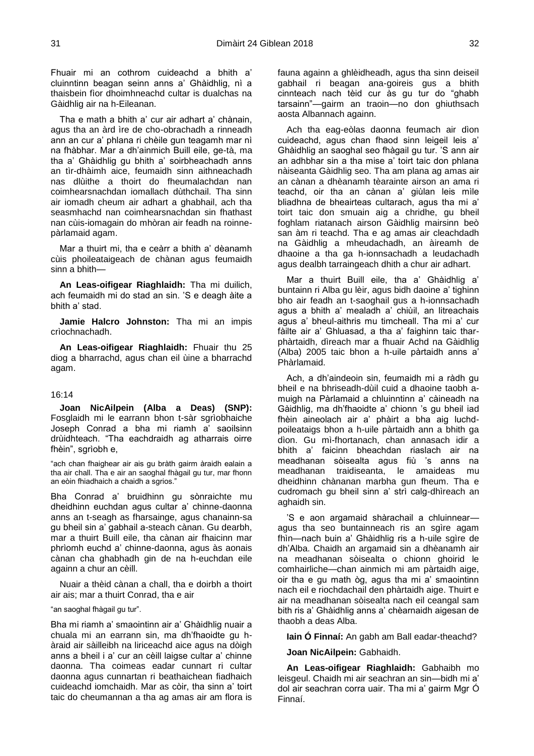Fhuair mi an cothrom cuideachd a bhith a' cluinntinn beagan seinn anns a' Ghàidhlig, nì a thaisbein fìor dhoimhneachd cultar is dualchas na Gàidhlig air na h-Eileanan.

Tha e math a bhith a' cur air adhart a' chànain, agus tha an àrd ìre de cho-obrachadh a rinneadh ann an cur a' phlana ri chèile gun teagamh mar nì na fhàbhar. Mar a dh'ainmich Buill eile, ge-tà, ma tha a' Ghàidhlig gu bhith a' soirbheachadh anns an tìr-dhàimh aice, feumaidh sinn aithneachadh nas dlùithe a thoirt do fheumalachdan nan coimhearsnachdan iomallach dùthchail. Tha sinn air iomadh cheum air adhart a ghabhail, ach tha seasmhachd nan coimhearsnachdan sin fhathast nan cùis-iomagain do mhòran air feadh na roinne-pàrlamaid agam.

Mar a thuirt mi, tha e ceàrr a bhith a' dèanamh cùis phoileataigeach de chànan agus feumaidh sinn a bhith—

**An Leas-oifigear Riaghlaidh:** Tha mi duilich, ach feumaidh mi do stad an sin. 'S e deagh àite a bhith a' stad.

**Jamie Halcro Johnston:** Tha mi an impis crìochnachadh.

**An Leas-oifigear Riaghlaidh:** Fhuair thu 25 diog a bharrachd, agus chan eil ùine a bharrachd agam.

16:14

**Joan NicAilpein (Alba a Deas) (SNP):** Fosglaidh mi le earrann bhon t-sàr sgrìobhaiche Joseph Conrad a bha mi riamh a' saoilsinn drùidhteach. "Tha eachdraidh ag atharrais oirre fhèin", sgrìobh e,

"ach chan fhaighear air ais gu bràth gairm àraidh ealain a tha air chall. Tha e air an saoghal fhàgail gu tur, mar fhonn an eòin fhiadhaich a chaidh a sgrios."

Bha Conrad a' bruidhinn gu sònraichte mu dheidhinn euchdan agus cultar a' chinne-daonna anns an t-seagh as fharsainge, agus chanainn-sa gu bheil sin a' gabhail a-steach cànan. Gu dearbh, mar a thuirt Buill eile, tha cànan air fhaicinn mar phrìomh euchd a' chinne-daonna, agus às aonais cànan cha ghabhadh gin de na h-euchdan eile againn a chur an cèill.

Nuair a thèid cànan a chall, tha e doirbh a thoirt air ais; mar a thuirt Conrad, tha e air

"an saoghal fhàgail gu tur".

Bha mi riamh a' smaointinn air a' Ghàidhlig nuair a chuala mi an earrann sin, ma dh'fhaoidte gu h-àraid air sàilleibh na liriceachd aice agus na dòigh anns a bheil i a' cur an cèill laigse cultar a' chinne daonna. Tha coimeas eadar cunnart ri cultar daonna agus cunnartan ri beathaichean fiadhaich cuideachd iomchaidh. Mar as còir, tha sinn a' toirt taic do cheumannan a tha ag amas air am flora is fauna againn a ghlèidheadh, agus tha sinn deiseil gabhail ri beagan ana-goireis gus a bhith cinnteach nach tèid cur às gu tur do "ghabh tarsainn"—gairm an traoin—no don ghiuthsach aosta Albannach againn.

Ach tha eag-eòlas daonna feumach air dìon cuideachd, agus chan fhaod sinn leigeil leis a' Ghàidhlig an saoghal seo fhàgail gu tur. 'S ann air an adhbhar sin a tha mise a' toirt taic don phlana nàiseanta Gàidhlig seo. Tha am plana ag amas air an cànan a dhèanamh tèarainte airson an ama ri teachd, oir tha an cànan a' giùlan leis mìle bliadhna de bheairteas cultarach, agus tha mi a' toirt taic don smuain aig a chridhe, gu bheil foghlam riatanach airson Gàidhlig mairsinn beò san àm ri teachd. Tha e ag amas air cleachdadh na Gàidhlig a mheudachadh, an àireamh de dhaoine a tha ga h-ionnsachadh a leudachadh agus dealbh tarraingeach dhith a chur air adhart.

Mar a thuirt Buill eile, tha a' Ghàidhlig a' buntainn ri Alba gu lèir, agus bidh daoine a' tighinn bho air feadh an t-saoghail gus a h-ionnsachadh agus a bhith a' mealadh a' chiùil, an litreachais agus a' bheul-aithris mu timcheall. Tha mi a' cur fàilte air a' Ghluasad, a tha a' faighinn taic thar-phàrtaidh, dìreach mar a fhuair Achd na Gàidhlig (Alba) 2005 taic bhon a h-uile pàrtaidh anns a' Phàrlamaid.

Ach, a dh'aindeoin sin, feumaidh mi a ràdh gu bheil e na bhriseadh-dùil cuid a dhaoine taobh a-muigh na Pàrlamaid a chluinntinn a' càineadh na Gàidhlig, ma dh'fhaoidte a' chionn 's gu bheil iad fhèin aineolach air a' phàirt a bha aig luchd-poileataigs bhon a h-uile pàrtaidh ann a bhith ga dìon. Gu mì-fhortanach, chan annasach idir a bhith a' faicinn bheachdan riaslach air na meadhanan sòisealta agus fiù 's anns na meadhanan traidiseanta, le amaideas mu dheidhinn chànanan marbha gun fheum. Tha e cudromach gu bheil sinn a' strì calg-dhìreach an aghaidh sin.

'S e aon argamaid shàrachail a chluinnear—agus tha seo buntainneach ris an sgìre agam fhìn—nach buin a' Ghàidhlig ris a h-uile sgìre de dh'Alba. Chaidh an argamaid sin a dhèanamh air na meadhanan sòisealta o chionn ghoirid le comhairliche—chan ainmich mi am pàrtaidh aige, oir tha e gu math òg, agus tha mi a' smaointinn nach eil e riochdachail den phàrtaidh aige. Thuirt e air na meadhanan sòisealta nach eil ceangal sam bith ris a' Ghàidhlig anns a' chèarnaidh aigesan de thaobh a deas Alba.

**Iain Ó Finnaí:** An gabh am Ball eadar-theachd?

**Joan NicAilpein:** Gabhaidh.

**An Leas-oifigear Riaghlaidh:** Gabhaibh mo leisgeul. Chaidh mi air seachran an sin—bidh mi a' dol air seachran corra uair. Tha mi a' gairm Mgr Ó Finnaí.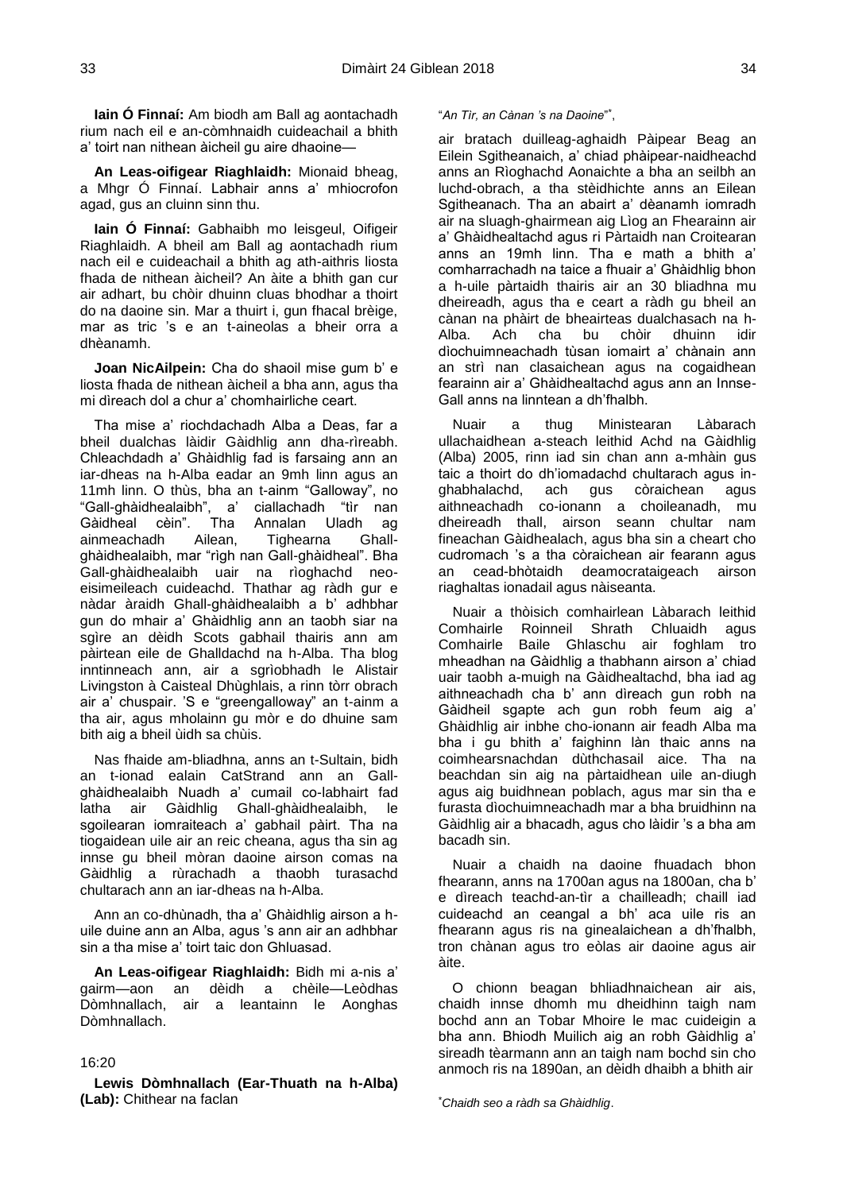**Iain Ó Finnaí:** Am biodh am Ball ag aontachadh rium nach eil e an-còmhnaidh cuideachail a bhith a' toirt nan nithean àicheil gu aire dhaoine—

**An Leas-oifigear Riaghlaidh:** Mionaid bheag, a Mhgr Ó Finnaí. Labhair anns a' mhiocrofon agad, gus an cluinn sinn thu.

**Iain Ó Finnaí:** Gabhaibh mo leisgeul, Oifigeir Riaghlaidh. A bheil am Ball ag aontachadh rium nach eil e cuideachail a bhith ag ath-aithris liosta fhada de nithean àicheil? An àite a bhith gan cur air adhart, bu chòir dhuinn cluas bhodhar a thoirt do na daoine sin. Mar a thuirt i, gun fhacal brèige, mar as tric 's e an t-aineolas a bheir orra a dhèanamh.

**Joan NicAilpein:** Cha do shaoil mise gum b' e liosta fhada de nithean àicheil a bha ann, agus tha mi dìreach dol a chur a' chomhairliche ceart.

Tha mise a' riochdachadh Alba a Deas, far a bheil dualchas làidir Gàidhlig ann dha-rìreabh. Chleachdadh a' Ghàidhlig fad is farsaing ann an iar-dheas na h-Alba eadar an 9mh linn agus an 11mh linn. O thùs, bha an t-ainm "Galloway", no "Gall-ghàidhealaibh", a' ciallachadh "tìr nan Gàidheal cèin". Tha Annalan Uladh ag ainmeachadh Ailean, Tighearna Gall-ghàidhealaibh, mar "rìgh nan Gall-ghàidheal". Bha Gall-ghàidhealaibh uair na rìoghachd neo-eisimeileach cuideachd. Thathar ag ràdh gur e nàdar àraidh Ghall-ghàidhealaibh a b' adhbhar gun do mhair a' Ghàidhlig ann an taobh siar na sgìre an dèidh Scots gabhail thairis ann am pàirtean eile de Ghalldachd na h-Alba. Tha blog inntinneach ann, air a sgrìobhadh le Alistair Livingston à Caisteal Dhùghlais, a rinn tòrr obrach air a' chuspair. 'S e "greengalloway" an t-ainm a tha air, agus mholainn gu mòr e do dhuine sam bith aig a bheil ùidh sa chùis.

Nas fhaide am-bliadhna, anns an t-Sultain, bidh an t-ionad ealain CatStrand ann an Gall-ghàidhealaibh Nuadh a' cumail co-labhairt fad latha air Gàidhlig Ghall-ghàidhealaibh, le sgoilearan iomraiteach a' gabhail pàirt. Tha na tiogaidean uile air an reic cheana, agus tha sin ag innse gu bheil mòran daoine airson comas na Gàidhlig a rùrachadh a thaobh turasachd chultarach ann an iar-dheas na h-Alba.

Ann an co-dhùnadh, tha a' Ghàidhlig airson a h-uile duine ann an Alba, agus 's ann air an adhbhar sin a tha mise a' toirt taic don Ghluasad.

**An Leas-oifigear Riaghlaidh:** Bidh mi a-nis a' gairm—aon an dèidh a chèile—Leòdhas Dòmhnallach, air a leantainn le Aonghas Dòmhnallach.

16:20

**Lewis Dòmhnallach (Ear-Thuath na h-Alba) (Lab):** Chithear na faclan

"*An Tìr, an Cànan 's na Daoine*"*,

air bratach duilleag-aghaidh Pàipear Beag an Eilein Sgitheanaich, a' chiad phàipear-naidheachd anns an Rìoghachd Aonaichte a bha an seilbh an luchd-obrach, a tha stèidhichte anns an Eilean Sgitheanach. Tha an abairt a' dèanamh iomradh air na sluagh-ghairmean aig Lìog an Fhearainn air a' Ghàidhealtachd agus ri Pàrtaidh nan Croitearan anns an 19mh linn. Tha e math a bhith a' comharrachadh na taice a fhuair a' Ghàidhlig bhon a h-uile pàrtaidh thairis air an 30 bliadhna mu dheireadh, agus tha e ceart a ràdh gu bheil an cànan na phàirt de bheairteas dualchasach na h-Alba. Ach cha bu chòir dhuinn idir dìochuimneachadh tùsan iomairt a' chànain ann an strì nan clasaichean agus na cogaidhean fearainn air a' Ghàidhealtachd agus ann an Innse-Gall anns na linntean a dh'fhalbh.

Nuair a thug Ministearan Làbarach ullachaidhean a-steach leithid Achd na Gàidhlig (Alba) 2005, rinn iad sin chan ann a-mhàin gus taic a thoirt do dh'iomadachd chultarach agus in-ghabhalachd, ach gus còraichean agus aithneachadh co-ionann a choileanadh, mu dheireadh thall, airson seann chultar nam fineachan Gàidhealach, agus bha sin a cheart cho cudromach 's a tha còraichean air fearann agus an cead-bhòtaidh deamocrataigeach airson riaghaltas ionadail agus nàiseanta.

Nuair a thòisich comhairlean Làbarach leithid Comhairle Roinneil Shrath Chluaidh agus Comhairle Baile Ghlaschu air foghlam tro mheadhan na Gàidhlig a thabhann airson a' chiad uair taobh a-muigh na Gàidhealtachd, bha iad ag aithneachadh cha b' ann dìreach gun robh na Gàidheil sgapte ach gun robh feum aig a' Ghàidhlig air inbhe cho-ionann air feadh Alba ma bha i gu bhith a' faighinn làn thaic anns na coimhearsnachdan dùthchasail aice. Tha na beachdan sin aig na pàrtaidhean uile an-diugh agus aig buidhnean poblach, agus mar sin tha e furasta dìochuimneachadh mar a bha bruidhinn na Gàidhlig air a bhacadh, agus cho làidir 's a bha am bacadh sin.

Nuair a chaidh na daoine fhuadach bhon fhearann, anns na 1700an agus na 1800an, cha b' e dìreach teachd-an-tìr a chailleadh; chaill iad cuideachd an ceangal a bh' aca uile ris an fhearann agus ris na ginealaichean a dh'fhalbh, tron chànan agus tro eòlas air daoine agus air àite.

O chionn beagan bhliadhnaichean air ais, chaidh innse dhomh mu dheidhinn taigh nam bochd ann an Tobar Mhoire le mac cuideigin a bha ann. Bhiodh Muilich aig an robh Gàidhlig a' sireadh tèarmann ann an taigh nam bochd sin cho anmoch ris na 1890an, an dèidh dhaibh a bhith air

*Chaidh seo a ràdh sa Ghàidhlig.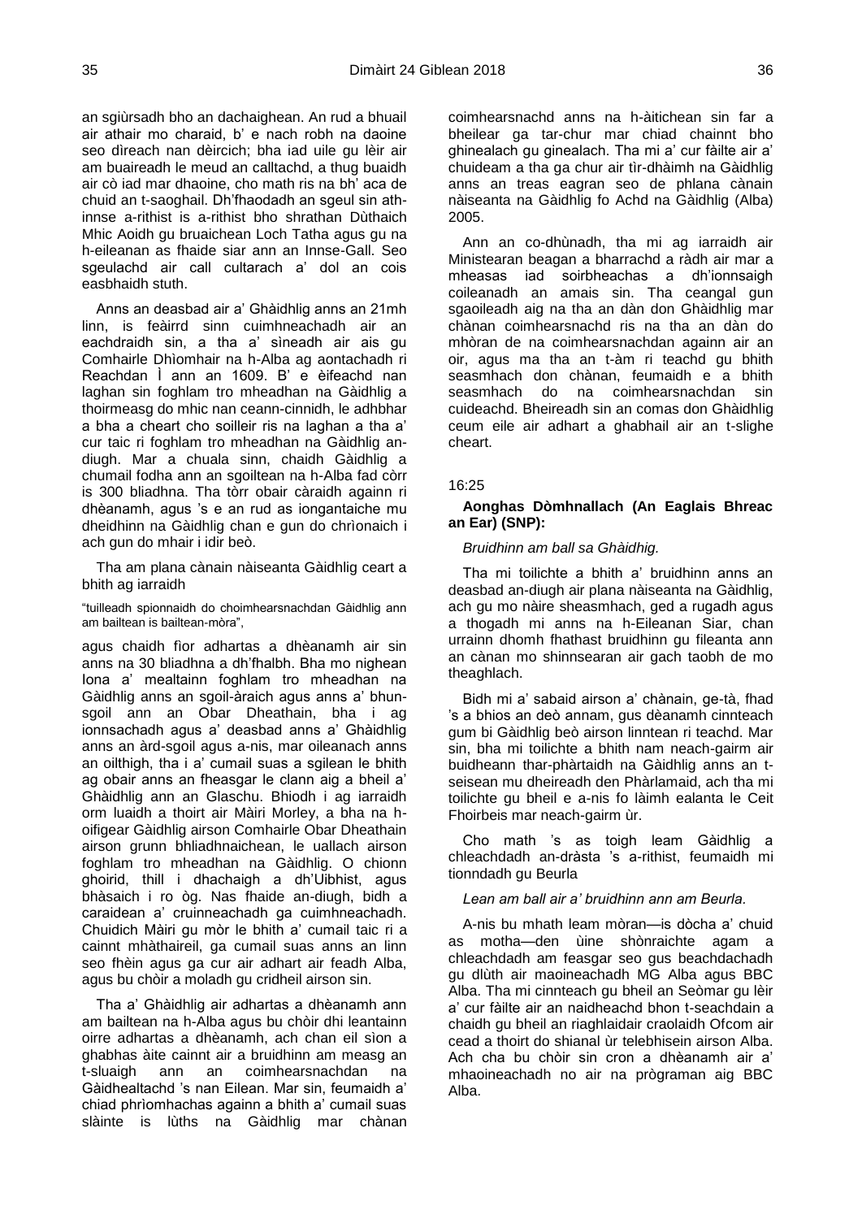an sgiùrsadh bho an dachaighean. An rud a bhuail air athair mo charaid, b' e nach robh na daoine seo dìreach nan dèircich; bha iad uile gu lèir air am buaireadh le meud an calltachd, a thug buaidh air cò iad mar dhaoine, cho math ris na bh' aca de chuid an t-saoghail. Dh'fhaodadh an sgeul sin ath-innse a-rithist is a-rithist bho shrathan Dùthaich Mhic Aoidh gu bruaichean Loch Tatha agus gu na h-eileanan as fhaide siar ann an Innse-Gall. Seo sgeulachd air call cultarach a' dol an cois easbhaidh stuth.

Anns an deasbad air a' Ghàidhlig anns an 21mh linn, is feàirrd sinn cuimhneachadh air an eachdraidh sin, a tha a' sìneadh air ais gu Comhairle Dhìomhair na h-Alba ag aontachadh ri Reachdan Ì ann an 1609. B' e èifeachd nan laghan sin foghlam tro mheadhan na Gàidhlig a thoirmeasg do mhic nan ceann-cinnidh, le adhbhar a bha a cheart cho soilleir ris na laghan a tha a' cur taic ri foghlam tro mheadhan na Gàidhlig an-diugh. Mar a chuala sinn, chaidh Gàidhlig a chumail fodha ann an sgoiltean na h-Alba fad còrr is 300 bliadhna. Tha tòrr obair càraidh againn ri dhèanamh, agus 's e an rud as iongantaiche mu dheidhinn na Gàidhlig chan e gun do chrìonaich i ach gun do mhair i idir beò.

Tha am plana cànain nàiseanta Gàidhlig ceart a bhith ag iarraidh

"tuilleadh spionnaidh do choimhearsnachdan Gàidhlig ann am bailtean is bailtean-mòra",

agus chaidh fìor adhartas a dhèanamh air sin anns na 30 bliadhna a dh'fhalbh. Bha mo nighean Iona a' mealtainn foghlam tro mheadhan na Gàidhlig anns an sgoil-àraich agus anns a' bhun-sgoil ann an Obar Dheathain, bha i ag ionnsachadh agus a' deasbad anns a' Ghàidhlig anns an àrd-sgoil agus a-nis, mar oileanach anns an oilthigh, tha i a' cumail suas a sgilean le bhith ag obair anns an fheasgar le clann aig a bheil a' Ghàidhlig ann an Glaschu. Bhiodh i ag iarraidh orm luaidh a thoirt air Màiri Morley, a bha na h-oifigear Gàidhlig airson Comhairle Obar Dheathain airson grunn bhliadhnaichean, le uallach airson foghlam tro mheadhan na Gàidhlig. O chionn ghoirid, thill i dhachaigh a dh'Uibhist, agus bhàsaich i ro òg. Nas fhaide an-diugh, bidh a caraidean a' cruinneachadh ga cuimhneachadh. Chuidich Màiri gu mòr le bhith a' cumail taic ri a cainnt mhàthaireil, ga cumail suas anns an linn seo fhèin agus ga cur air adhart air feadh Alba, agus bu chòir a moladh gu cridheil airson sin.

Tha a' Ghàidhlig air adhartas a dhèanamh ann am bailtean na h-Alba agus bu chòir dhi leantainn oirre adhartas a dhèanamh, ach chan eil sìon a ghabhas àite cainnt air a bruidhinn am measg an t-sluaigh ann an coimhearsnachdan na Gàidhealtachd 's nan Eilean. Mar sin, feumaidh a' chiad phrìomhachas againn a bhith a' cumail suas slàinte is lùths na Gàidhlig mar chànan coimhearsnachd anns na h-àitichean sin far a bheilear ga tar-chur mar chiad chainnt bho ghinealach gu ginealach. Tha mi a' cur fàilte air a' chuideam a tha ga chur air tìr-dhàimh na Gàidhlig anns an treas eagran seo de phlana cànain nàiseanta na Gàidhlig fo Achd na Gàidhlig (Alba) 2005.

Ann an co-dhùnadh, tha mi ag iarraidh air Ministearan beagan a bharrachd a ràdh air mar a mheasas iad soirbheachas a dh'ionnsaigh coileanadh an amais sin. Tha ceangal gun sgaoileadh aig na tha an dàn don Ghàidhlig mar chànan coimhearsnachd ris na tha an dàn do mhòran de na coimhearsnachdan againn air an oir, agus ma tha an t-àm ri teachd gu bhith seasmhach don chànan, feumaidh e a bhith seasmhach do na coimhearsnachdan sin cuideachd. Bheireadh sin an comas don Ghàidhlig ceum eile air adhart a ghabhail air an t-slighe cheart.

16:25

**Aonghas Dòmhnallach (An Eaglais Bhreac an Ear) (SNP):**

*Bruidhinn am ball sa Ghàidhig.*

Tha mi toilichte a bhith a' bruidhinn anns an deasbad an-diugh air plana nàiseanta na Gàidhlig, ach gu mo nàire sheasmhach, ged a rugadh agus a thogadh mi anns na h-Eileanan Siar, chan urrainn dhomh fhathast bruidhinn gu fileanta ann an cànan mo shinnsearan air gach taobh de mo theaghlach.

Bidh mi a' sabaid airson a' chànain, ge-tà, fhad 's a bhios an deò annam, gus dèanamh cinnteach gum bi Gàidhlig beò airson linntean ri teachd. Mar sin, bha mi toilichte a bhith nam neach-gairm air buidheann thar-phàrtaidh na Gàidhlig anns an t-seisean mu dheireadh den Phàrlamaid, ach tha mi toilichte gu bheil e a-nis fo làimh ealanta le Ceit Fhoirbeis mar neach-gairm ùr.

Cho math 's as toigh leam Gàidhlig a chleachdadh an-dràsta 's a-rithist, feumaidh mi tionndadh gu Beurla

*Lean am ball air a' bruidhinn ann am Beurla.*

A-nis bu mhath leam mòran—is dòcha a' chuid as motha—den ùine shònraichte agam a chleachdadh am feasgar seo gus beachdachadh gu dlùth air maoineachadh MG Alba agus BBC Alba. Tha mi cinnteach gu bheil an Seòmar gu lèir a' cur fàilte air an naidheachd bhon t-seachdain a chaidh gu bheil an riaghlaidair craolaidh Ofcom air cead a thoirt do shianal ùr telebhisein airson Alba. Ach cha bu chòir sin cron a dhèanamh air a' mhaoineachadh no air na prògraman aig BBC Alba.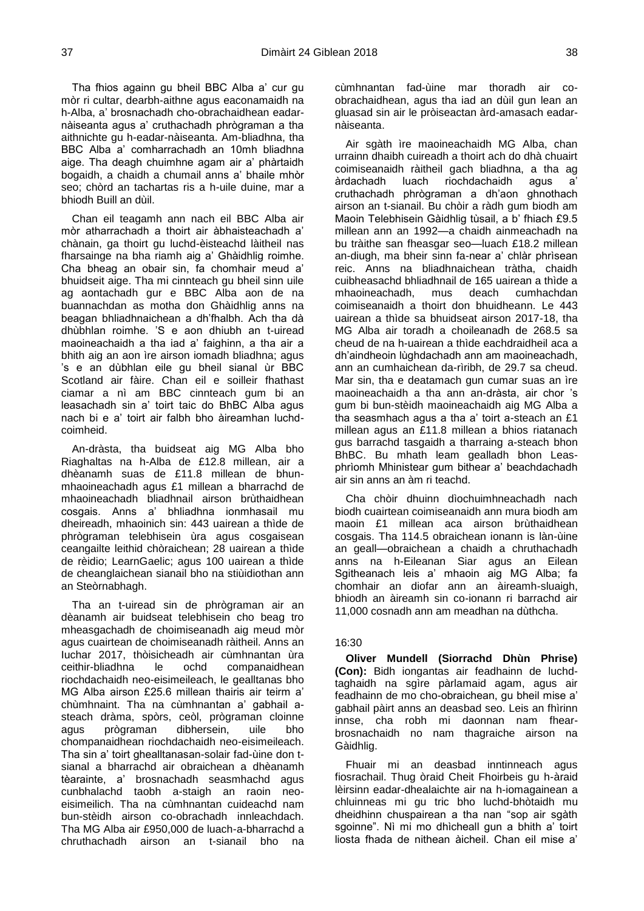Tha fhios againn gu bheil BBC Alba a' cur gu mòr ri cultar, dearbh-aithne agus eaconamaidh na h-Alba, a' brosnachadh cho-obrachaidhean eadar-nàiseanta agus a' cruthachadh phrògraman a tha aithnichte gu h-eadar-nàiseanta. Am-bliadhna, tha BBC Alba a' comharrachadh an 10mh bliadhna aige. Tha deagh chuimhne agam air a' phàrtaidh bogaidh, a chaidh a chumail anns a' bhaile mhòr seo; chòrd an tachartas ris a h-uile duine, mar a bhiodh Buill an dùil.

Chan eil teagamh ann nach eil BBC Alba air mòr atharrachadh a thoirt air àbhaisteachadh a' chànain, ga thoirt gu luchd-èisteachd làitheil nas fharsainge na bha riamh aig a' Ghàidhlig roimhe. Cha bheag an obair sin, fa chomhair meud a' bhuidseit aige. Tha mi cinnteach gu bheil sinn uile ag aontachadh gur e BBC Alba aon de na buannachdan as motha don Ghàidhlig anns na beagan bhliadhnaichean a dh'fhalbh. Ach tha dà dhùbhlan roimhe. 'S e aon dhiubh an t-uiread maoineachaidh a tha iad a' faighinn, a tha air a bhith aig an aon ìre airson iomadh bliadhna; agus 's e an dùbhlan eile gu bheil sianal ùr BBC Scotland air fàire. Chan eil e soilleir fhathast ciamar a nì am BBC cinnteach gum bi an leasachadh sin a' toirt taic do BhBC Alba agus nach bi e a' toirt air falbh bho àireamhan luchd-coimheid.

An-dràsta, tha buidseat aig MG Alba bho Riaghaltas na h-Alba de £12.8 millean, air a dhèanamh suas de £11.8 millean de bhun-mhaoineachadh agus £1 millean a bharrachd de mhaoineachadh bliadhnail airson brùthaidhean cosgais. Anns a' bhliadhna ionmhasail mu dheireadh, mhaoinich sin: 443 uairean a thìde de phrògraman telebhisein ùra agus cosgaisean ceangailte leithid chòraichean; 28 uairean a thìde de rèidio; LearnGaelic; agus 100 uairean a thìde de cheanglaichean sianail bho na stiùidiothan ann an Steòrnabhagh.

Tha an t-uiread sin de phrògraman air an dèanamh air buidseat telebhisein cho beag tro mheasgachadh de choimiseanadh aig meud mòr agus cuairtean de choimiseanadh ràitheil. Anns an Iuchar 2017, thòisicheadh air cùmhnantan ùra ceithir-bliadhna le ochd companaidhean riochdachaidh neo-eisimeileach, le gealltanas bho MG Alba airson £25.6 millean thairis air teirm a' chùmhnaint. Tha na cùmhnantan a' gabhail a-steach dràma, spòrs, ceòl, prògraman cloinne agus prògraman dibhersein, uile bho chompanaidhean riochdachaidh neo-eisimeileach. Tha sin a' toirt ghealltanasan-solair fad-ùine don t-sianal a bharrachd air obraichean a dhèanamh tèarainte, a' brosnachadh seasmhachd agus cunbhalachd taobh a-staigh an raoin neo-eisimeilich. Tha na cùmhnantan cuideachd nam bun-stèidh airson co-obrachadh innleachdach. Tha MG Alba air £950,000 de luach-a-bharrachd a chruthachadh airson an t-sianail bho na cùmhnantan fad-ùine mar thoradh air co-obrachaidhean, agus tha iad an dùil gun lean an gluasad sin air le pròiseactan àrd-amasach eadar-nàiseanta.

Air sgàth ìre maoineachaidh MG Alba, chan urrainn dhaibh cuireadh a thoirt ach do dhà chuairt coimiseanaidh ràitheil gach bliadhna, a tha ag àrdachadh luach riochdachaidh agus a' cruthachadh phrògraman a dh'aon ghnothach airson an t-sianail. Bu chòir a ràdh gum biodh am Maoin Telebhisein Gàidhlig tùsail, a b' fhiach £9.5 millean ann an 1992—a chaidh ainmeachadh na bu tràithe san fheasgar seo—luach £18.2 millean an-diugh, ma bheir sinn fa-near a' chlàr phrìsean reic. Anns na bliadhnaichean tràtha, chaidh cuibheasachd bhliadhnail de 165 uairean a thìde a mhaoineachadh, mus deach cumhachdan coimiseanaidh a thoirt don bhuidheann. Le 443 uairean a thìde sa bhuidseat airson 2017-18, tha MG Alba air toradh a choileanadh de 268.5 sa cheud de na h-uairean a thìde eachdraidheil aca a dh'aindheoin lùghdachadh ann am maoineachadh, ann an cumhaichean da-rìribh, de 29.7 sa cheud. Mar sin, tha e deatamach gun cumar suas an ìre maoineachaidh a tha ann an-dràsta, air chor 's gum bi bun-stèidh maoineachaidh aig MG Alba a tha seasmhach agus a tha a' toirt a-steach an £1 millean agus an £11.8 millean a bhios riatanach gus barrachd tasgaidh a tharraing a-steach bhon BhBC. Bu mhath leam gealladh bhon Leas-phrìomh Mhinistear gum bithear a' beachdachadh air sin anns an àm ri teachd.

Cha chòir dhuinn dìochuimhneachadh nach biodh cuairtean coimiseanaidh ann mura biodh am maoin £1 millean aca airson brùthaidhean cosgais. Tha 114.5 obraichean ionann is làn-ùine an geall—obraichean a chaidh a chruthachadh anns na h-Eileanan Siar agus an Eilean Sgitheanach leis a' mhaoin aig MG Alba; fa chomhair an diofar ann an àireamh-sluaigh, bhiodh an àireamh sin co-ionann ri barrachd air 11,000 cosnadh ann am meadhan na dùthcha.

16:30

**Oliver Mundell (Siorrachd Dhùn Phrise) (Con):** Bidh iongantas air feadhainn de luchd-taghaidh na sgìre pàrlamaid agam, agus air feadhainn de mo cho-obraichean, gu bheil mise a' gabhail pàirt anns an deasbad seo. Leis an fhìrinn innse, cha robh mi daonnan nam fhear-brosnachaidh no nam thagraiche airson na Gàidhlig.

Fhuair mi an deasbad inntinneach agus fiosrachail. Thug òraid Cheit Fhoirbeis gu h-àraid lèirsinn eadar-dhealaichte air na h-iomagainean a chluinneas mi gu tric bho luchd-bhòtaidh mu dheidhinn chuspairean a tha nan "sop air sgàth sgoinne". Nì mi mo dhìcheall gun a bhith a' toirt liosta fhada de nithean àicheil. Chan eil mise a'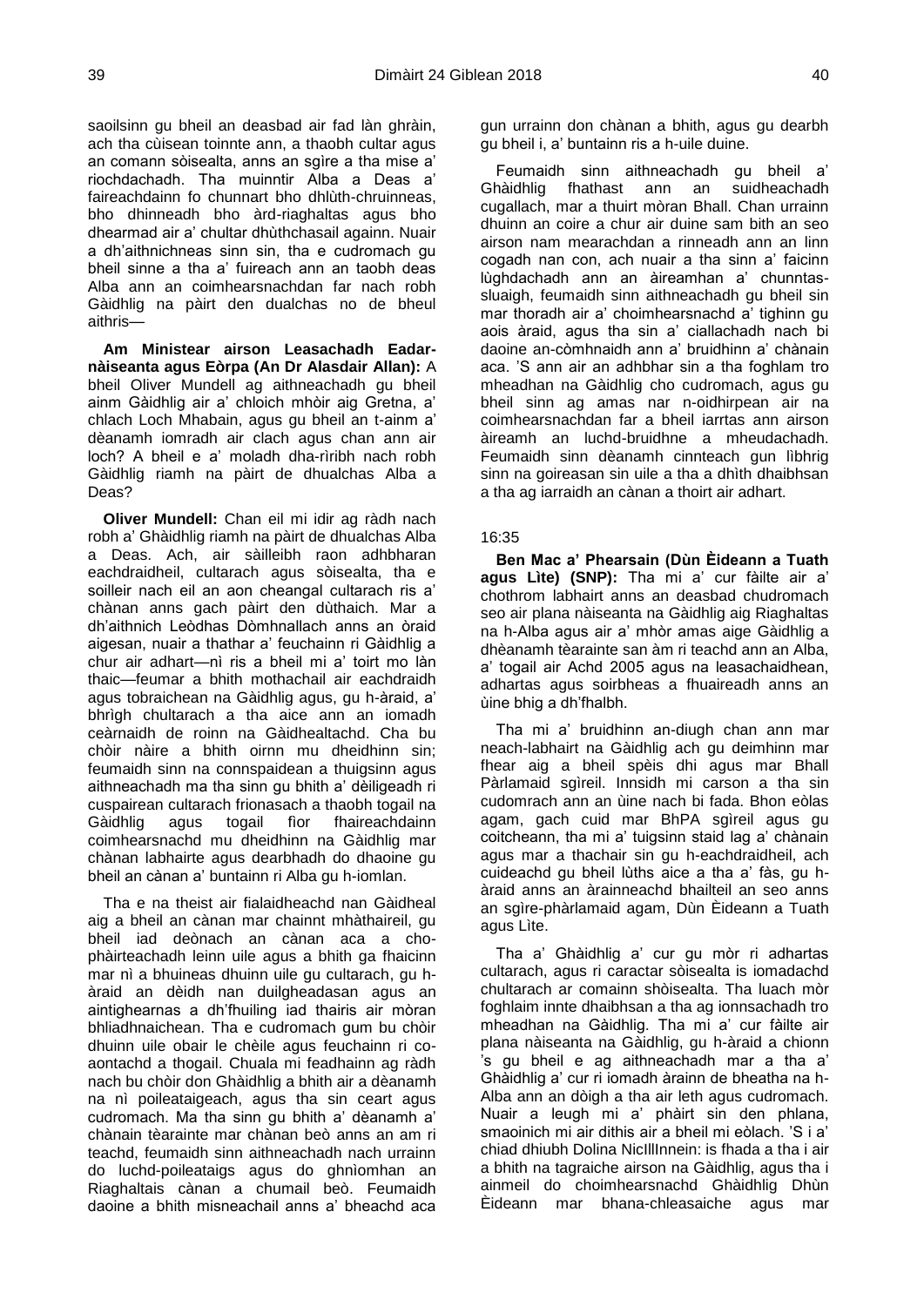saoilsinn gu bheil an deasbad air fad làn ghràin, ach tha cùisean toinnte ann, a thaobh cultar agus an comann sòisealta, anns an sgìre a tha mise a' riochdachadh. Tha muinntir Alba a Deas a' faireachdainn fo chunnart bho dhlùth-chruinneas, bho dhinneadh bho àrd-riaghaltas agus bho dhearmad air a' chultar dhùthchasail againn. Nuair a dh'aithnichneas sinn sin, tha e cudromach gu bheil sinne a tha a' fuireach ann an taobh deas Alba ann an coimhearsnachdan far nach robh Gàidhlig na pàirt den dualchas no de bheul aithris—

**Am Ministear airson Leasachadh Eadar-nàiseanta agus Eòrpa (An Dr Alasdair Allan):** A bheil Oliver Mundell ag aithneachadh gu bheil ainm Gàidhlig air a' chloich mhòir aig Gretna, a' chlach Loch Mhabain, agus gu bheil an t-ainm a' dèanamh iomradh air clach agus chan ann air loch? A bheil e a' moladh dha-rìribh nach robh Gàidhlig riamh na pàirt de dhualchas Alba a Deas?

**Oliver Mundell:** Chan eil mi idir ag ràdh nach robh a' Ghàidhlig riamh na pàirt de dhualchas Alba a Deas. Ach, air sàilleibh raon adhbharan eachdraidheil, cultarach agus sòisealta, tha e soilleir nach eil an aon cheangal cultarach ris a' chànan anns gach pàirt den dùthaich. Mar a dh'aithnich Leòdhas Dòmhnallach anns an òraid aigesan, nuair a thathar a' feuchainn ri Gàidhlig a chur air adhart—nì ris a bheil mi a' toirt mo làn thaic—feumar a bhith mothachail air eachdraidh agus tobraichean na Gàidhlig agus, gu h-àraid, a' bhrìgh chultarach a tha aice ann an iomadh ceàrnaidh de roinn na Gàidhealtachd. Cha bu chòir nàire a bhith oirnn mu dheidhinn sin; feumaidh sinn na connspaidean a thuigsinn agus aithneachadh ma tha sinn gu bhith a' dèiligeadh ri cuspairean cultarach frionasach a thaobh togail na Gàidhlig agus togail fìor fhaireachdainn coimhearsnachd mu dheidhinn na Gàidhlig mar chànan labhairte agus dearbhadh do dhaoine gu bheil an cànan a' buntainn ri Alba gu h-iomlan.

Tha e na theist air fialaidheachd nan Gàidheal aig a bheil an cànan mar chainnt mhàthaireil, gu bheil iad deònach an cànan aca a cho-phàirteachadh leinn uile agus a bhith ga fhaicinn mar nì a bhuineas dhuinn uile gu cultarach, gu h-àraid an dèidh nan duilgheadasan agus an aintighearnas a dh'fhuiling iad thairis air mòran bhliadhnaichean. Tha e cudromach gum bu chòir dhuinn uile obair le chèile agus feuchainn ri co-aontachd a thogail. Chuala mi feadhainn ag ràdh nach bu chòir don Ghàidhlig a bhith air a dèanamh na nì poileataigeach, agus tha sin ceart agus cudromach. Ma tha sinn gu bhith a' dèanamh a' chànain tèarainte mar chànan beò anns an am ri teachd, feumaidh sinn aithneachadh nach urrainn do luchd-poileataigs agus do ghnìomhan an Riaghaltais cànan a chumail beò. Feumaidh daoine a bhith misneachail anns a' bheachd aca gun urrainn don chànan a bhith, agus gu dearbh gu bheil i, a' buntainn ris a h-uile duine.

Feumaidh sinn aithneachadh gu bheil a' Ghàidhlig fhathast ann an suidheachadh cugallach, mar a thuirt mòran Bhall. Chan urrainn dhuinn an coire a chur air duine sam bith an seo airson nam mearachdan a rinneadh ann an linn cogadh nan con, ach nuair a tha sinn a' faicinn lùghdachadh ann an àireamhan a' chunntas-sluaigh, feumaidh sinn aithneachadh gu bheil sin mar thoradh air a' choimhearsnachd a' tighinn gu aois àraid, agus tha sin a' ciallachadh nach bi daoine an-còmhnaidh ann a' bruidhinn a' chànain aca. 'S ann air an adhbhar sin a tha foghlam tro mheadhan na Gàidhlig cho cudromach, agus gu bheil sinn ag amas nar n-oidhirpean air na coimhearsnachdan far a bheil iarrtas ann airson àireamh an luchd-bruidhne a mheudachadh. Feumaidh sinn dèanamh cinnteach gun lìbhrig sinn na goireasan sin uile a tha a dhìth dhaibhsan a tha ag iarraidh an cànan a thoirt air adhart.

16:35

**Ben Mac a' Phearsain (Dùn Èideann a Tuath agus Lìte) (SNP):** Tha mi a' cur fàilte air a' chothrom labhairt anns an deasbad chudromach seo air plana nàiseanta na Gàidhlig aig Riaghaltas na h-Alba agus air a' mhòr amas aige Gàidhlig a dhèanamh tèarainte san àm ri teachd ann an Alba, a' togail air Achd 2005 agus na leasachaidhean, adhartas agus soirbheas a fhuaireadh anns an ùine bhig a dh'fhalbh.

Tha mi a' bruidhinn an-diugh chan ann mar neach-labhairt na Gàidhlig ach gu deimhinn mar fhear aig a bheil spèis dhi agus mar Bhall Pàrlamaid sgìreil. Innsidh mi carson a tha sin cudomrach ann an ùine nach bi fada. Bhon eòlas agam, gach cuid mar BhPA sgìreil agus gu coitcheann, tha mi a' tuigsinn staid lag a' chànain agus mar a thachair sin gu h-eachdraidheil, ach cuideachd gu bheil lùths aice a tha a' fàs, gu h-àraid anns an àrainneachd bhailteil an seo anns an sgìre-phàrlamaid agam, Dùn Èideann a Tuath agus Lìte.

Tha a' Ghàidhlig a' cur gu mòr ri adhartas cultarach, agus ri caractar sòisealta is iomadachd chultarach ar comainn shòisealta. Tha luach mòr foghlaim innte dhaibhsan a tha ag ionnsachadh tro mheadhan na Gàidhlig. Tha mi a' cur fàilte air plana nàiseanta na Gàidhlig, gu h-àraid a chionn 's gu bheil e ag aithneachadh mar a tha a' Ghàidhlig a' cur ri iomadh àrainn de bheatha na h-Alba ann an dòigh a tha air leth agus cudromach. Nuair a leugh mi a' phàirt sin den phlana, smaoinich mi air dithis air a bheil mi eòlach. 'S i a' chiad dhiubh Dolina NicIllInnein: is fhada a tha i air a bhith na tagraiche airson na Gàidhlig, agus tha i ainmeil do choimhearsnachd Ghàidhlig Dhùn Èideann mar bhana-chleasaiche agus mar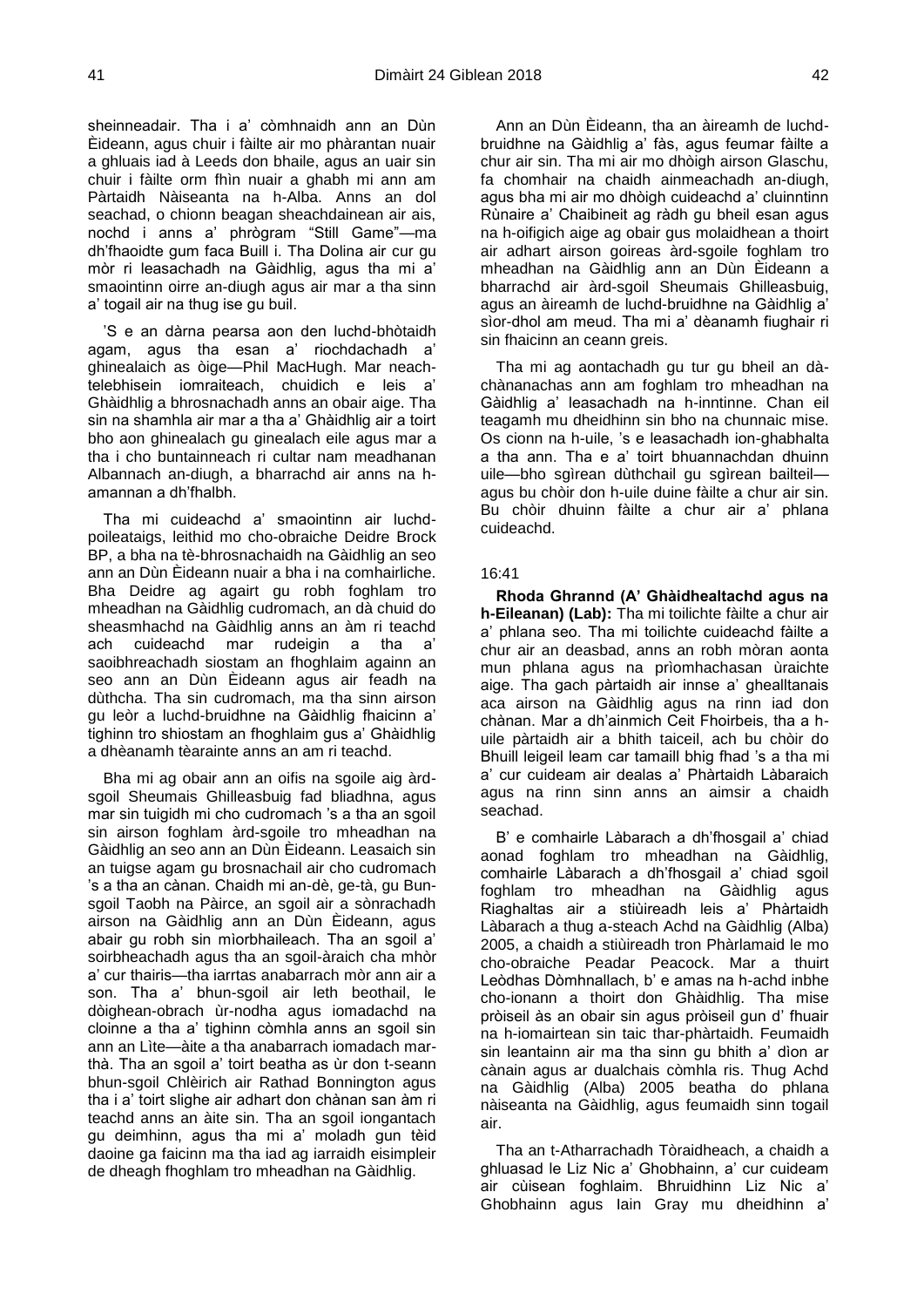sheinneadair. Tha i a' còmhnaidh ann an Dùn Èideann, agus chuir i fàilte air mo phàrantan nuair a ghluais iad à Leeds don bhaile, agus an uair sin chuir i fàilte orm fhìn nuair a ghabh mi ann am Pàrtaidh Nàiseanta na h-Alba. Anns an dol seachad, o chionn beagan sheachdainean air ais, nochd i anns a' phrògram "Still Game"—ma dh'fhaoidte gum faca Buill i. Tha Dolina air cur gu mòr ri leasachadh na Gàidhlig, agus tha mi a' smaointinn oirre an-diugh agus air mar a tha sinn a' togail air na thug ise gu buil.

'S e an dàrna pearsa aon den luchd-bhòtaidh agam, agus tha esan a' riochdachadh a' ghinealaich as òige—Phil MacHugh. Mar neach-telebhisein iomraiteach, chuidich e leis a' Ghàidhlig a bhrosnachadh anns an obair aige. Tha sin na shamhla air mar a tha a' Ghàidhlig air a toirt bho aon ghinealach gu ginealach eile agus mar a tha i cho buntainneach ri cultar nam meadhanan Albannach an-diugh, a bharrachd air anns na h-amannan a dh'fhalbh.

Tha mi cuideachd a' smaointinn air luchd-poileataigs, leithid mo cho-obraiche Deirdre Brock BP, a bha na tè-bhrosnachaidh na Gàidhlig an seo ann an Dùn Èideann nuair a bha i na comhairliche. Bha Deirdre ag agairt gu robh foghlam tro mheadhan na Gàidhlig cudromach, an dà chuid do sheasmhachd na Gàidhlig anns an àm ri teachd ach cuideachd mar rudeigin a tha a' saoibhreachadh siostam an fhoghlaim againn an seo ann an Dùn Èideann agus air feadh na dùthcha. Tha sin cudromach, ma tha sinn airson gu leòr a luchd-bruidhne na Gàidhlig fhaicinn a' tighinn tro shiostam an fhoghlaim gus a' Ghàidhlig a dhèanamh tèarainte anns an am ri teachd.

Bha mi ag obair ann an oifis na sgoile aig àrd-sgoil Sheumais Ghilleasbuig fad bliadhna, agus mar sin tuigidh mi cho cudromach 's a tha an sgoil sin airson foghlam àrd-sgoile tro mheadhan na Gàidhlig an seo ann an Dùn Èideann. Leasaich sin an tuigse agam gu brosnachail air cho cudromach 's a tha an cànan. Chaidh mi an-dè, ge-tà, gu Bun-sgoil Taobh na Pàirce, an sgoil air a sònrachadh airson na Gàidhlig ann an Dùn Èideann, agus abair gu robh sin mìorbhaileach. Tha an sgoil a' soirbheachadh agus tha an sgoil-àraich cha mhòr a' cur thairis—tha iarrtas anabarrach mòr ann air a son. Tha a' bhun-sgoil air leth beothail, le dòighean-obrach ùr-nodha agus iomadachd na cloinne a tha a' tighinn còmhla anns an sgoil sin ann an Lìte—àite a tha anabarrach iomadach mar-thà. Tha an sgoil a' toirt beatha as ùr don t-seann bhun-sgoil Chlèirich air Rathad Bonnington agus tha i a' toirt slighe air adhart don chànan san àm ri teachd anns an àite sin. Tha an sgoil iongantach gu deimhinn, agus tha mi a' moladh gun tèid daoine ga faicinn ma tha iad ag iarraidh eisimpleir de dheagh fhoghlam tro mheadhan na Gàidhlig.

Ann an Dùn Èideann, tha an àireamh de luchd-bruidhne na Gàidhlig a' fàs, agus feumar fàilte a chur air sin. Tha mi air mo dhòigh airson Glaschu, fa chomhair na chaidh ainmeachadh an-diugh, agus bha mi air mo dhòigh cuideachd a' cluinntinn Rùnaire a' Chaibineit ag ràdh gu bheil esan agus na h-oifigich aige ag obair gus molaidhean a thoirt air adhart airson goireas àrd-sgoile foghlam tro mheadhan na Gàidhlig ann an Dùn Èideann a bharrachd air àrd-sgoil Sheumais Ghilleasbuig, agus an àireamh de luchd-bruidhne na Gàidhlig a' sìor-dhol am meud. Tha mi a' dèanamh fiughair ri sin fhaicinn an ceann greis.

Tha mi ag aontachadh gu tur gu bheil an dà-chànanachas ann am foghlam tro mheadhan na Gàidhlig a' leasachadh na h-inntinne. Chan eil teagamh mu dheidhinn sin bho na chunnaic mise. Os cionn na h-uile, 's e leasachadh ion-ghabhalta a tha ann. Tha e a' toirt bhuannachdan dhuinn uile—bho sgìrean dùthchail gu sgìrean bailteil—agus bu chòir don h-uile duine fàilte a chur air sin. Bu chòir dhuinn fàilte a chur air a' phlana cuideachd.

16:41

**Rhoda Ghrannd (A' Ghàidhealtachd agus na h-Eileanan) (Lab):** Tha mi toilichte fàilte a chur air a' phlana seo. Tha mi toilichte cuideachd fàilte a chur air an deasbad, anns an robh mòran aonta mun phlana agus na prìomhachasan ùraichte aige. Tha gach pàrtaidh air innse a' ghealltanais aca airson na Gàidhlig agus na rinn iad don chànan. Mar a dh'ainmich Ceit Fhoirbeis, tha a h-uile pàrtaidh air a bhith taiceil, ach bu chòir do Bhuill leigeil leam car tamaill bhig fhad 's a tha mi a' cur cuideam air dealas a' Phàrtaidh Làbaraich agus na rinn sinn anns an aimsir a chaidh seachad.

B' e comhairle Làbarach a dh'fhosgail a' chiad aonad foghlam tro mheadhan na Gàidhlig, comhairle Làbarach a dh'fhosgail a' chiad sgoil foghlam tro mheadhan na Gàidhlig agus Riaghaltas air a stiùireadh leis a' Phàrtaidh Làbarach a thug a-steach Achd na Gàidhlig (Alba) 2005, a chaidh a stiùireadh tron Phàrlamaid le mo cho-obraiche Peadar Peacock. Mar a thuirt Leòdhas Dòmhnallach, b' e amas na h-achd inbhe cho-ionann a thoirt don Ghàidhlig. Tha mise pròiseil às an obair sin agus pròiseil gun d' fhuair na h-iomairtean sin taic thar-phàrtaidh. Feumaidh sin leantainn air ma tha sinn gu bhith a' dìon ar cànain agus ar dualchais còmhla ris. Thug Achd na Gàidhlig (Alba) 2005 beatha do phlana nàiseanta na Gàidhlig, agus feumaidh sinn togail air.

Tha an t-Atharrachadh Tòraidheach, a chaidh a ghluasad le Liz Nic a' Ghobhainn, a' cur cuideam air cùisean foghlaim. Bhruidhinn Liz Nic a' Ghobhainn agus Iain Gray mu dheidhinn a'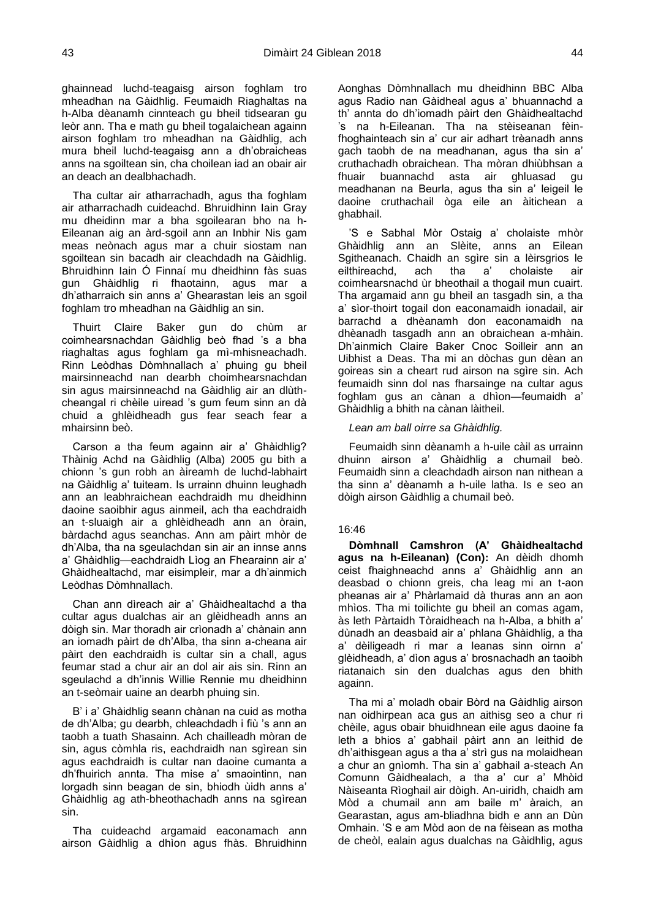ghainnead luchd-teagaisg airson foghlam tro mheadhan na Gàidhlig. Feumaidh Riaghaltas na h-Alba dèanamh cinnteach gu bheil tidsearan gu leòr ann. Tha e math gu bheil togalaichean againn airson foghlam tro mheadhan na Gàidhlig, ach mura bheil luchd-teagaisg ann a dh'obraicheas anns na sgoiltean sin, cha choilean iad an obair air an deach an dealbhachadh.

Tha cultar air atharrachadh, agus tha foghlam air atharrachadh cuideachd. Bhruidhinn Iain Gray mu dheidinn mar a bha sgoilearan bho na h-Eileanan aig an àrd-sgoil ann an Inbhir Nis gam meas neònach agus mar a chuir siostam nan sgoiltean sin bacadh air cleachdadh na Gàidhlig. Bhruidhinn Iain Ó Finnaí mu dheidhinn fàs suas gun Ghàidhlig ri fhaotainn, agus mar a dh'atharraich sin anns a' Ghearastan leis an sgoil foghlam tro mheadhan na Gàidhlig an sin.

Thuirt Claire Baker gun do chùm ar coimhearsnachdan Gàidhlig beò fhad 's a bha riaghaltas agus foghlam ga mì-mhisneachadh. Rinn Leòdhas Dòmhnallach a' phuing gu bheil mairsinneachd nan dearbh choimhearsnachdan sin agus mairsinneachd na Gàidhlig air an dlùth-cheangal ri chèile uiread 's gum feum sinn an dà chuid a ghlèidheadh gus fear seach fear a mhairsinn beò.

Carson a tha feum againn air a' Ghàidhlig? Thàinig Achd na Gàidhlig (Alba) 2005 gu bith a chionn 's gun robh an àireamh de luchd-labhairt na Gàidhlig a' tuiteam. Is urrainn dhuinn leughadh ann an leabhraichean eachdraidh mu dheidhinn daoine saoibhir agus ainmeil, ach tha eachdraidh an t-sluaigh air a ghlèidheadh ann an òrain, bàrdachd agus seanchas. Ann am pàirt mhòr de dh'Alba, tha na sgeulachdan sin air an innse anns a' Ghàidhlig—eachdraidh Lìog an Fhearainn air a' Ghàidhealtachd, mar eisimpleir, mar a dh'ainmich Leòdhas Dòmhnallach.

Chan ann dìreach air a' Ghàidhealtachd a tha cultar agus dualchas air an glèidheadh anns an dòigh sin. Mar thoradh air crìonadh a' chànain ann an iomadh pàirt de dh'Alba, tha sinn a-cheana air pàirt den eachdraidh is cultar sin a chall, agus feumar stad a chur air an dol air ais sin. Rinn an sgeulachd a dh'innis Willie Rennie mu dheidhinn an t-seòmair uaine an dearbh phuing sin.

B' i a' Ghàidhlig seann chànan na cuid as motha de dh'Alba; gu dearbh, chleachdadh i fiù 's ann an taobh a tuath Shasainn. Ach chailleadh mòran de sin, agus còmhla ris, eachdraidh nan sgìrean sin agus eachdraidh is cultar nan daoine cumanta a dh'fhuirich annta. Tha mise a' smaointinn, nan lorgadh sinn beagan de sin, bhiodh ùidh anns a' Ghàidhlig ag ath-bheothachadh anns na sgìrean sin.

Tha cuideachd argamaid eaconamach ann airson Gàidhlig a dhìon agus fhàs. Bhruidhinn Aonghas Dòmhnallach mu dheidhinn BBC Alba agus Radio nan Gàidheal agus a' bhuannachd a th' annta do dh'iomadh pàirt den Ghàidhealtachd 's na h-Eileanan. Tha na stèiseanan fèin-fhoghainteach sin a' cur air adhart trèanadh anns gach taobh de na meadhanan, agus tha sin a' cruthachadh obraichean. Tha mòran dhiùbhsan a fhuair buannachd asta air ghluasad gu meadhanan na Beurla, agus tha sin a' leigeil le daoine cruthachail òga eile an àitichean a ghabhail.

'S e Sabhal Mòr Ostaig a' cholaiste mhòr Ghàidhlig ann an Slèite, anns an Eilean Sgitheanach. Chaidh an sgìre sin a lèirsgrios le eilthireachd, ach tha a' cholaiste air coimhearsnachd ùr bheothail a thogail mun cuairt. Tha argamaid ann gu bheil an tasgadh sin, a tha a' sìor-thoirt togail don eaconamaidh ionadail, air barrachd a dhèanamh don eaconamaidh na dhèanadh tasgadh ann an obraichean a-mhàin. Dh'ainmich Claire Baker Cnoc Soilleir ann an Uibhist a Deas. Tha mi an dòchas gun dèan an goireas sin a cheart rud airson na sgìre sin. Ach feumaidh sinn dol nas fharsainge na cultar agus foghlam gus an cànan a dhìon—feumaidh a' Ghàidhlig a bhith na cànan làitheil.

*Lean am ball oirre sa Ghàidhlig.*

Feumaidh sinn dèanamh a h-uile càil as urrainn dhuinn airson a' Ghàidhlig a chumail beò. Feumaidh sinn a cleachdadh airson nan nithean a tha sinn a' dèanamh a h-uile latha. Is e seo an dòigh airson Gàidhlig a chumail beò.

16:46

**Dòmhnall Camshron (A' Ghàidhealtachd agus na h-Eileanan) (Con):** An dèidh dhomh ceist fhaighneachd anns a' Ghàidhlig ann an deasbad o chionn greis, cha leag mi an t-aon pheanas air a' Phàrlamaid dà thuras ann an aon mhìos. Tha mi toilichte gu bheil an comas agam, às leth Pàrtaidh Tòraidheach na h-Alba, a bhith a' dùnadh an deasbaid air a' phlana Ghàidhlig, a tha a' dèiligeadh ri mar a leanas sinn oirnn a' glèidheadh, a' dìon agus a' brosnachadh an taoibh riatanaich sin den dualchas agus den bhith againn.

Tha mi a' moladh obair Bòrd na Gàidhlig airson nan oidhirpean aca gus an aithisg seo a chur ri chèile, agus obair bhuidhnean eile agus daoine fa leth a bhios a' gabhail pàirt ann an leithid de dh'aithisgean agus a tha a' strì gus na molaidhean a chur an gnìomh. Tha sin a' gabhail a-steach An Comunn Gàidhealach, a tha a' cur a' Mhòid Nàiseanta Rìoghail air dòigh. An-uiridh, chaidh am Mòd a chumail ann am baile m' àraich, an Gearastan, agus am-bliadhna bidh e ann an Dùn Omhain. 'S e am Mòd aon de na fèisean as motha de cheòl, ealain agus dualchas na Gàidhlig, agus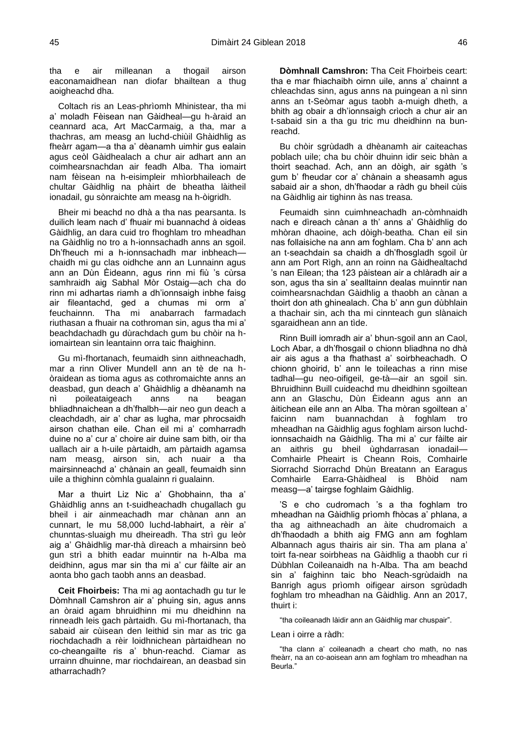tha e air milleanan a thogail airson eaconamaidhean nan diofar bhailtean a thug aoigheachd dha.

Coltach ris an Leas-phrìomh Mhinistear, tha mi a' moladh Fèisean nan Gàidheal—gu h-àraid an ceannard aca, Art MacCarmaig, a tha, mar a thachras, am measg an luchd-chiùil Ghàidhlig as fheàrr agam—a tha a' dèanamh uimhir gus ealain agus ceòl Gàidhealach a chur air adhart ann an coimhearsnachdan air feadh Alba. Tha iomairt nam fèisean na h-eisimpleir mhìorbhaileach de chultar Gàidhlig na phàirt de bheatha làitheil ionadail, gu sònraichte am measg na h-òigridh.

Bheir mi beachd no dhà a tha nas pearsanta. Is duilich leam nach d' fhuair mi buannachd à oideas Gàidhlig, an dara cuid tro fhoghlam tro mheadhan na Gàidhlig no tro a h-ionnsachadh anns an sgoil. Dh'fheuch mi a h-ionnsachadh mar inbheach—chaidh mi gu clas oidhche ann an Lunnainn agus ann an Dùn Èideann, agus rinn mi fiù 's cùrsa samhraidh aig Sabhal Mòr Ostaig—ach cha do rinn mi adhartas riamh a dh'ionnsaigh inbhe faisg air fileantachd, ged a chumas mi orm a' feuchainnn. Tha mi anabarrach farmadach riuthasan a fhuair na cothroman sin, agus tha mi a' beachdachadh gu dùrachdach gum bu chòir na h-iomairtean sin leantainn orra taic fhaighinn.

Gu mì-fhortanach, feumaidh sinn aithneachadh, mar a rinn Oliver Mundell ann an tè de na h-òraidean as tioma agus as cothromaichte anns an deasbad, gun deach a' Ghàidhlig a dhèanamh na nì poileataigeach anns na beagan bhliadhnaichean a dh'fhalbh—air neo gun deach a cleachdadh, air a' char as lugha, mar phrocsaidh airson chathan eile. Chan eil mi a' comharradh duine no a' cur a' choire air duine sam bith, oir tha uallach air a h-uile pàrtaidh, am pàrtaidh agamsa nam measg, airson sin, ach nuair a tha mairsinneachd a' chànain an geall, feumaidh sinn uile a thighinn còmhla gualainn ri gualainn.

Mar a thuirt Liz Nic a' Ghobhainn, tha a' Ghàidhlig anns an t-suidheachadh chugallach gu bheil i air ainmeachadh mar chànan ann an cunnart, le mu 58,000 luchd-labhairt, a rèir a' chunntas-sluaigh mu dheireadh. Tha strì gu leòr aig a' Ghàidhlig mar-thà dìreach a mhairsinn beò gun strì a bhith eadar muinntir na h-Alba ma deidhinn, agus mar sin tha mi a' cur fàilte air an aonta bho gach taobh anns an deasbad.

**Ceit Fhoirbeis:** Tha mi ag aontachadh gu tur le Dòmhnall Camshron air a' phuing sin, agus anns an òraid agam bhruidhinn mi mu dheidhinn na rinneadh leis gach pàrtaidh. Gu mì-fhortanach, tha sabaid air cùisean den leithid sin mar as tric ga riochdachadh a rèir loidhnichean pàrtaidhean no co-cheangailte ris a' bhun-reachd. Ciamar as urrainn dhuinne, mar riochdairean, an deasbad sin atharrachadh?

**Dòmhnall Camshron:** Tha Ceit Fhoirbeis ceart: tha e mar fhiachaibh oirnn uile, anns a' chainnt a chleachdas sinn, agus anns na puingean a nì sinn anns an t-Seòmar agus taobh a-muigh dheth, a bhith ag obair a dh'ionnsaigh crìoch a chur air an t-sabaid sin a tha gu tric mu dheidhinn na bun-reachd.

Bu chòir sgrùdadh a dhèanamh air caiteachas poblach uile; cha bu chòir dhuinn idir seic bhàn a thoirt seachad. Ach, ann an dòigh, air sgàth 's gum b' fheudar cor a' chànain a sheasamh agus sabaid air a shon, dh'fhaodar a ràdh gu bheil cùis na Gàidhlig air tighinn às nas treasa.

Feumaidh sinn cuimhneachadh an-còmhnaidh nach e dìreach cànan a th' anns a' Ghàidhlig do mhòran dhaoine, ach dòigh-beatha. Chan eil sin nas follaisiche na ann am foghlam. Cha b' ann ach an t-seachdain sa chaidh a dh'fhosgladh sgoil ùr ann am Port Rìgh, ann an roinn na Gàidhealtachd 's nan Eilean; tha 123 pàistean air a chlàradh air a son, agus tha sin a' sealltainn dealas muinntir nan coimhearsnachdan Gàidhlig a thaobh an cànan a thoirt don ath ghinealach. Cha b' ann gun dùbhlain a thachair sin, ach tha mi cinnteach gun slànaich sgaraidhean ann an tìde.

Rinn Buill iomradh air a' bhun-sgoil ann an Caol, Loch Abar, a dh'fhosgail o chionn bliadhna no dhà air ais agus a tha fhathast a' soirbheachadh. O chionn ghoirid, b' ann le toileachas a rinn mise tadhal—gu neo-oifigeil, ge-tà—air an sgoil sin. Bhruidhinn Buill cuideachd mu dheidhinn sgoiltean ann an Glaschu, Dùn Èideann agus ann an àitichean eile ann an Alba. Tha mòran sgoiltean a' faicinn nam buannachdan à foghlam tro mheadhan na Gàidhlig agus foghlam airson luchd-ionnsachaidh na Gàidhlig. Tha mi a' cur fàilte air an aithris gu bheil ùghdarrasan ionadail—Comhairle Pheairt is Cheann Rois, Comhairle Siorrachd Siorrachd Dhùn Breatann an Earagus Comhairle Earra-Ghàidheal is Bhòid nam measg—a' tairgse foghlaim Gàidhlig.

'S e cho cudromach 's a tha foghlam tro mheadhan na Gàidhlig prìomh fhòcas a' phlana, a tha ag aithneachadh an àite chudromaich a dh'fhaodadh a bhith aig FMG ann am foghlam Albannach agus thairis air sin. Tha am plana a' toirt fa-near soirbheas na Gàidhlig a thaobh cur ri Dùbhlan Coileanaidh na h-Alba. Tha am beachd sin a' faighinn taic bho Neach-sgrùdaidh na Banrigh agus prìomh oifigear airson sgrùdadh foghlam tro mheadhan na Gàidhlig. Ann an 2017, thuirt i:

> "tha coileanadh làidir ann an Gàidhlig mar chuspair".

Lean i oirre a ràdh:

> "tha clann a' coileanadh a cheart cho math, no nas fheàrr, na an co-aoisean ann am foghlam tro mheadhan na Beurla."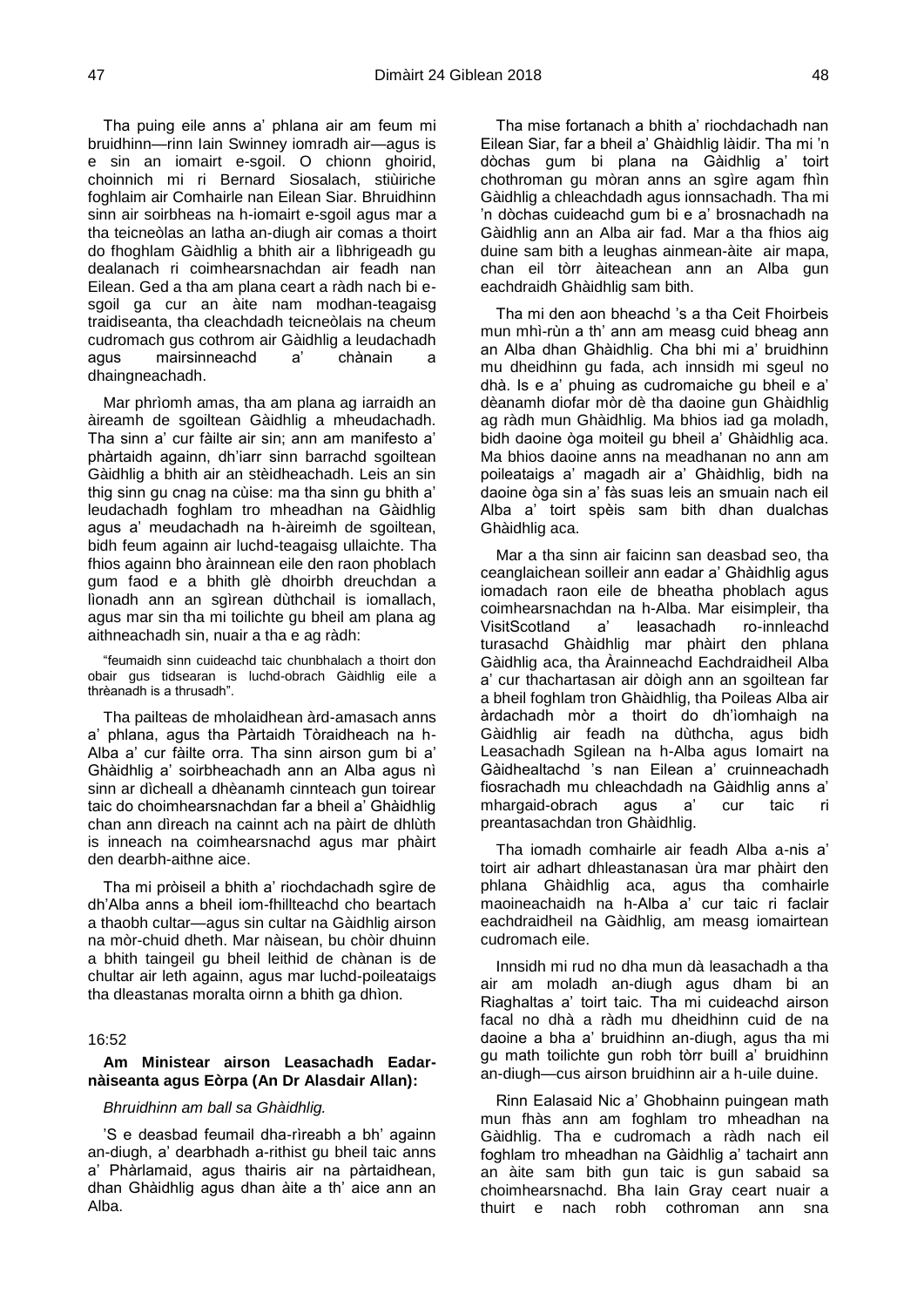Tha puing eile anns a' phlana air am feum mi bruidhinn—rinn Iain Swinney iomradh air—agus is e sin an iomairt e-sgoil. O chionn ghoirid, choinnich mi ri Bernard Siosalach, stiùiriche foghlaim air Comhairle nan Eilean Siar. Bhruidhinn sinn air soirbheas na h-iomairt e-sgoil agus mar a tha teicneòlas an latha an-diugh air comas a thoirt do fhoghlam Gàidhlig a bhith air a lìbhrigeadh gu dealanach ri coimhearsnachdan air feadh nan Eilean. Ged a tha am plana ceart a ràdh nach bi e-sgoil ga cur an àite nam modhan-teagaisg traidiseanta, tha cleachdadh teicneòlais na cheum cudromach gus cothrom air Gàidhlig a leudachadh agus mairsinneachd a' chànain a dhaingneachadh.

Mar phrìomh amas, tha am plana ag iarraidh an àireamh de sgoiltean Gàidhlig a mheudachadh. Tha sinn a' cur fàilte air sin; ann am manifesto a' phàrtaidh againn, dh'iarr sinn barrachd sgoiltean Gàidhlig a bhith air an stèidheachadh. Leis an sin thig sinn gu cnag na cùise: ma tha sinn gu bhith a' leudachadh foghlam tro mheadhan na Gàidhlig agus a' meudachadh na h-àireimh de sgoiltean, bidh feum againn air luchd-teagaisg ullaichte. Tha fhios againn bho àrainnean eile den raon phoblach gum faod e a bhith glè dhoirbh dreuchdan a lìonadh ann an sgìrean dùthchail is iomallach, agus mar sin tha mi toilichte gu bheil am plana ag aithneachadh sin, nuair a tha e ag ràdh:

> "feumaidh sinn cuideachd taic chunbhalach a thoirt don obair gus tidsearan is luchd-obrach Gàidhlig eile a thrèanadh is a thrusadh".

Tha pailteas de mholaidhean àrd-amasach anns a' phlana, agus tha Pàrtaidh Tòraidheach na h-Alba a' cur fàilte orra. Tha sinn airson gum bi a' Ghàidhlig a' soirbheachadh ann an Alba agus nì sinn ar dìcheall a dhèanamh cinnteach gun toirear taic do choimhearsnachdan far a bheil a' Ghàidhlig chan ann dìreach na cainnt ach na pàirt de dhlùth is inneach na coimhearsnachd agus mar phàirt den dearbh-aithne aice.

Tha mi pròiseil a bhith a' riochdachadh sgìre de dh'Alba anns a bheil iom-fhillteachd cho beartach a thaobh cultar—agus sin cultar na Gàidhlig airson na mòr-chuid dheth. Mar nàisean, bu chòir dhuinn a bhith taingeil gu bheil leithid de chànan is de chultar air leth againn, agus mar luchd-poileataigs tha dleastanas moralta oirnn a bhith ga dhìon.

16:52

**Am Ministear airson Leasachadh Eadar-nàiseanta agus Eòrpa (An Dr Alasdair Allan):**

*Bhruidhinn am ball sa Ghàidhlig.*

'S e deasbad feumail dha-rìreabh a bh' againn an-diugh, a' dearbhadh a-rithist gu bheil taic anns a' Phàrlamaid, agus thairis air na pàrtaidhean, dhan Ghàidhlig agus dhan àite a th' aice ann an Alba.

Tha mise fortanach a bhith a' riochdachadh nan Eilean Siar, far a bheil a' Ghàidhlig làidir. Tha mi 'n dòchas gum bi plana na Gàidhlig a' toirt chothroman gu mòran anns an sgìre agam fhìn Gàidhlig a chleachdadh agus ionnsachadh. Tha mi 'n dòchas cuideachd gum bi e a' brosnachadh na Gàidhlig ann an Alba air fad. Mar a tha fhios aig duine sam bith a leughas ainmean-àite air mapa, chan eil tòrr àiteachean ann an Alba gun eachdraidh Ghàidhlig sam bith.

Tha mi den aon bheachd 's a tha Ceit Fhoirbeis mun mhì-rùn a th' ann am measg cuid bheag ann an Alba dhan Ghàidhlig. Cha bhi mi a' bruidhinn mu dheidhinn gu fada, ach innsidh mi sgeul no dhà. Is e a' phuing as cudromaiche gu bheil e a' dèanamh diofar mòr dè tha daoine gun Ghàidhlig ag ràdh mun Ghàidhlig. Ma bhios iad ga moladh, bidh daoine òga moiteil gu bheil a' Ghàidhlig aca. Ma bhios daoine anns na meadhanan no ann am poileataigs a' magadh air a' Ghàidhlig, bidh na daoine òga sin a' fàs suas leis an smuain nach eil Alba a' toirt spèis sam bith dhan dualchas Ghàidhlig aca.

Mar a tha sinn air faicinn san deasbad seo, tha ceanglaichean soilleir ann eadar a' Ghàidhlig agus iomadach raon eile de bheatha phoblach agus coimhearsnachdan na h-Alba. Mar eisimpleir, tha VisitScotland a' leasachadh ro-innleachd turasachd Ghàidhlig mar phàirt den phlana Gàidhlig aca, tha Àrainneachd Eachdraidheil Alba a' cur thachartasan air dòigh ann an sgoiltean far a bheil foghlam tron Ghàidhlig, tha Poileas Alba air àrdachadh mòr a thoirt do dh'ìomhaigh na Gàidhlig air feadh na dùthcha, agus bidh Leasachadh Sgilean na h-Alba agus Iomairt na Gàidhealtachd 's nan Eilean a' cruinneachadh fiosrachadh mu chleachdadh na Gàidhlig anns a' mhargaid-obrach agus a' cur taic ri preantasachdan tron Ghàidhlig.

Tha iomadh comhairle air feadh Alba a-nis a' toirt air adhart dhleastanasan ùra mar phàirt den phlana Ghàidhlig aca, agus tha comhairle maoineachaidh na h-Alba a' cur taic ri faclair eachdraidheil na Gàidhlig, am measg iomairtean cudromach eile.

Innsidh mi rud no dha mun dà leasachadh a tha air am moladh an-diugh agus dham bi an Riaghaltas a' toirt taic. Tha mi cuideachd airson facal no dhà a ràdh mu dheidhinn cuid de na daoine a bha a' bruidhinn an-diugh, agus tha mi gu math toilichte gun robh tòrr buill a' bruidhinn an-diugh—cus airson bruidhinn air a h-uile duine.

Rinn Ealasaid Nic a' Ghobhainn puingean math mun fhàs ann am foghlam tro mheadhan na Gàidhlig. Tha e cudromach a ràdh nach eil foghlam tro mheadhan na Gàidhlig a' tachairt ann an àite sam bith gun taic is gun sabaid sa choimhearsnachd. Bha Iain Gray ceart nuair a thuirt e nach robh cothroman ann sna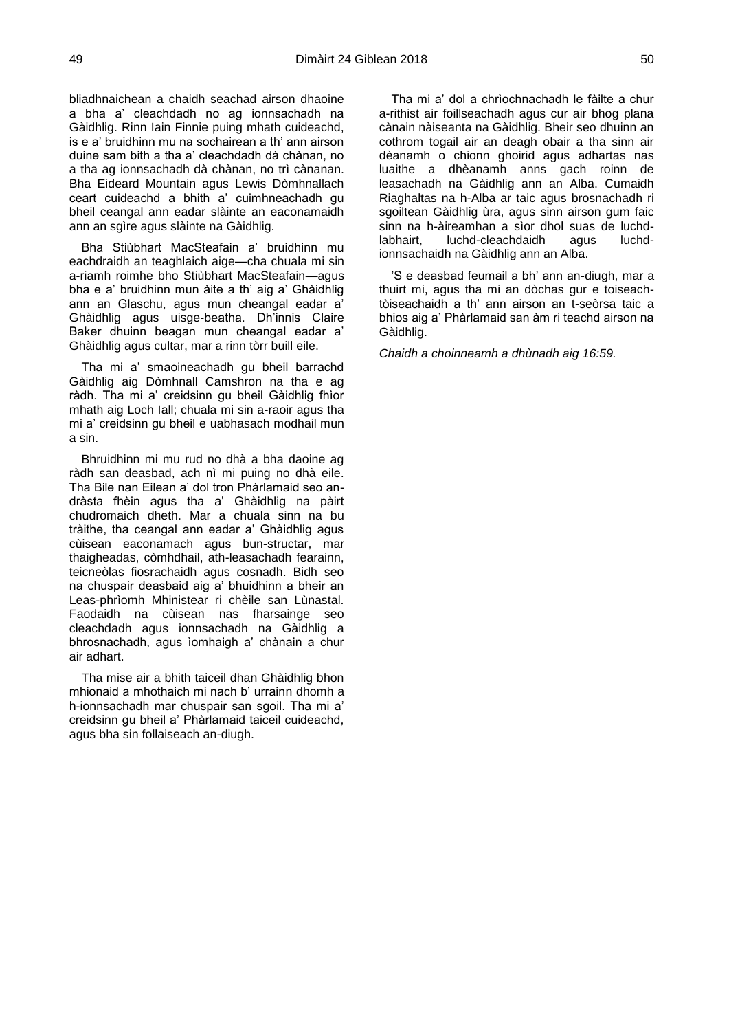bliadhnaichean a chaidh seachad airson dhaoine a bha a' cleachdadh no ag ionnsachadh na Gàidhlig. Rinn Iain Finnie puing mhath cuideachd, is e a' bruidhinn mu na sochairean a th' ann airson duine sam bith a tha a' cleachdadh dà chànan, no a tha ag ionnsachadh dà chànan, no trì cànanan. Bha Eideard Mountain agus Lewis Dòmhnallach ceart cuideachd a bhith a' cuimhneachadh gu bheil ceangal ann eadar slàinte an eaconamaidh ann an sgìre agus slàinte na Gàidhlig.

Bha Stiùbhart MacSteafain a' bruidhinn mu eachdraidh an teaghlaich aige—cha chuala mi sin a-riamh roimhe bho Stiùbhart MacSteafain—agus bha e a' bruidhinn mun àite a th' aig a' Ghàidhlig ann an Glaschu, agus mun cheangal eadar a' Ghàidhlig agus uisge-beatha. Dh'innis Claire Baker dhuinn beagan mun cheangal eadar a' Ghàidhlig agus cultar, mar a rinn tòrr buill eile.

Tha mi a' smaoineachadh gu bheil barrachd Gàidhlig aig Dòmhnall Camshron na tha e ag ràdh. Tha mi a' creidsinn gu bheil Gàidhlig fhìor mhath aig Loch Iall; chuala mi sin a-raoir agus tha mi a' creidsinn gu bheil e uabhasach modhail mun a sin.

Bhruidhinn mi mu rud no dhà a bha daoine ag ràdh san deasbad, ach nì mi puing no dhà eile. Tha Bile nan Eilean a' dol tron Phàrlamaid seo an-dràsta fhèin agus tha a' Ghàidhlig na pàirt chudromaich dheth. Mar a chuala sinn na bu tràithe, tha ceangal ann eadar a' Ghàidhlig agus cùisean eaconamach agus bun-structar, mar thaigheadas, còmhdhail, ath-leasachadh fearainn, teicneòlas fiosrachaidh agus cosnadh. Bidh seo na chuspair deasbaid aig a' bhuidhinn a bheir an Leas-phrìomh Mhinistear ri chèile san Lùnastal. Faodaidh na cùisean nas fharsainge seo cleachdadh agus ionnsachadh na Gàidhlig a bhrosnachadh, agus ìomhaigh a' chànain a chur air adhart.

Tha mise air a bhith taiceil dhan Ghàidhlig bhon mhionaid a mhothaich mi nach b' urrainn dhomh a h-ionnsachadh mar chuspair san sgoil. Tha mi a' creidsinn gu bheil a' Phàrlamaid taiceil cuideachd, agus bha sin follaiseach an-diugh.

Tha mi a' dol a chrìochnachadh le fàilte a chur a-rithist air foillseachadh agus cur air bhog plana cànain nàiseanta na Gàidhlig. Bheir seo dhuinn an cothrom togail air an deagh obair a tha sinn air dèanamh o chionn ghoirid agus adhartas nas luaithe a dhèanamh anns gach roinn de leasachadh na Gàidhlig ann an Alba. Cumaidh Riaghaltas na h-Alba ar taic agus brosnachadh ri sgoiltean Gàidhlig ùra, agus sinn airson gum faic sinn na h-àireamhan a sìor dhol suas de luchd-labhairt, luchd-cleachdaidh agus luchd-ionnsachaidh na Gàidhlig ann an Alba.

'S e deasbad feumail a bh' ann an-diugh, mar a thuirt mi, agus tha mi an dòchas gur e toiseach-tòiseachaidh a th' ann airson an t-seòrsa taic a bhios aig a' Phàrlamaid san àm ri teachd airson na Gàidhlig.

*Chaidh a choinneamh a dhùnadh aig 16:59.*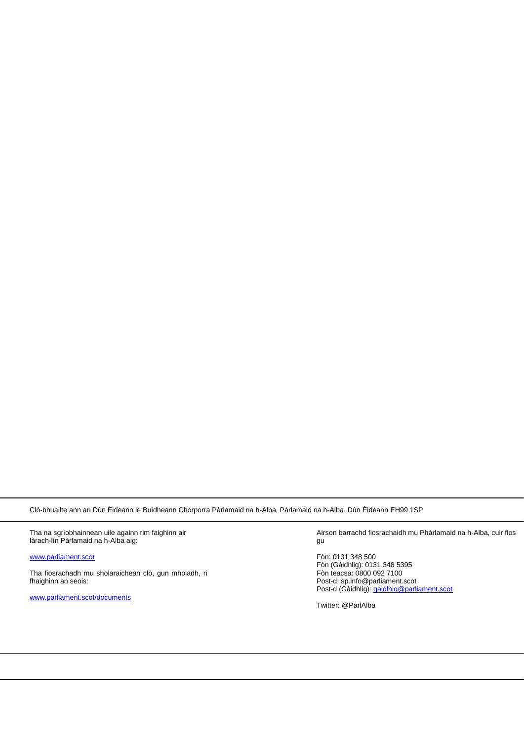Clò-bhuailte ann an Dùn Èideann le Buidheann Chorporra Pàrlamaid na h-Alba, Pàrlamaid na h-Alba, Dùn Èideann EH99 1SP

Tha na sgrìobhainnean uile againn rim faighinn air làrach-lìn Pàrlamaid na h-Alba aig:

[www.parliament.scot](http://www.parliament.scot)

Tha fiosrachadh mu sholaraichean clò, gun mholadh, ri fhaighinn an seois:

[www.parliament.scot/documents](http://www.parliament.scot/documents)

Airson barrachd fiosrachaidh mu Phàrlamaid na h-Alba, cuir fios gu

Fòn: 0131 348 500
Fòn (Gàidhlig): 0131 348 5395
Fòn teacsa: 0800 092 7100
Post-d: sp.info@parliament.scot
Post-d (Gàidhlig): [gaidlhig@parliament.scot](mailto:gaidlhig@parliament.scot)

Twitter: @ParlAlba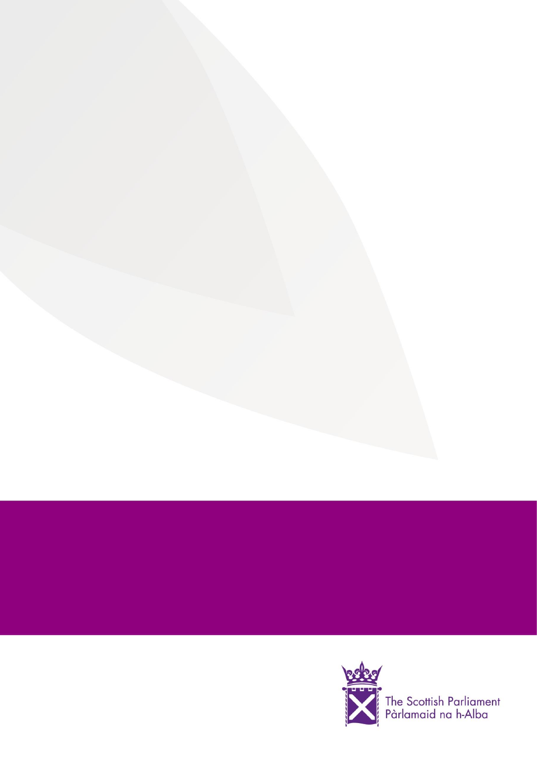The Scottish Parliament
Pàrlamaid na h-Alba